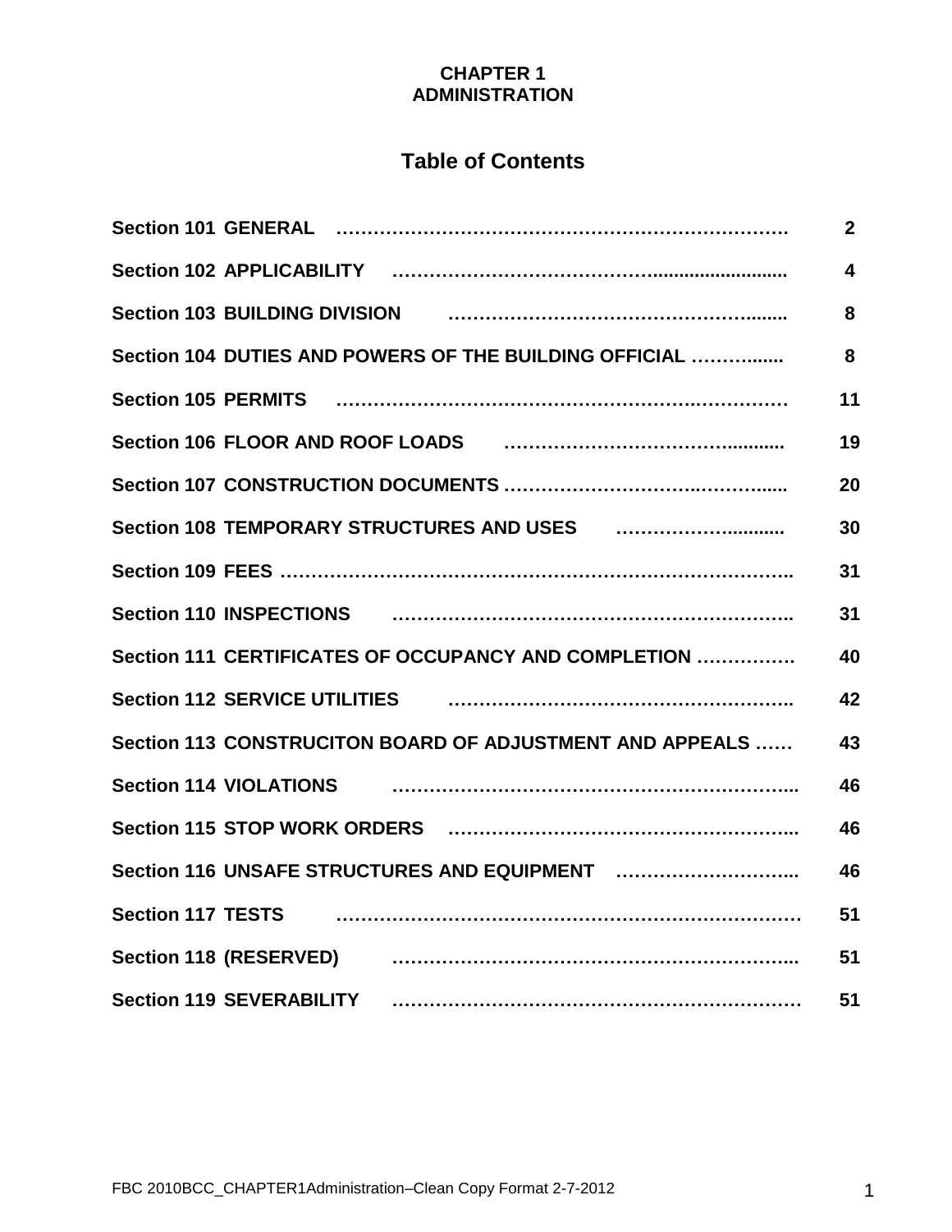# CHAPTER 1
# ADMINISTRATION

## Table of Contents

| Section | Title | Page |
|---|---|---|
| Section 101 | GENERAL | 2 |
| Section 102 | APPLICABILITY | 4 |
| Section 103 | BUILDING DIVISION | 8 |
| Section 104 | DUTIES AND POWERS OF THE BUILDING OFFICIAL | 8 |
| Section 105 | PERMITS | 11 |
| Section 106 | FLOOR AND ROOF LOADS | 19 |
| Section 107 | CONSTRUCTION DOCUMENTS | 20 |
| Section 108 | TEMPORARY STRUCTURES AND USES | 30 |
| Section 109 | FEES | 31 |
| Section 110 | INSPECTIONS | 31 |
| Section 111 | CERTIFICATES OF OCCUPANCY AND COMPLETION | 40 |
| Section 112 | SERVICE UTILITIES | 42 |
| Section 113 | CONSTRUCITON BOARD OF ADJUSTMENT AND APPEALS | 43 |
| Section 114 | VIOLATIONS | 46 |
| Section 115 | STOP WORK ORDERS | 46 |
| Section 116 | UNSAFE STRUCTURES AND EQUIPMENT | 46 |
| Section 117 | TESTS | 51 |
| Section 118 | (RESERVED) | 51 |
| Section 119 | SEVERABILITY | 51 |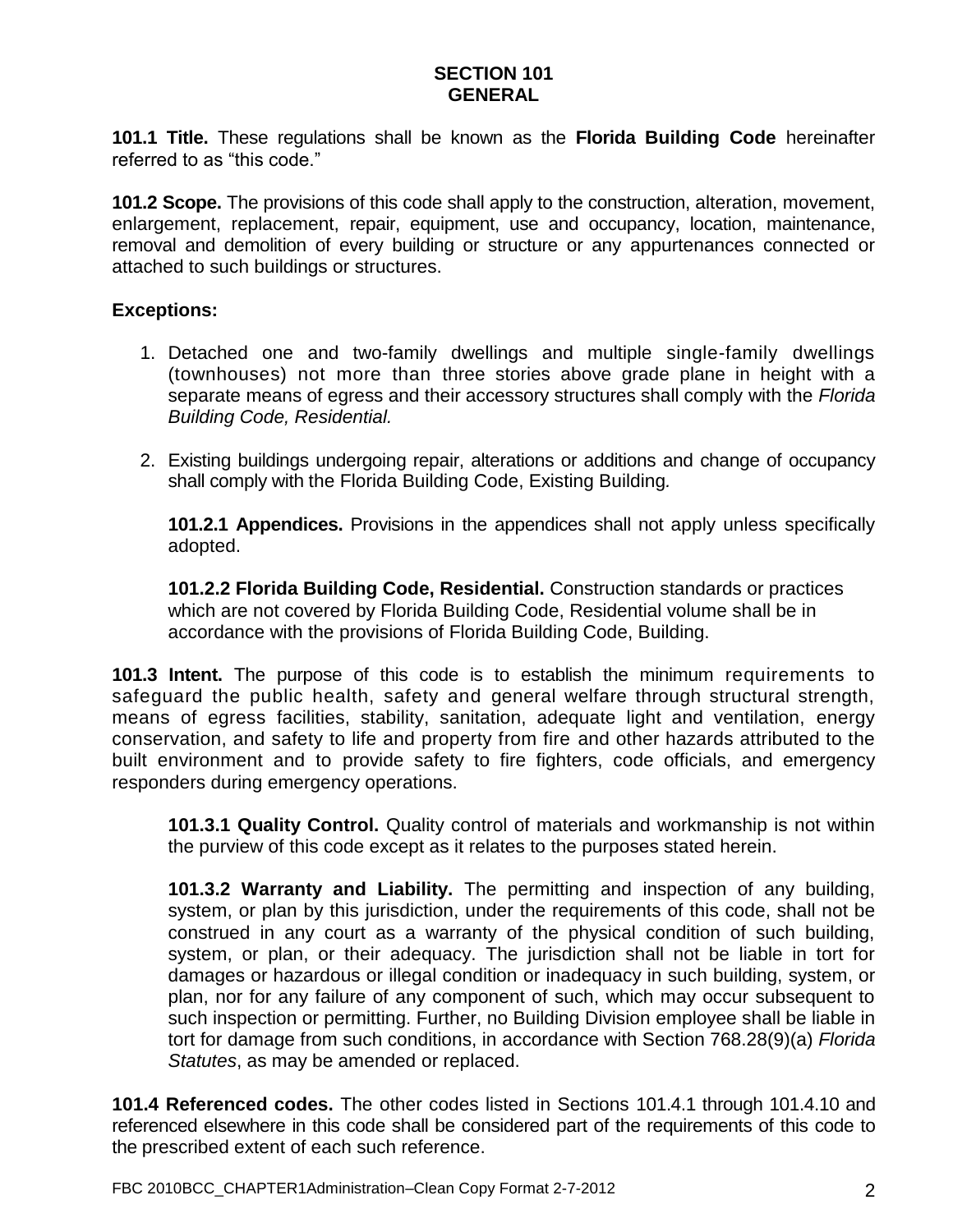## SECTION 101
## GENERAL

**101.1 Title.** These regulations shall be known as the **Florida Building Code** hereinafter referred to as "this code."

**101.2 Scope.** The provisions of this code shall apply to the construction, alteration, movement, enlargement, replacement, repair, equipment, use and occupancy, location, maintenance, removal and demolition of every building or structure or any appurtenances connected or attached to such buildings or structures.

**Exceptions:**

1. Detached one and two-family dwellings and multiple single-family dwellings (townhouses) not more than three stories above grade plane in height with a separate means of egress and their accessory structures shall comply with the *Florida Building Code, Residential.*

2. Existing buildings undergoing repair, alterations or additions and change of occupancy shall comply with the Florida Building Code, Existing Building.

**101.2.1 Appendices.** Provisions in the appendices shall not apply unless specifically adopted.

**101.2.2 Florida Building Code, Residential.** Construction standards or practices which are not covered by Florida Building Code, Residential volume shall be in accordance with the provisions of Florida Building Code, Building.

**101.3 Intent.** The purpose of this code is to establish the minimum requirements to safeguard the public health, safety and general welfare through structural strength, means of egress facilities, stability, sanitation, adequate light and ventilation, energy conservation, and safety to life and property from fire and other hazards attributed to the built environment and to provide safety to fire fighters, code officials, and emergency responders during emergency operations.

**101.3.1 Quality Control.** Quality control of materials and workmanship is not within the purview of this code except as it relates to the purposes stated herein.

**101.3.2 Warranty and Liability.** The permitting and inspection of any building, system, or plan by this jurisdiction, under the requirements of this code, shall not be construed in any court as a warranty of the physical condition of such building, system, or plan, or their adequacy. The jurisdiction shall not be liable in tort for damages or hazardous or illegal condition or inadequacy in such building, system, or plan, nor for any failure of any component of such, which may occur subsequent to such inspection or permitting. Further, no Building Division employee shall be liable in tort for damage from such conditions, in accordance with Section 768.28(9)(a) *Florida Statutes*, as may be amended or replaced.

**101.4 Referenced codes.** The other codes listed in Sections 101.4.1 through 101.4.10 and referenced elsewhere in this code shall be considered part of the requirements of this code to the prescribed extent of each such reference.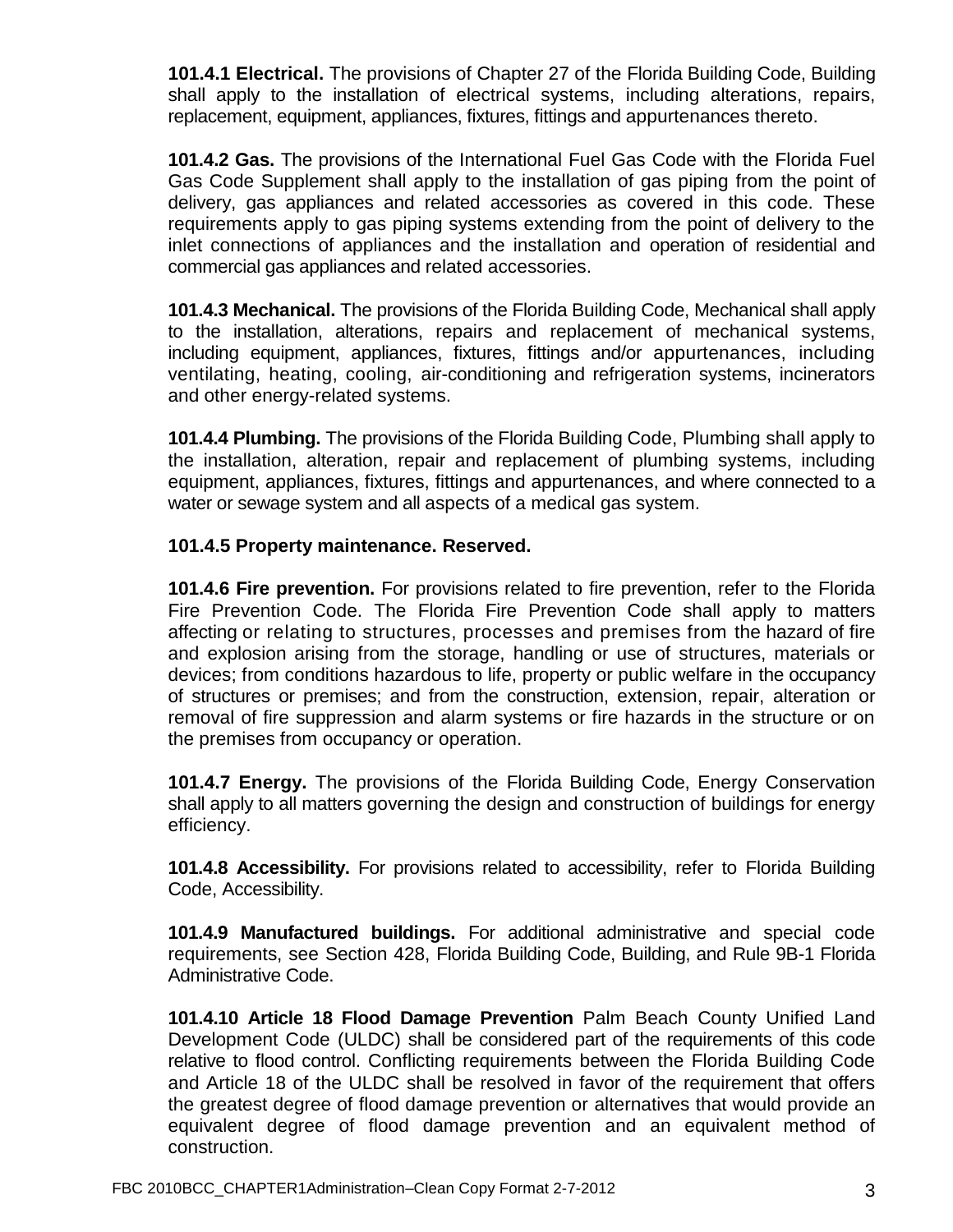**101.4.1 Electrical.** The provisions of Chapter 27 of the Florida Building Code, Building shall apply to the installation of electrical systems, including alterations, repairs, replacement, equipment, appliances, fixtures, fittings and appurtenances thereto.

**101.4.2 Gas.** The provisions of the International Fuel Gas Code with the Florida Fuel Gas Code Supplement shall apply to the installation of gas piping from the point of delivery, gas appliances and related accessories as covered in this code. These requirements apply to gas piping systems extending from the point of delivery to the inlet connections of appliances and the installation and operation of residential and commercial gas appliances and related accessories.

**101.4.3 Mechanical.** The provisions of the Florida Building Code, Mechanical shall apply to the installation, alterations, repairs and replacement of mechanical systems, including equipment, appliances, fixtures, fittings and/or appurtenances, including ventilating, heating, cooling, air-conditioning and refrigeration systems, incinerators and other energy-related systems.

**101.4.4 Plumbing.** The provisions of the Florida Building Code, Plumbing shall apply to the installation, alteration, repair and replacement of plumbing systems, including equipment, appliances, fixtures, fittings and appurtenances, and where connected to a water or sewage system and all aspects of a medical gas system.

**101.4.5 Property maintenance. Reserved.**

**101.4.6 Fire prevention.** For provisions related to fire prevention, refer to the Florida Fire Prevention Code. The Florida Fire Prevention Code shall apply to matters affecting or relating to structures, processes and premises from the hazard of fire and explosion arising from the storage, handling or use of structures, materials or devices; from conditions hazardous to life, property or public welfare in the occupancy of structures or premises; and from the construction, extension, repair, alteration or removal of fire suppression and alarm systems or fire hazards in the structure or on the premises from occupancy or operation.

**101.4.7 Energy.** The provisions of the Florida Building Code, Energy Conservation shall apply to all matters governing the design and construction of buildings for energy efficiency.

**101.4.8 Accessibility.** For provisions related to accessibility, refer to Florida Building Code, Accessibility.

**101.4.9 Manufactured buildings.** For additional administrative and special code requirements, see Section 428, Florida Building Code, Building, and Rule 9B-1 Florida Administrative Code.

**101.4.10 Article 18 Flood Damage Prevention** Palm Beach County Unified Land Development Code (ULDC) shall be considered part of the requirements of this code relative to flood control. Conflicting requirements between the Florida Building Code and Article 18 of the ULDC shall be resolved in favor of the requirement that offers the greatest degree of flood damage prevention or alternatives that would provide an equivalent degree of flood damage prevention and an equivalent method of construction.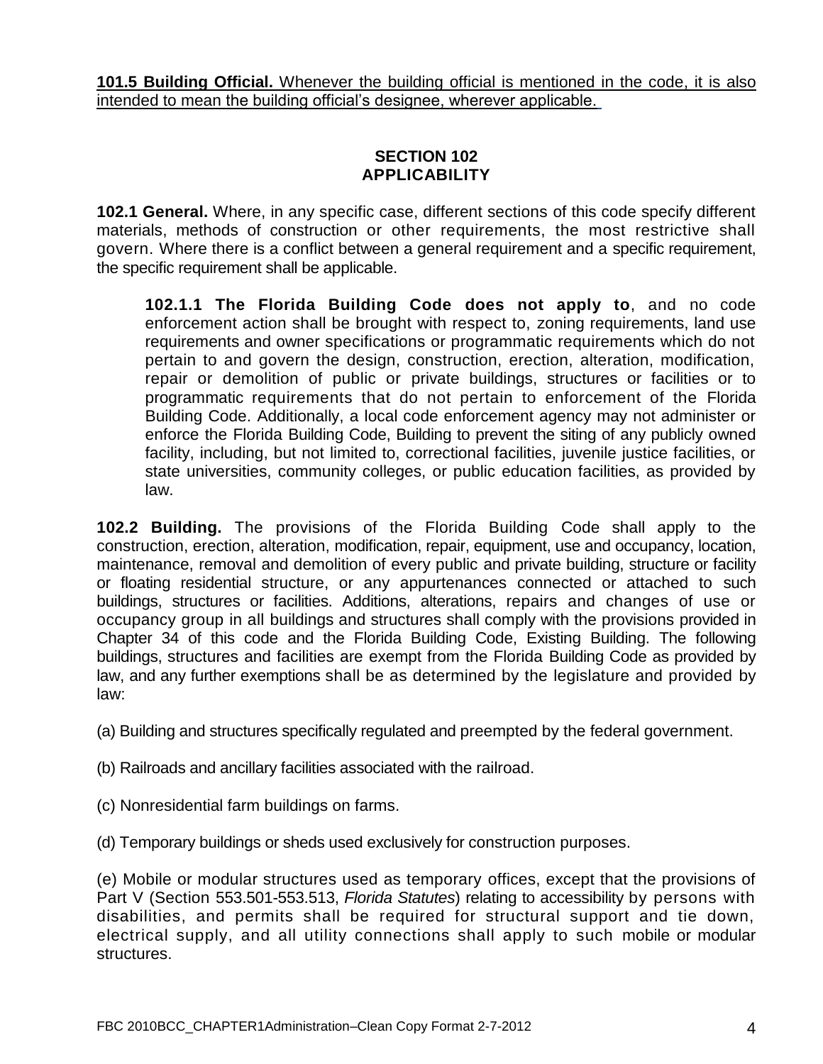**101.5 Building Official.** Whenever the building official is mentioned in the code, it is also intended to mean the building official's designee, wherever applicable.

## SECTION 102
## APPLICABILITY

**102.1 General.** Where, in any specific case, different sections of this code specify different materials, methods of construction or other requirements, the most restrictive shall govern. Where there is a conflict between a general requirement and a specific requirement, the specific requirement shall be applicable.

> **102.1.1 The Florida Building Code does not apply to**, and no code enforcement action shall be brought with respect to, zoning requirements, land use requirements and owner specifications or programmatic requirements which do not pertain to and govern the design, construction, erection, alteration, modification, repair or demolition of public or private buildings, structures or facilities or to programmatic requirements that do not pertain to enforcement of the Florida Building Code. Additionally, a local code enforcement agency may not administer or enforce the Florida Building Code, Building to prevent the siting of any publicly owned facility, including, but not limited to, correctional facilities, juvenile justice facilities, or state universities, community colleges, or public education facilities, as provided by law.

**102.2 Building.** The provisions of the Florida Building Code shall apply to the construction, erection, alteration, modification, repair, equipment, use and occupancy, location, maintenance, removal and demolition of every public and private building, structure or facility or floating residential structure, or any appurtenances connected or attached to such buildings, structures or facilities. Additions, alterations, repairs and changes of use or occupancy group in all buildings and structures shall comply with the provisions provided in Chapter 34 of this code and the Florida Building Code, Existing Building. The following buildings, structures and facilities are exempt from the Florida Building Code as provided by law, and any further exemptions shall be as determined by the legislature and provided by law:

(a) Building and structures specifically regulated and preempted by the federal government.

(b) Railroads and ancillary facilities associated with the railroad.

(c) Nonresidential farm buildings on farms.

(d) Temporary buildings or sheds used exclusively for construction purposes.

(e) Mobile or modular structures used as temporary offices, except that the provisions of Part V (Section 553.501-553.513, *Florida Statutes*) relating to accessibility by persons with disabilities, and permits shall be required for structural support and tie down, electrical supply, and all utility connections shall apply to such mobile or modular structures.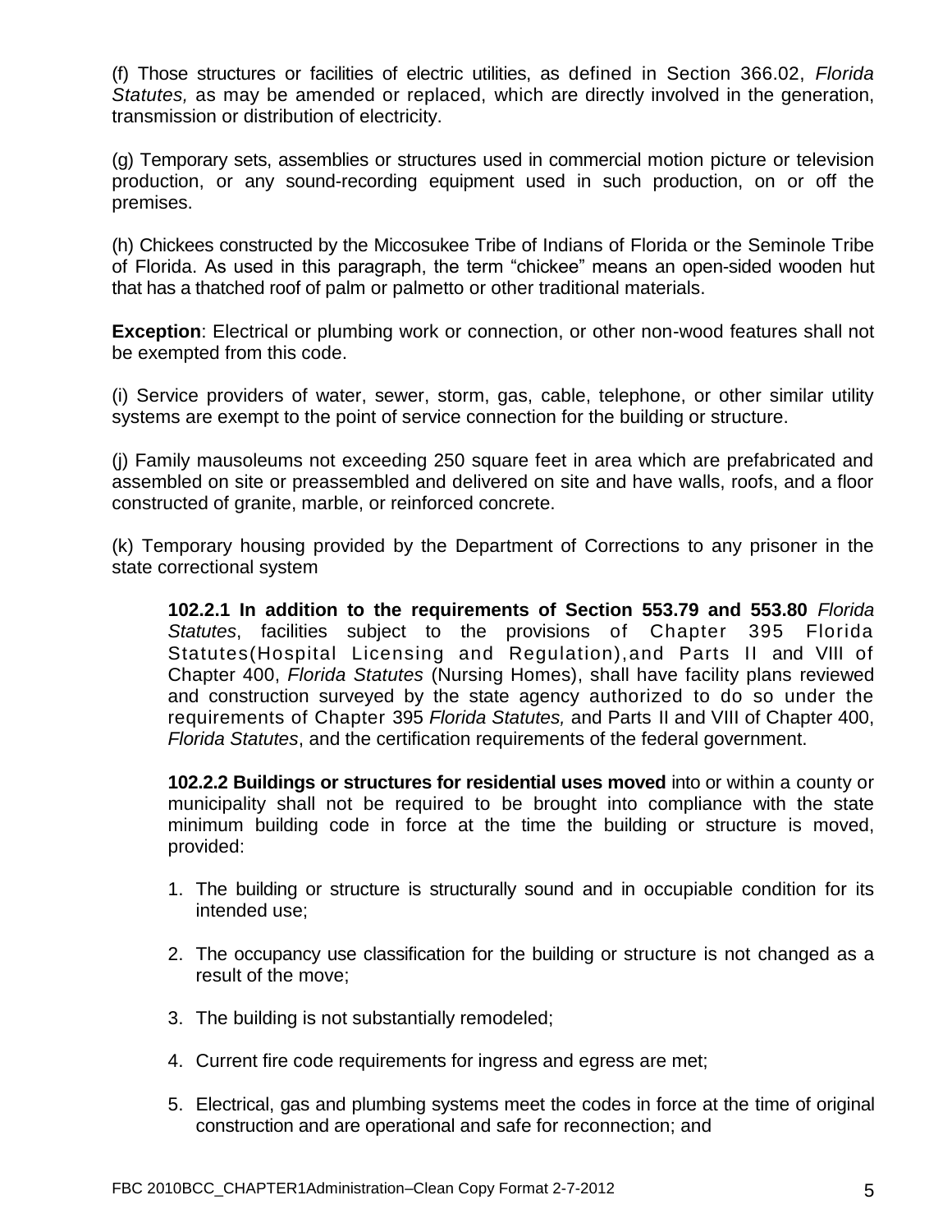(f) Those structures or facilities of electric utilities, as defined in Section 366.02, *Florida Statutes,* as may be amended or replaced, which are directly involved in the generation, transmission or distribution of electricity.

(g) Temporary sets, assemblies or structures used in commercial motion picture or television production, or any sound-recording equipment used in such production, on or off the premises.

(h) Chickees constructed by the Miccosukee Tribe of Indians of Florida or the Seminole Tribe of Florida. As used in this paragraph, the term "chickee" means an open-sided wooden hut that has a thatched roof of palm or palmetto or other traditional materials.

**Exception**: Electrical or plumbing work or connection, or other non-wood features shall not be exempted from this code.

(i) Service providers of water, sewer, storm, gas, cable, telephone, or other similar utility systems are exempt to the point of service connection for the building or structure.

(j) Family mausoleums not exceeding 250 square feet in area which are prefabricated and assembled on site or preassembled and delivered on site and have walls, roofs, and a floor constructed of granite, marble, or reinforced concrete.

(k) Temporary housing provided by the Department of Corrections to any prisoner in the state correctional system

**102.2.1 In addition to the requirements of Section 553.79 and 553.80** *Florida Statutes*, facilities subject to the provisions of Chapter 395 Florida Statutes(Hospital Licensing and Regulation),and Parts II and VIII of Chapter 400, *Florida Statutes* (Nursing Homes), shall have facility plans reviewed and construction surveyed by the state agency authorized to do so under the requirements of Chapter 395 *Florida Statutes,* and Parts II and VIII of Chapter 400, *Florida Statutes*, and the certification requirements of the federal government.

**102.2.2 Buildings or structures for residential uses moved** into or within a county or municipality shall not be required to be brought into compliance with the state minimum building code in force at the time the building or structure is moved, provided:

1. The building or structure is structurally sound and in occupiable condition for its intended use;
2. The occupancy use classification for the building or structure is not changed as a result of the move;
3. The building is not substantially remodeled;
4. Current fire code requirements for ingress and egress are met;
5. Electrical, gas and plumbing systems meet the codes in force at the time of original construction and are operational and safe for reconnection; and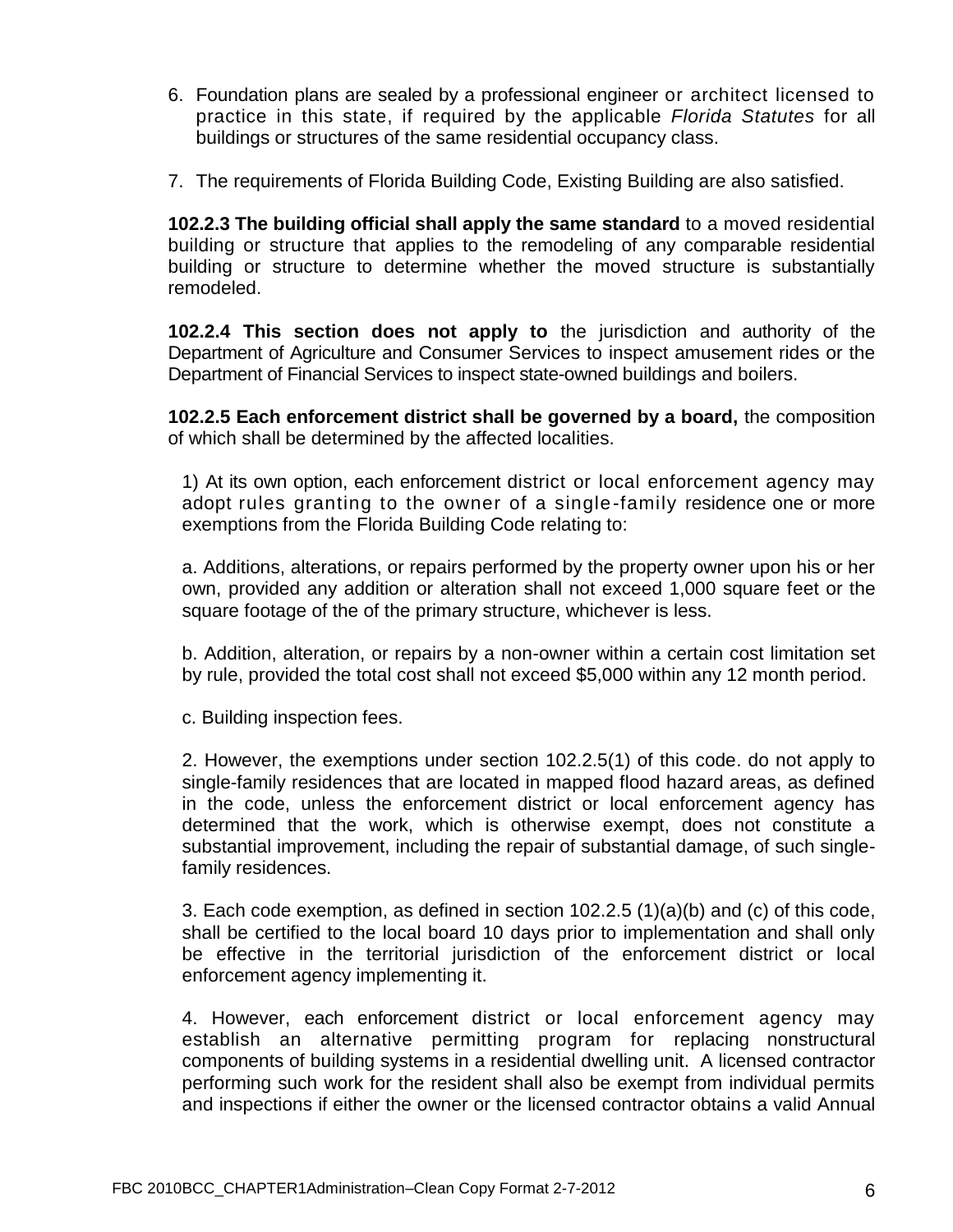6. Foundation plans are sealed by a professional engineer or architect licensed to practice in this state, if required by the applicable *Florida Statutes* for all buildings or structures of the same residential occupancy class.

7. The requirements of Florida Building Code, Existing Building are also satisfied.

**102.2.3 The building official shall apply the same standard** to a moved residential building or structure that applies to the remodeling of any comparable residential building or structure to determine whether the moved structure is substantially remodeled.

**102.2.4 This section does not apply to** the jurisdiction and authority of the Department of Agriculture and Consumer Services to inspect amusement rides or the Department of Financial Services to inspect state-owned buildings and boilers.

**102.2.5 Each enforcement district shall be governed by a board,** the composition of which shall be determined by the affected localities.

1) At its own option, each enforcement district or local enforcement agency may adopt rules granting to the owner of a single-family residence one or more exemptions from the Florida Building Code relating to:

a. Additions, alterations, or repairs performed by the property owner upon his or her own, provided any addition or alteration shall not exceed 1,000 square feet or the square footage of the of the primary structure, whichever is less.

b. Addition, alteration, or repairs by a non-owner within a certain cost limitation set by rule, provided the total cost shall not exceed $5,000 within any 12 month period.

c. Building inspection fees.

2. However, the exemptions under section 102.2.5(1) of this code. do not apply to single-family residences that are located in mapped flood hazard areas, as defined in the code, unless the enforcement district or local enforcement agency has determined that the work, which is otherwise exempt, does not constitute a substantial improvement, including the repair of substantial damage, of such single-family residences.

3. Each code exemption, as defined in section 102.2.5 (1)(a)(b) and (c) of this code, shall be certified to the local board 10 days prior to implementation and shall only be effective in the territorial jurisdiction of the enforcement district or local enforcement agency implementing it.

4. However, each enforcement district or local enforcement agency may establish an alternative permitting program for replacing nonstructural components of building systems in a residential dwelling unit. A licensed contractor performing such work for the resident shall also be exempt from individual permits and inspections if either the owner or the licensed contractor obtains a valid Annual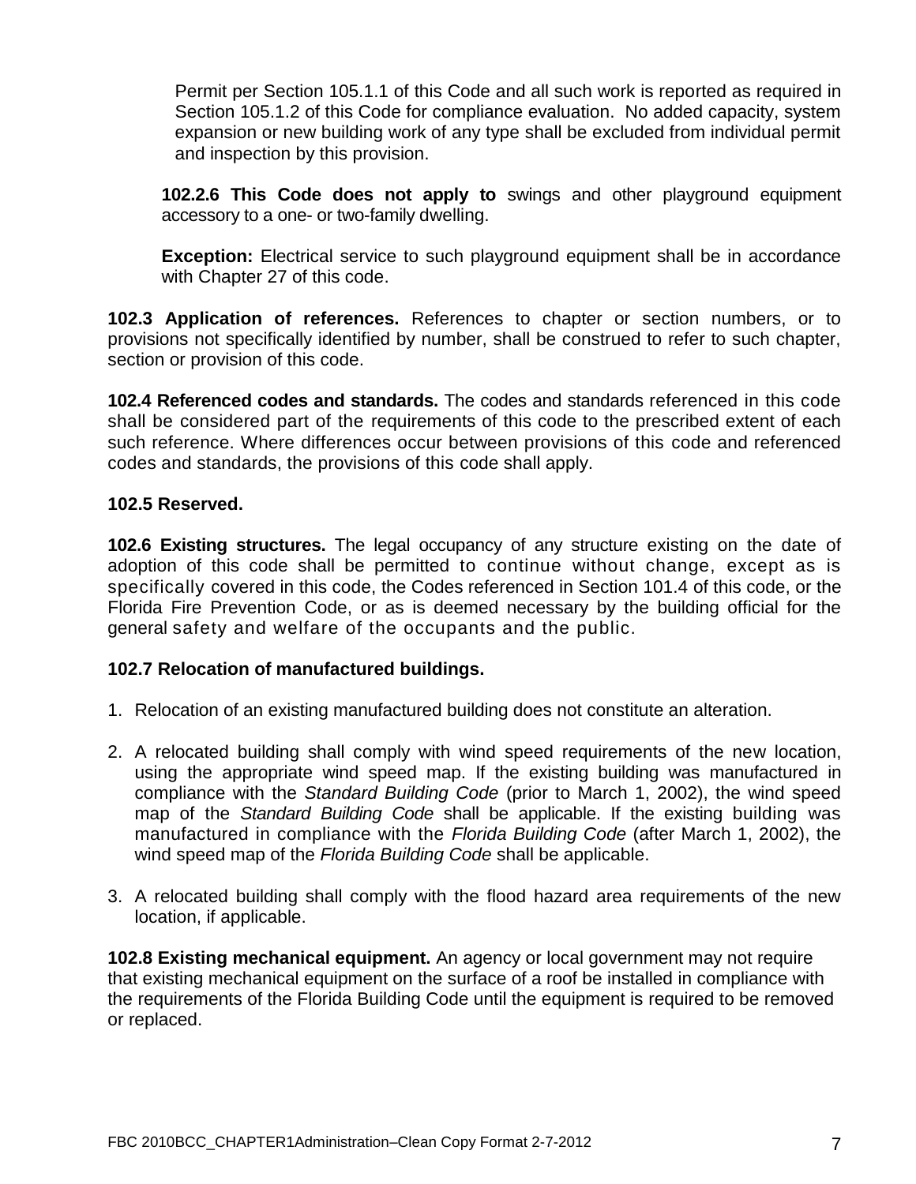Permit per Section 105.1.1 of this Code and all such work is reported as required in Section 105.1.2 of this Code for compliance evaluation. No added capacity, system expansion or new building work of any type shall be excluded from individual permit and inspection by this provision.

**102.2.6 This Code does not apply to** swings and other playground equipment accessory to a one- or two-family dwelling.

**Exception:** Electrical service to such playground equipment shall be in accordance with Chapter 27 of this code.

**102.3 Application of references.** References to chapter or section numbers, or to provisions not specifically identified by number, shall be construed to refer to such chapter, section or provision of this code.

**102.4 Referenced codes and standards.** The codes and standards referenced in this code shall be considered part of the requirements of this code to the prescribed extent of each such reference. Where differences occur between provisions of this code and referenced codes and standards, the provisions of this code shall apply.

**102.5 Reserved.**

**102.6 Existing structures.** The legal occupancy of any structure existing on the date of adoption of this code shall be permitted to continue without change, except as is specifically covered in this code, the Codes referenced in Section 101.4 of this code, or the Florida Fire Prevention Code, or as is deemed necessary by the building official for the general safety and welfare of the occupants and the public.

**102.7 Relocation of manufactured buildings.**

1. Relocation of an existing manufactured building does not constitute an alteration.
2. A relocated building shall comply with wind speed requirements of the new location, using the appropriate wind speed map. If the existing building was manufactured in compliance with the *Standard Building Code* (prior to March 1, 2002), the wind speed map of the *Standard Building Code* shall be applicable. If the existing building was manufactured in compliance with the *Florida Building Code* (after March 1, 2002), the wind speed map of the *Florida Building Code* shall be applicable.
3. A relocated building shall comply with the flood hazard area requirements of the new location, if applicable.

**102.8 Existing mechanical equipment.** An agency or local government may not require that existing mechanical equipment on the surface of a roof be installed in compliance with the requirements of the Florida Building Code until the equipment is required to be removed or replaced.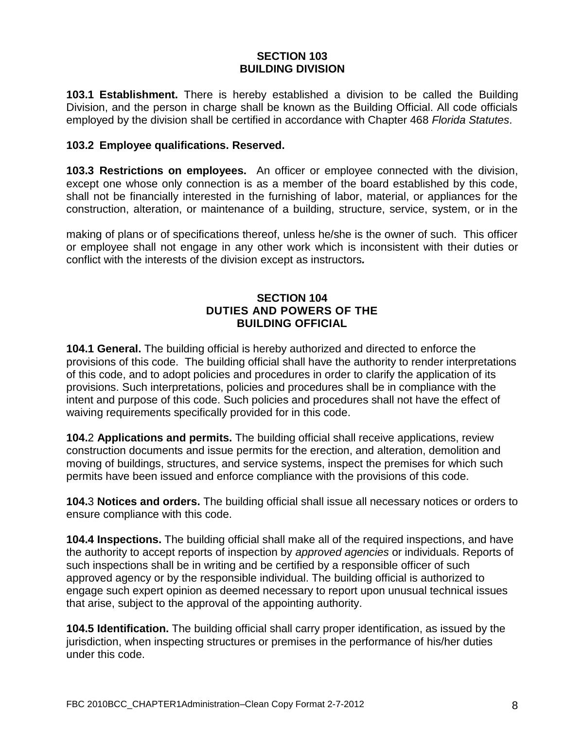## SECTION 103
## BUILDING DIVISION

**103.1 Establishment.** There is hereby established a division to be called the Building Division, and the person in charge shall be known as the Building Official. All code officials employed by the division shall be certified in accordance with Chapter 468 *Florida Statutes*.

**103.2 Employee qualifications. Reserved.**

**103.3 Restrictions on employees.** An officer or employee connected with the division, except one whose only connection is as a member of the board established by this code, shall not be financially interested in the furnishing of labor, material, or appliances for the construction, alteration, or maintenance of a building, structure, service, system, or in the making of plans or of specifications thereof, unless he/she is the owner of such. This officer or employee shall not engage in any other work which is inconsistent with their duties or conflict with the interests of the division except as instructors**.**

## SECTION 104
## DUTIES AND POWERS OF THE BUILDING OFFICIAL

**104.1 General.** The building official is hereby authorized and directed to enforce the provisions of this code. The building official shall have the authority to render interpretations of this code, and to adopt policies and procedures in order to clarify the application of its provisions. Such interpretations, policies and procedures shall be in compliance with the intent and purpose of this code. Such policies and procedures shall not have the effect of waiving requirements specifically provided for in this code.

**104.**2 **Applications and permits.** The building official shall receive applications, review construction documents and issue permits for the erection, and alteration, demolition and moving of buildings, structures, and service systems, inspect the premises for which such permits have been issued and enforce compliance with the provisions of this code.

**104.**3 **Notices and orders.** The building official shall issue all necessary notices or orders to ensure compliance with this code.

**104.4 Inspections.** The building official shall make all of the required inspections, and have the authority to accept reports of inspection by *approved agencies* or individuals. Reports of such inspections shall be in writing and be certified by a responsible officer of such approved agency or by the responsible individual. The building official is authorized to engage such expert opinion as deemed necessary to report upon unusual technical issues that arise, subject to the approval of the appointing authority.

**104.5 Identification.** The building official shall carry proper identification, as issued by the jurisdiction, when inspecting structures or premises in the performance of his/her duties under this code.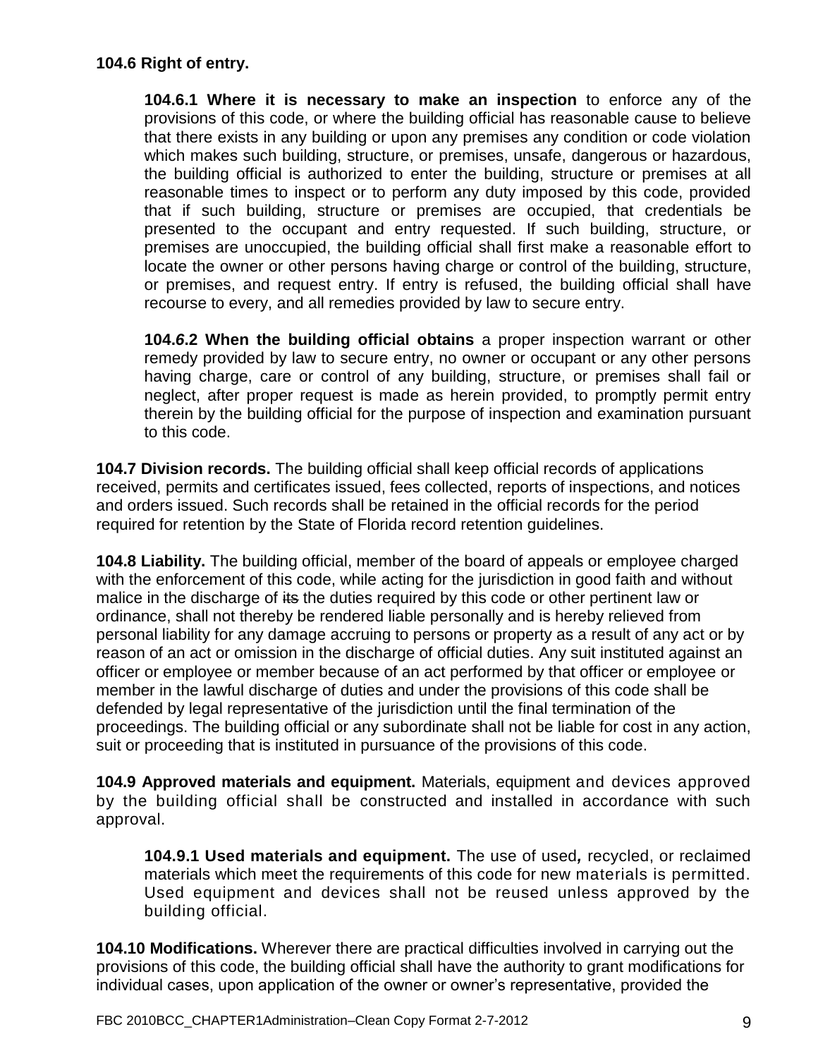**104.6 Right of entry.**

**104.6.1 Where it is necessary to make an inspection** to enforce any of the provisions of this code, or where the building official has reasonable cause to believe that there exists in any building or upon any premises any condition or code violation which makes such building, structure, or premises, unsafe, dangerous or hazardous, the building official is authorized to enter the building, structure or premises at all reasonable times to inspect or to perform any duty imposed by this code, provided that if such building, structure or premises are occupied, that credentials be presented to the occupant and entry requested. If such building, structure, or premises are unoccupied, the building official shall first make a reasonable effort to locate the owner or other persons having charge or control of the building, structure, or premises, and request entry. If entry is refused, the building official shall have recourse to every, and all remedies provided by law to secure entry.

**104.6.2 When the building official obtains** a proper inspection warrant or other remedy provided by law to secure entry, no owner or occupant or any other persons having charge, care or control of any building, structure, or premises shall fail or neglect, after proper request is made as herein provided, to promptly permit entry therein by the building official for the purpose of inspection and examination pursuant to this code.

**104.7 Division records.** The building official shall keep official records of applications received, permits and certificates issued, fees collected, reports of inspections, and notices and orders issued. Such records shall be retained in the official records for the period required for retention by the State of Florida record retention guidelines.

**104.8 Liability.** The building official, member of the board of appeals or employee charged with the enforcement of this code, while acting for the jurisdiction in good faith and without malice in the discharge of ~~its~~ the duties required by this code or other pertinent law or ordinance, shall not thereby be rendered liable personally and is hereby relieved from personal liability for any damage accruing to persons or property as a result of any act or by reason of an act or omission in the discharge of official duties. Any suit instituted against an officer or employee or member because of an act performed by that officer or employee or member in the lawful discharge of duties and under the provisions of this code shall be defended by legal representative of the jurisdiction until the final termination of the proceedings. The building official or any subordinate shall not be liable for cost in any action, suit or proceeding that is instituted in pursuance of the provisions of this code.

**104.9 Approved materials and equipment.** Materials, equipment and devices approved by the building official shall be constructed and installed in accordance with such approval.

**104.9.1 Used materials and equipment.** The use of used, recycled, or reclaimed materials which meet the requirements of this code for new materials is permitted. Used equipment and devices shall not be reused unless approved by the building official.

**104.10 Modifications.** Wherever there are practical difficulties involved in carrying out the provisions of this code, the building official shall have the authority to grant modifications for individual cases, upon application of the owner or owner's representative, provided the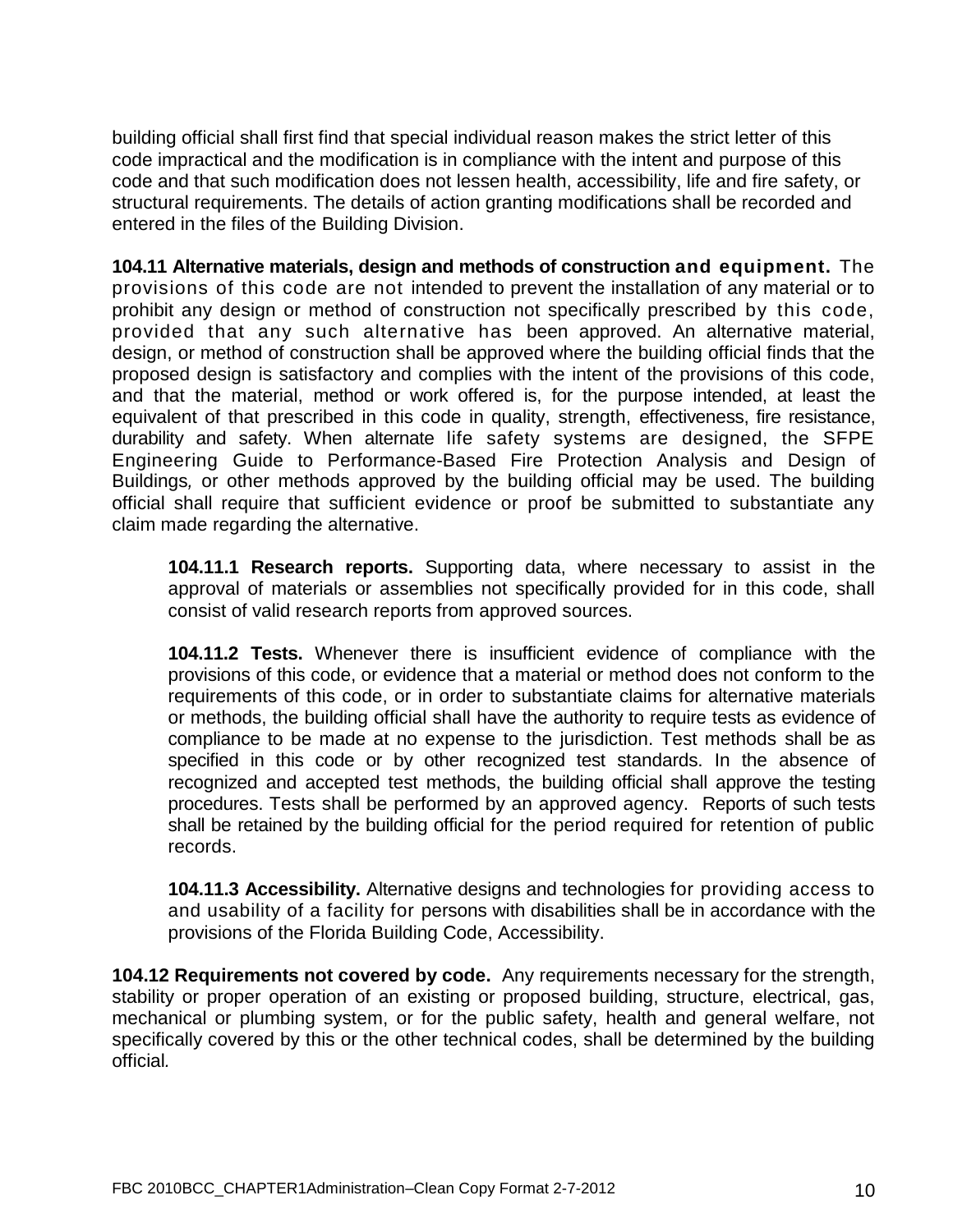building official shall first find that special individual reason makes the strict letter of this code impractical and the modification is in compliance with the intent and purpose of this code and that such modification does not lessen health, accessibility, life and fire safety, or structural requirements. The details of action granting modifications shall be recorded and entered in the files of the Building Division.

**104.11 Alternative materials, design and methods of construction and equipment.** The provisions of this code are not intended to prevent the installation of any material or to prohibit any design or method of construction not specifically prescribed by this code, provided that any such alternative has been approved. An alternative material, design, or method of construction shall be approved where the building official finds that the proposed design is satisfactory and complies with the intent of the provisions of this code, and that the material, method or work offered is, for the purpose intended, at least the equivalent of that prescribed in this code in quality, strength, effectiveness, fire resistance, durability and safety. When alternate life safety systems are designed, the SFPE Engineering Guide to Performance-Based Fire Protection Analysis and Design of Buildings*,* or other methods approved by the building official may be used. The building official shall require that sufficient evidence or proof be submitted to substantiate any claim made regarding the alternative.

> **104.11.1 Research reports.** Supporting data, where necessary to assist in the approval of materials or assemblies not specifically provided for in this code, shall consist of valid research reports from approved sources.
>
> **104.11.2 Tests.** Whenever there is insufficient evidence of compliance with the provisions of this code, or evidence that a material or method does not conform to the requirements of this code, or in order to substantiate claims for alternative materials or methods, the building official shall have the authority to require tests as evidence of compliance to be made at no expense to the jurisdiction. Test methods shall be as specified in this code or by other recognized test standards. In the absence of recognized and accepted test methods, the building official shall approve the testing procedures. Tests shall be performed by an approved agency. Reports of such tests shall be retained by the building official for the period required for retention of public records.
>
> **104.11.3 Accessibility.** Alternative designs and technologies for providing access to and usability of a facility for persons with disabilities shall be in accordance with the provisions of the Florida Building Code, Accessibility.

**104.12 Requirements not covered by code.** Any requirements necessary for the strength, stability or proper operation of an existing or proposed building, structure, electrical, gas, mechanical or plumbing system, or for the public safety, health and general welfare, not specifically covered by this or the other technical codes, shall be determined by the building official*.*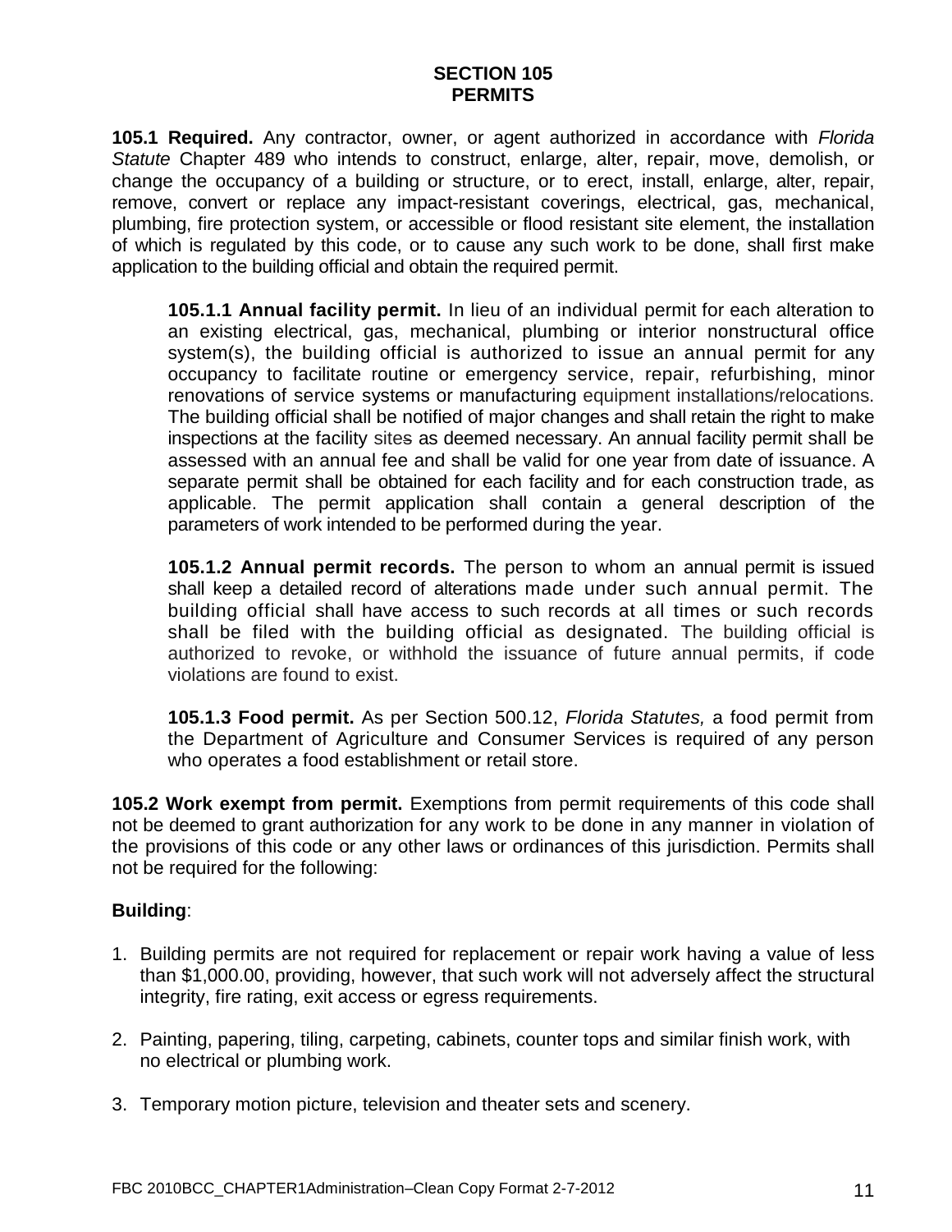## SECTION 105
## PERMITS

**105.1 Required.** Any contractor, owner, or agent authorized in accordance with *Florida Statute* Chapter 489 who intends to construct, enlarge, alter, repair, move, demolish, or change the occupancy of a building or structure, or to erect, install, enlarge, alter, repair, remove, convert or replace any impact-resistant coverings, electrical, gas, mechanical, plumbing, fire protection system, or accessible or flood resistant site element, the installation of which is regulated by this code, or to cause any such work to be done, shall first make application to the building official and obtain the required permit.

**105.1.1 Annual facility permit.** In lieu of an individual permit for each alteration to an existing electrical, gas, mechanical, plumbing or interior nonstructural office system(s), the building official is authorized to issue an annual permit for any occupancy to facilitate routine or emergency service, repair, refurbishing, minor renovations of service systems or manufacturing equipment installations/relocations. The building official shall be notified of major changes and shall retain the right to make inspections at the facility sites as deemed necessary. An annual facility permit shall be assessed with an annual fee and shall be valid for one year from date of issuance. A separate permit shall be obtained for each facility and for each construction trade, as applicable. The permit application shall contain a general description of the parameters of work intended to be performed during the year.

**105.1.2 Annual permit records.** The person to whom an annual permit is issued shall keep a detailed record of alterations made under such annual permit. The building official shall have access to such records at all times or such records shall be filed with the building official as designated. The building official is authorized to revoke, or withhold the issuance of future annual permits, if code violations are found to exist.

**105.1.3 Food permit.** As per Section 500.12, *Florida Statutes,* a food permit from the Department of Agriculture and Consumer Services is required of any person who operates a food establishment or retail store.

**105.2 Work exempt from permit.** Exemptions from permit requirements of this code shall not be deemed to grant authorization for any work to be done in any manner in violation of the provisions of this code or any other laws or ordinances of this jurisdiction. Permits shall not be required for the following:

**Building**:

1. Building permits are not required for replacement or repair work having a value of less than $1,000.00, providing, however, that such work will not adversely affect the structural integrity, fire rating, exit access or egress requirements.

2. Painting, papering, tiling, carpeting, cabinets, counter tops and similar finish work, with no electrical or plumbing work.

3. Temporary motion picture, television and theater sets and scenery.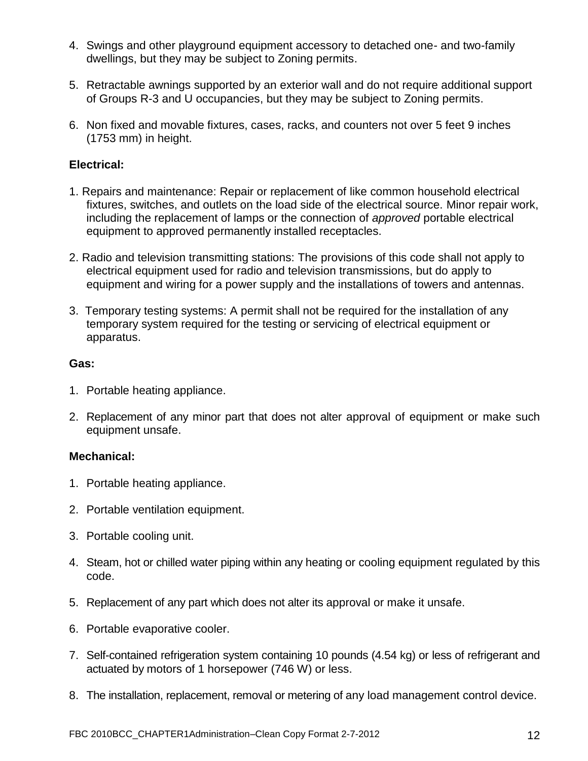4. Swings and other playground equipment accessory to detached one- and two-family dwellings, but they may be subject to Zoning permits.

5. Retractable awnings supported by an exterior wall and do not require additional support of Groups R-3 and U occupancies, but they may be subject to Zoning permits.

6. Non fixed and movable fixtures, cases, racks, and counters not over 5 feet 9 inches (1753 mm) in height.

**Electrical:**

1. Repairs and maintenance: Repair or replacement of like common household electrical fixtures, switches, and outlets on the load side of the electrical source. Minor repair work, including the replacement of lamps or the connection of *approved* portable electrical equipment to approved permanently installed receptacles.

2. Radio and television transmitting stations: The provisions of this code shall not apply to electrical equipment used for radio and television transmissions, but do apply to equipment and wiring for a power supply and the installations of towers and antennas.

3. Temporary testing systems: A permit shall not be required for the installation of any temporary system required for the testing or servicing of electrical equipment or apparatus.

**Gas:**

1. Portable heating appliance.

2. Replacement of any minor part that does not alter approval of equipment or make such equipment unsafe.

**Mechanical:**

1. Portable heating appliance.

2. Portable ventilation equipment.

3. Portable cooling unit.

4. Steam, hot or chilled water piping within any heating or cooling equipment regulated by this code.

5. Replacement of any part which does not alter its approval or make it unsafe.

6. Portable evaporative cooler.

7. Self-contained refrigeration system containing 10 pounds (4.54 kg) or less of refrigerant and actuated by motors of 1 horsepower (746 W) or less.

8. The installation, replacement, removal or metering of any load management control device.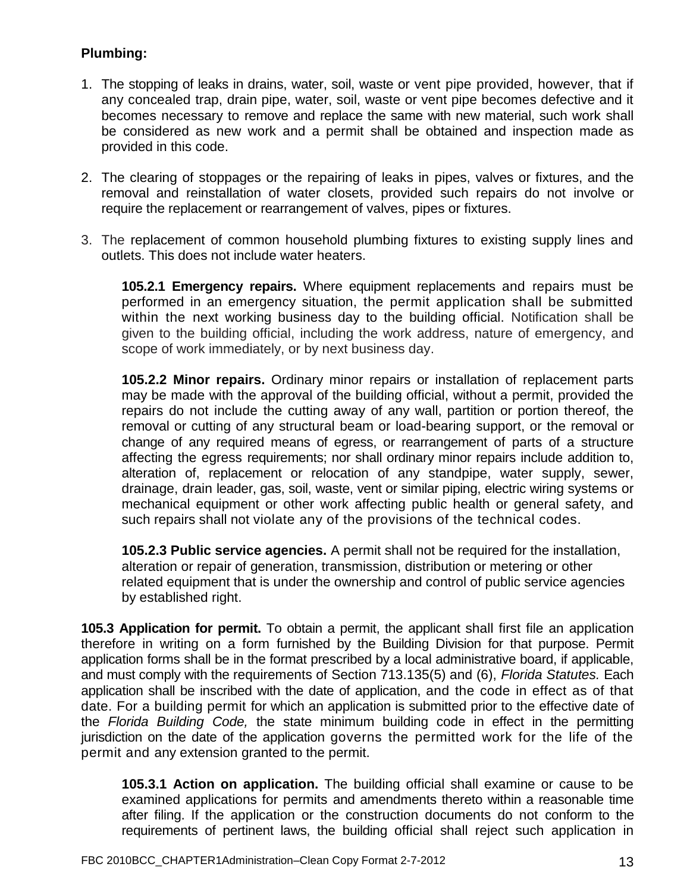**Plumbing:**

1. The stopping of leaks in drains, water, soil, waste or vent pipe provided, however, that if any concealed trap, drain pipe, water, soil, waste or vent pipe becomes defective and it becomes necessary to remove and replace the same with new material, such work shall be considered as new work and a permit shall be obtained and inspection made as provided in this code.

2. The clearing of stoppages or the repairing of leaks in pipes, valves or fixtures, and the removal and reinstallation of water closets, provided such repairs do not involve or require the replacement or rearrangement of valves, pipes or fixtures.

3. The replacement of common household plumbing fixtures to existing supply lines and outlets. This does not include water heaters.

**105.2.1 Emergency repairs.** Where equipment replacements and repairs must be performed in an emergency situation, the permit application shall be submitted within the next working business day to the building official. Notification shall be given to the building official, including the work address, nature of emergency, and scope of work immediately, or by next business day.

**105.2.2 Minor repairs.** Ordinary minor repairs or installation of replacement parts may be made with the approval of the building official, without a permit, provided the repairs do not include the cutting away of any wall, partition or portion thereof, the removal or cutting of any structural beam or load-bearing support, or the removal or change of any required means of egress, or rearrangement of parts of a structure affecting the egress requirements; nor shall ordinary minor repairs include addition to, alteration of, replacement or relocation of any standpipe, water supply, sewer, drainage, drain leader, gas, soil, waste, vent or similar piping, electric wiring systems or mechanical equipment or other work affecting public health or general safety, and such repairs shall not violate any of the provisions of the technical codes.

**105.2.3 Public service agencies.** A permit shall not be required for the installation, alteration or repair of generation, transmission, distribution or metering or other related equipment that is under the ownership and control of public service agencies by established right.

**105.3 Application for permit.** To obtain a permit, the applicant shall first file an application therefore in writing on a form furnished by the Building Division for that purpose. Permit application forms shall be in the format prescribed by a local administrative board, if applicable, and must comply with the requirements of Section 713.135(5) and (6), *Florida Statutes.* Each application shall be inscribed with the date of application, and the code in effect as of that date. For a building permit for which an application is submitted prior to the effective date of the *Florida Building Code,* the state minimum building code in effect in the permitting jurisdiction on the date of the application governs the permitted work for the life of the permit and any extension granted to the permit.

**105.3.1 Action on application.** The building official shall examine or cause to be examined applications for permits and amendments thereto within a reasonable time after filing. If the application or the construction documents do not conform to the requirements of pertinent laws, the building official shall reject such application in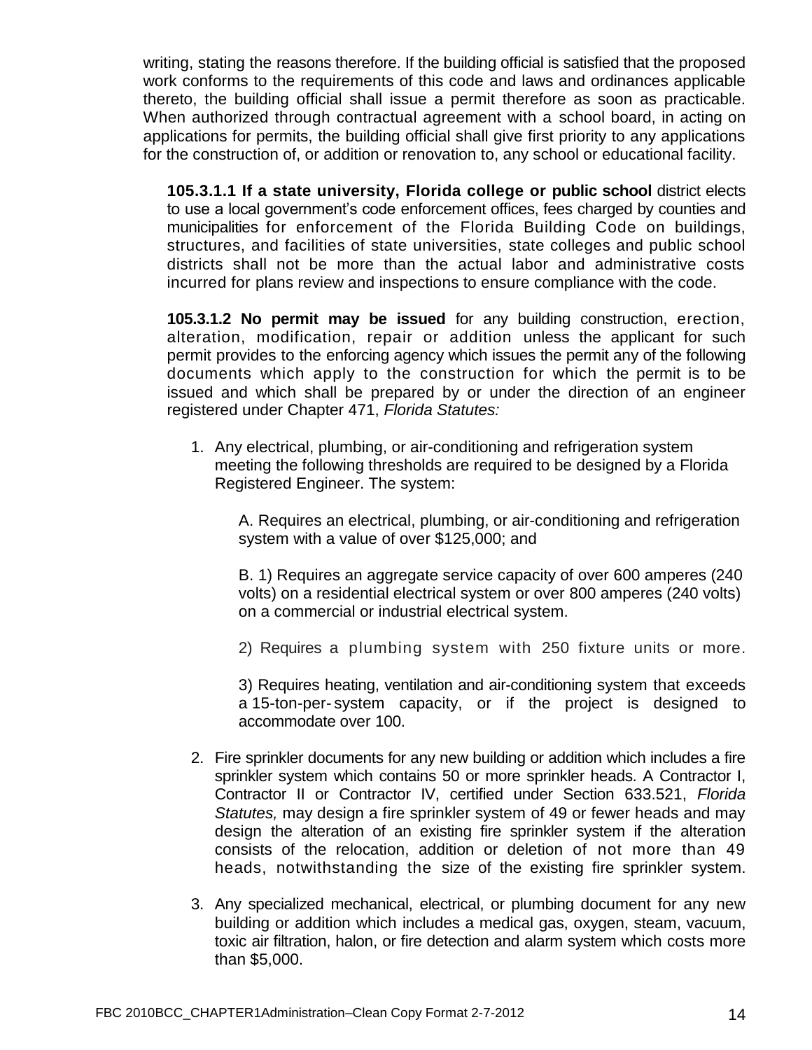writing, stating the reasons therefore. If the building official is satisfied that the proposed work conforms to the requirements of this code and laws and ordinances applicable thereto, the building official shall issue a permit therefore as soon as practicable. When authorized through contractual agreement with a school board, in acting on applications for permits, the building official shall give first priority to any applications for the construction of, or addition or renovation to, any school or educational facility.

**105.3.1.1 If a state university, Florida college or public school** district elects to use a local government's code enforcement offices, fees charged by counties and municipalities for enforcement of the Florida Building Code on buildings, structures, and facilities of state universities, state colleges and public school districts shall not be more than the actual labor and administrative costs incurred for plans review and inspections to ensure compliance with the code.

**105.3.1.2 No permit may be issued** for any building construction, erection, alteration, modification, repair or addition unless the applicant for such permit provides to the enforcing agency which issues the permit any of the following documents which apply to the construction for which the permit is to be issued and which shall be prepared by or under the direction of an engineer registered under Chapter 471, *Florida Statutes:*

1. Any electrical, plumbing, or air-conditioning and refrigeration system meeting the following thresholds are required to be designed by a Florida Registered Engineer. The system:

   A. Requires an electrical, plumbing, or air-conditioning and refrigeration system with a value of over $125,000; and

   B. 1) Requires an aggregate service capacity of over 600 amperes (240 volts) on a residential electrical system or over 800 amperes (240 volts) on a commercial or industrial electrical system.

   2) Requires a plumbing system with 250 fixture units or more.

   3) Requires heating, ventilation and air-conditioning system that exceeds a 15-ton-per-system capacity, or if the project is designed to accommodate over 100.

2. Fire sprinkler documents for any new building or addition which includes a fire sprinkler system which contains 50 or more sprinkler heads. A Contractor I, Contractor II or Contractor IV, certified under Section 633.521, *Florida Statutes,* may design a fire sprinkler system of 49 or fewer heads and may design the alteration of an existing fire sprinkler system if the alteration consists of the relocation, addition or deletion of not more than 49 heads, notwithstanding the size of the existing fire sprinkler system.

3. Any specialized mechanical, electrical, or plumbing document for any new building or addition which includes a medical gas, oxygen, steam, vacuum, toxic air filtration, halon, or fire detection and alarm system which costs more than $5,000.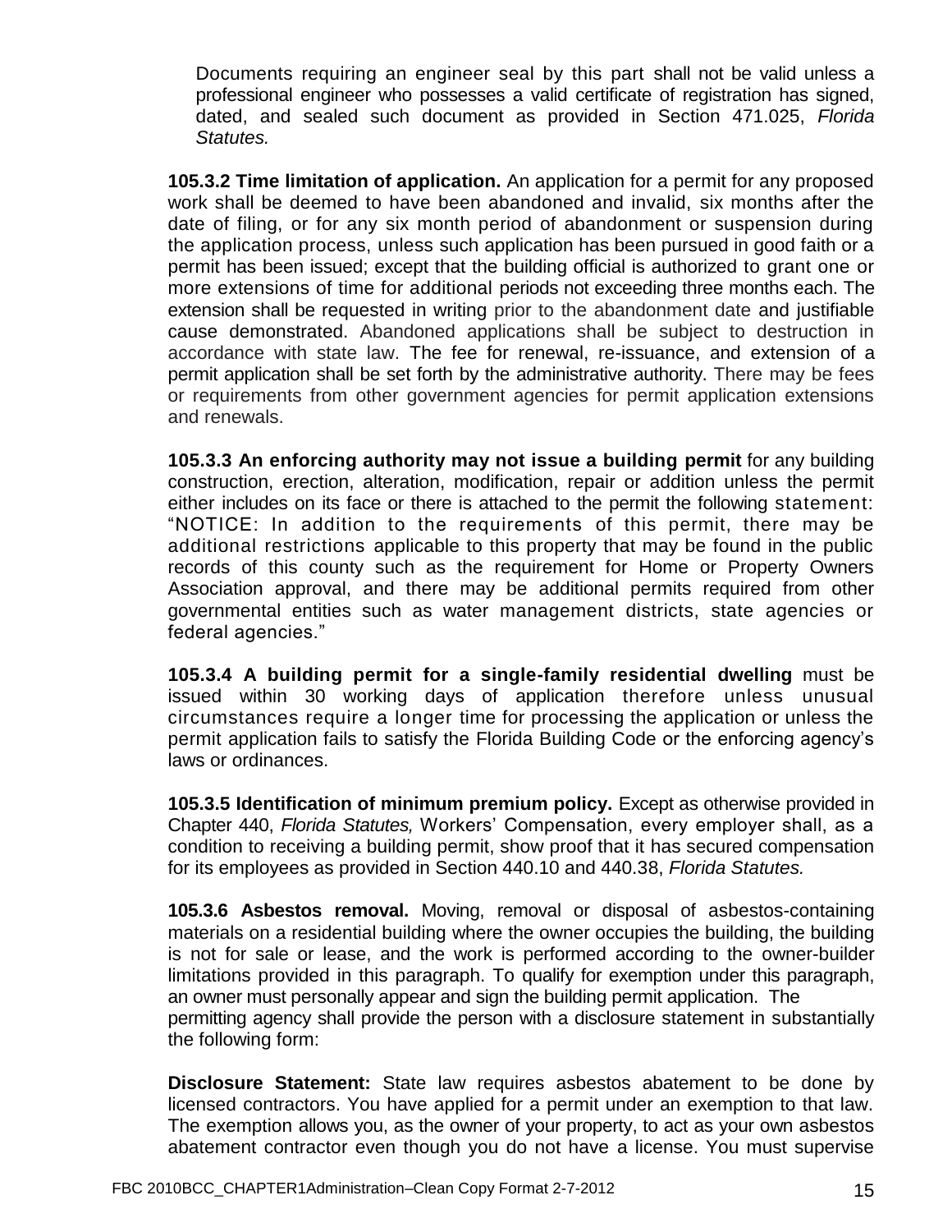Documents requiring an engineer seal by this part shall not be valid unless a professional engineer who possesses a valid certificate of registration has signed, dated, and sealed such document as provided in Section 471.025, *Florida Statutes.*

**105.3.2 Time limitation of application.** An application for a permit for any proposed work shall be deemed to have been abandoned and invalid, six months after the date of filing, or for any six month period of abandonment or suspension during the application process, unless such application has been pursued in good faith or a permit has been issued; except that the building official is authorized to grant one or more extensions of time for additional periods not exceeding three months each. The extension shall be requested in writing prior to the abandonment date and justifiable cause demonstrated. Abandoned applications shall be subject to destruction in accordance with state law. The fee for renewal, re-issuance, and extension of a permit application shall be set forth by the administrative authority. There may be fees or requirements from other government agencies for permit application extensions and renewals.

**105.3.3 An enforcing authority may not issue a building permit** for any building construction, erection, alteration, modification, repair or addition unless the permit either includes on its face or there is attached to the permit the following statement: "NOTICE: In addition to the requirements of this permit, there may be additional restrictions applicable to this property that may be found in the public records of this county such as the requirement for Home or Property Owners Association approval, and there may be additional permits required from other governmental entities such as water management districts, state agencies or federal agencies."

**105.3.4 A building permit for a single-family residential dwelling** must be issued within 30 working days of application therefore unless unusual circumstances require a longer time for processing the application or unless the permit application fails to satisfy the Florida Building Code or the enforcing agency's laws or ordinances.

**105.3.5 Identification of minimum premium policy.** Except as otherwise provided in Chapter 440, *Florida Statutes,* Workers' Compensation, every employer shall, as a condition to receiving a building permit, show proof that it has secured compensation for its employees as provided in Section 440.10 and 440.38, *Florida Statutes.*

**105.3.6 Asbestos removal.** Moving, removal or disposal of asbestos-containing materials on a residential building where the owner occupies the building, the building is not for sale or lease, and the work is performed according to the owner-builder limitations provided in this paragraph. To qualify for exemption under this paragraph, an owner must personally appear and sign the building permit application. The permitting agency shall provide the person with a disclosure statement in substantially the following form:

**Disclosure Statement:** State law requires asbestos abatement to be done by licensed contractors. You have applied for a permit under an exemption to that law. The exemption allows you, as the owner of your property, to act as your own asbestos abatement contractor even though you do not have a license. You must supervise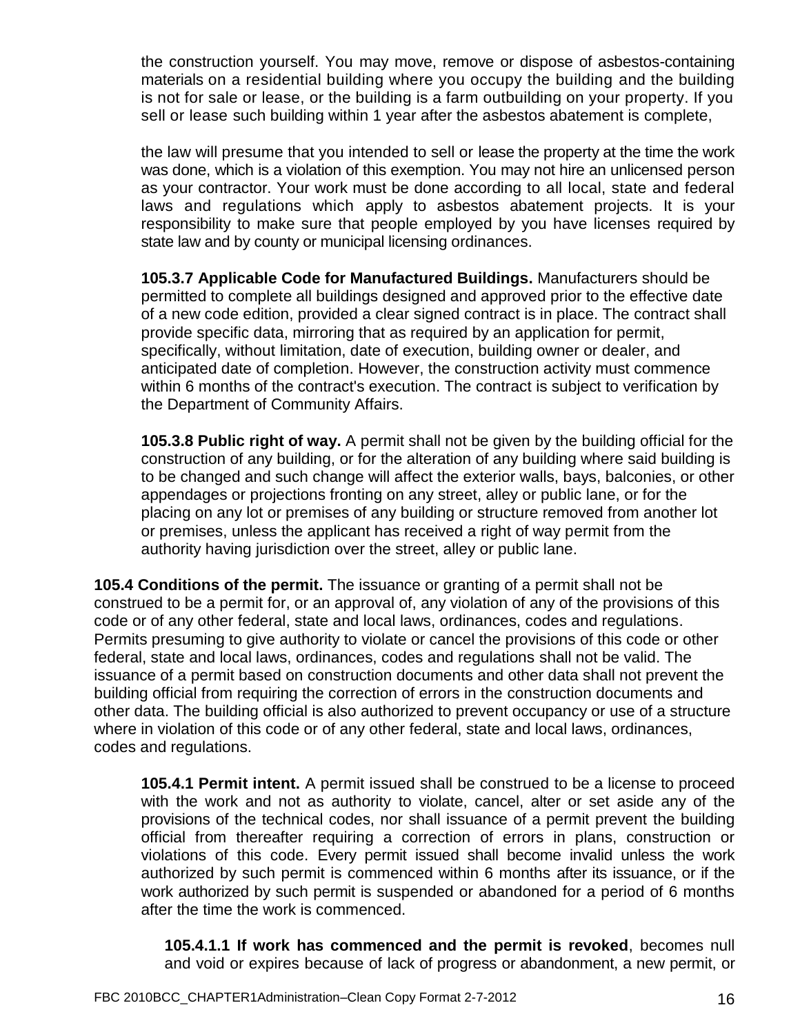the construction yourself. You may move, remove or dispose of asbestos-containing materials on a residential building where you occupy the building and the building is not for sale or lease, or the building is a farm outbuilding on your property. If you sell or lease such building within 1 year after the asbestos abatement is complete,

the law will presume that you intended to sell or lease the property at the time the work was done, which is a violation of this exemption. You may not hire an unlicensed person as your contractor. Your work must be done according to all local, state and federal laws and regulations which apply to asbestos abatement projects. It is your responsibility to make sure that people employed by you have licenses required by state law and by county or municipal licensing ordinances.

**105.3.7 Applicable Code for Manufactured Buildings.** Manufacturers should be permitted to complete all buildings designed and approved prior to the effective date of a new code edition, provided a clear signed contract is in place. The contract shall provide specific data, mirroring that as required by an application for permit, specifically, without limitation, date of execution, building owner or dealer, and anticipated date of completion. However, the construction activity must commence within 6 months of the contract's execution. The contract is subject to verification by the Department of Community Affairs.

**105.3.8 Public right of way.** A permit shall not be given by the building official for the construction of any building, or for the alteration of any building where said building is to be changed and such change will affect the exterior walls, bays, balconies, or other appendages or projections fronting on any street, alley or public lane, or for the placing on any lot or premises of any building or structure removed from another lot or premises, unless the applicant has received a right of way permit from the authority having jurisdiction over the street, alley or public lane.

**105.4 Conditions of the permit.** The issuance or granting of a permit shall not be construed to be a permit for, or an approval of, any violation of any of the provisions of this code or of any other federal, state and local laws, ordinances, codes and regulations. Permits presuming to give authority to violate or cancel the provisions of this code or other federal, state and local laws, ordinances, codes and regulations shall not be valid. The issuance of a permit based on construction documents and other data shall not prevent the building official from requiring the correction of errors in the construction documents and other data. The building official is also authorized to prevent occupancy or use of a structure where in violation of this code or of any other federal, state and local laws, ordinances, codes and regulations.

**105.4.1 Permit intent.** A permit issued shall be construed to be a license to proceed with the work and not as authority to violate, cancel, alter or set aside any of the provisions of the technical codes, nor shall issuance of a permit prevent the building official from thereafter requiring a correction of errors in plans, construction or violations of this code. Every permit issued shall become invalid unless the work authorized by such permit is commenced within 6 months after its issuance, or if the work authorized by such permit is suspended or abandoned for a period of 6 months after the time the work is commenced.

**105.4.1.1 If work has commenced and the permit is revoked**, becomes null and void or expires because of lack of progress or abandonment, a new permit, or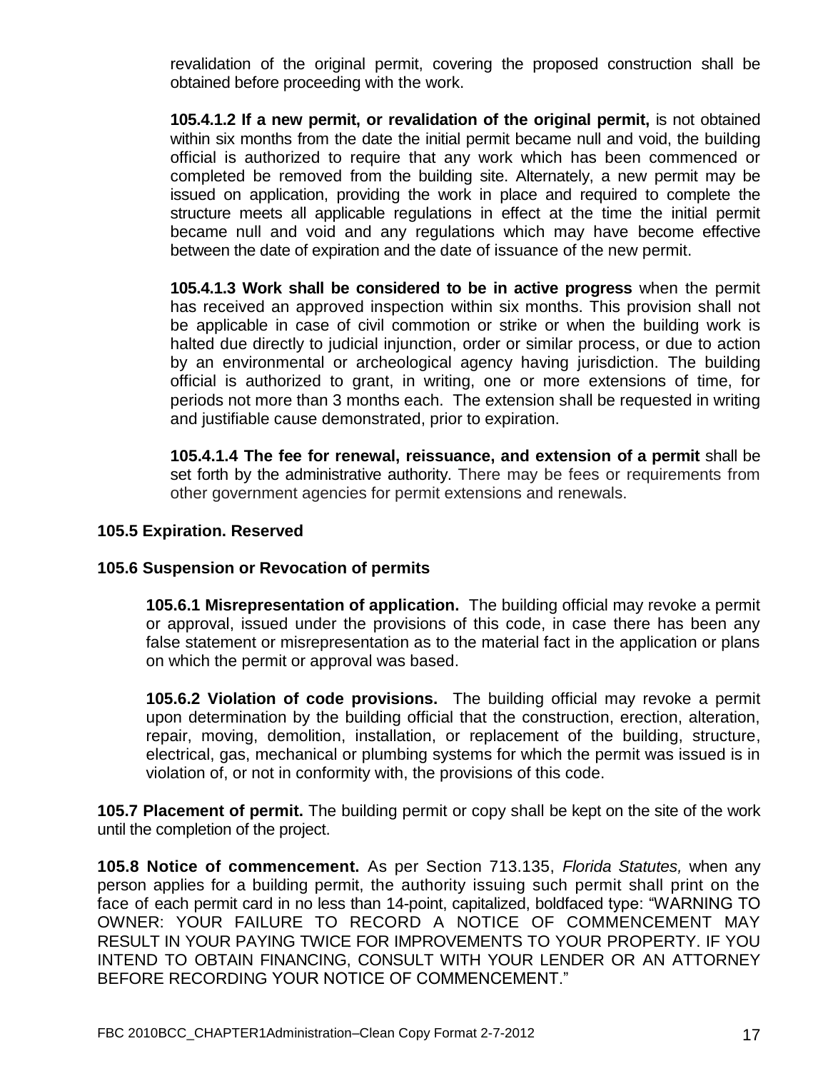revalidation of the original permit, covering the proposed construction shall be obtained before proceeding with the work.

**105.4.1.2 If a new permit, or revalidation of the original permit,** is not obtained within six months from the date the initial permit became null and void, the building official is authorized to require that any work which has been commenced or completed be removed from the building site. Alternately, a new permit may be issued on application, providing the work in place and required to complete the structure meets all applicable regulations in effect at the time the initial permit became null and void and any regulations which may have become effective between the date of expiration and the date of issuance of the new permit.

**105.4.1.3 Work shall be considered to be in active progress** when the permit has received an approved inspection within six months. This provision shall not be applicable in case of civil commotion or strike or when the building work is halted due directly to judicial injunction, order or similar process, or due to action by an environmental or archeological agency having jurisdiction. The building official is authorized to grant, in writing, one or more extensions of time, for periods not more than 3 months each. The extension shall be requested in writing and justifiable cause demonstrated, prior to expiration.

**105.4.1.4 The fee for renewal, reissuance, and extension of a permit** shall be set forth by the administrative authority. There may be fees or requirements from other government agencies for permit extensions and renewals.

**105.5 Expiration. Reserved**

**105.6 Suspension or Revocation of permits**

**105.6.1 Misrepresentation of application.** The building official may revoke a permit or approval, issued under the provisions of this code, in case there has been any false statement or misrepresentation as to the material fact in the application or plans on which the permit or approval was based.

**105.6.2 Violation of code provisions.** The building official may revoke a permit upon determination by the building official that the construction, erection, alteration, repair, moving, demolition, installation, or replacement of the building, structure, electrical, gas, mechanical or plumbing systems for which the permit was issued is in violation of, or not in conformity with, the provisions of this code.

**105.7 Placement of permit.** The building permit or copy shall be kept on the site of the work until the completion of the project.

**105.8 Notice of commencement.** As per Section 713.135, *Florida Statutes,* when any person applies for a building permit, the authority issuing such permit shall print on the face of each permit card in no less than 14-point, capitalized, boldfaced type: "WARNING TO OWNER: YOUR FAILURE TO RECORD A NOTICE OF COMMENCEMENT MAY RESULT IN YOUR PAYING TWICE FOR IMPROVEMENTS TO YOUR PROPERTY. IF YOU INTEND TO OBTAIN FINANCING, CONSULT WITH YOUR LENDER OR AN ATTORNEY BEFORE RECORDING YOUR NOTICE OF COMMENCEMENT."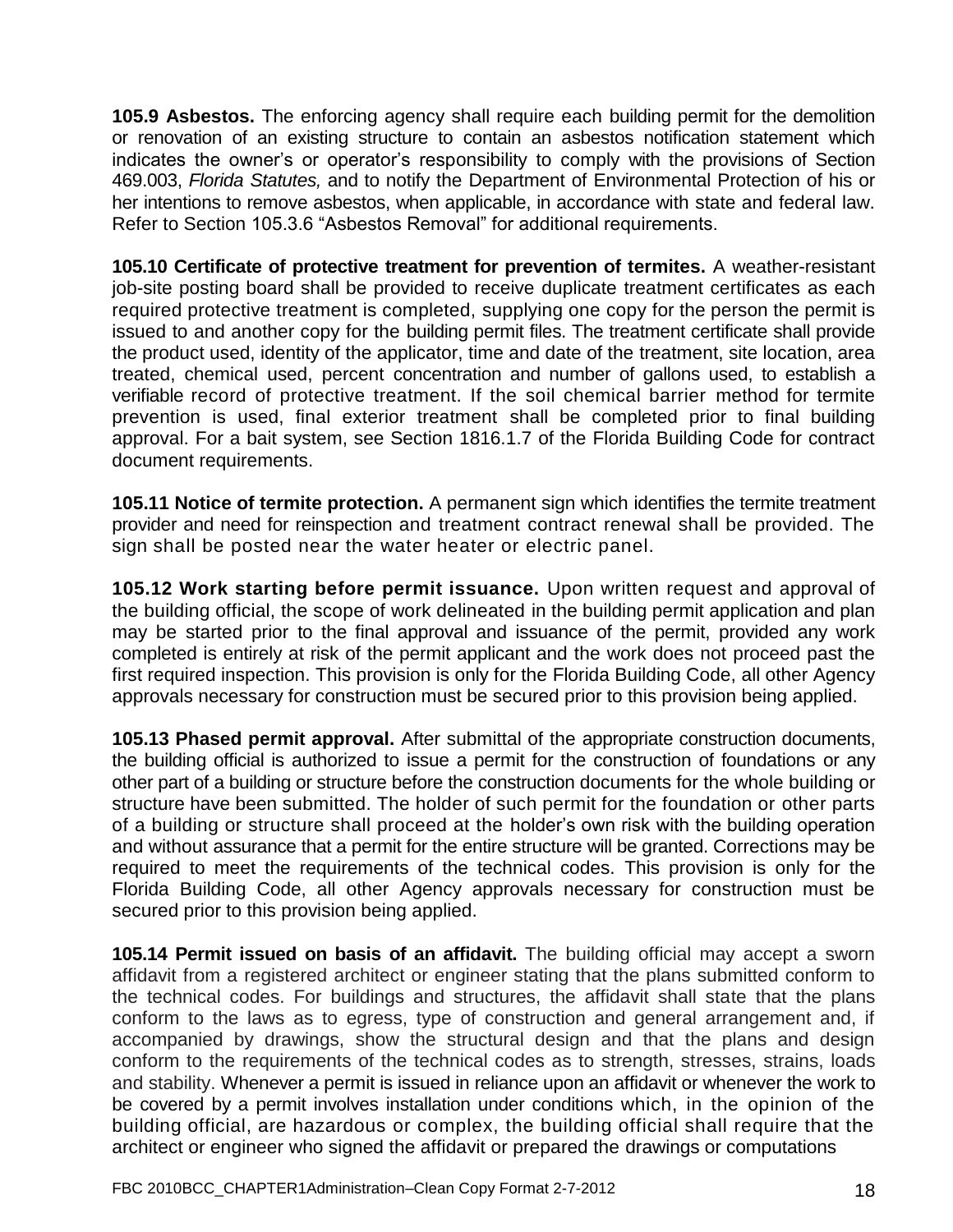**105.9 Asbestos.** The enforcing agency shall require each building permit for the demolition or renovation of an existing structure to contain an asbestos notification statement which indicates the owner's or operator's responsibility to comply with the provisions of Section 469.003, *Florida Statutes,* and to notify the Department of Environmental Protection of his or her intentions to remove asbestos, when applicable, in accordance with state and federal law. Refer to Section 105.3.6 "Asbestos Removal" for additional requirements.

**105.10 Certificate of protective treatment for prevention of termites.** A weather-resistant job-site posting board shall be provided to receive duplicate treatment certificates as each required protective treatment is completed, supplying one copy for the person the permit is issued to and another copy for the building permit files. The treatment certificate shall provide the product used, identity of the applicator, time and date of the treatment, site location, area treated, chemical used, percent concentration and number of gallons used, to establish a verifiable record of protective treatment. If the soil chemical barrier method for termite prevention is used, final exterior treatment shall be completed prior to final building approval. For a bait system, see Section 1816.1.7 of the Florida Building Code for contract document requirements.

**105.11 Notice of termite protection.** A permanent sign which identifies the termite treatment provider and need for reinspection and treatment contract renewal shall be provided. The sign shall be posted near the water heater or electric panel.

**105.12 Work starting before permit issuance.** Upon written request and approval of the building official, the scope of work delineated in the building permit application and plan may be started prior to the final approval and issuance of the permit, provided any work completed is entirely at risk of the permit applicant and the work does not proceed past the first required inspection. This provision is only for the Florida Building Code, all other Agency approvals necessary for construction must be secured prior to this provision being applied.

**105.13 Phased permit approval.** After submittal of the appropriate construction documents, the building official is authorized to issue a permit for the construction of foundations or any other part of a building or structure before the construction documents for the whole building or structure have been submitted. The holder of such permit for the foundation or other parts of a building or structure shall proceed at the holder's own risk with the building operation and without assurance that a permit for the entire structure will be granted. Corrections may be required to meet the requirements of the technical codes. This provision is only for the Florida Building Code, all other Agency approvals necessary for construction must be secured prior to this provision being applied.

**105.14 Permit issued on basis of an affidavit.** The building official may accept a sworn affidavit from a registered architect or engineer stating that the plans submitted conform to the technical codes. For buildings and structures, the affidavit shall state that the plans conform to the laws as to egress, type of construction and general arrangement and, if accompanied by drawings, show the structural design and that the plans and design conform to the requirements of the technical codes as to strength, stresses, strains, loads and stability. Whenever a permit is issued in reliance upon an affidavit or whenever the work to be covered by a permit involves installation under conditions which, in the opinion of the building official, are hazardous or complex, the building official shall require that the architect or engineer who signed the affidavit or prepared the drawings or computations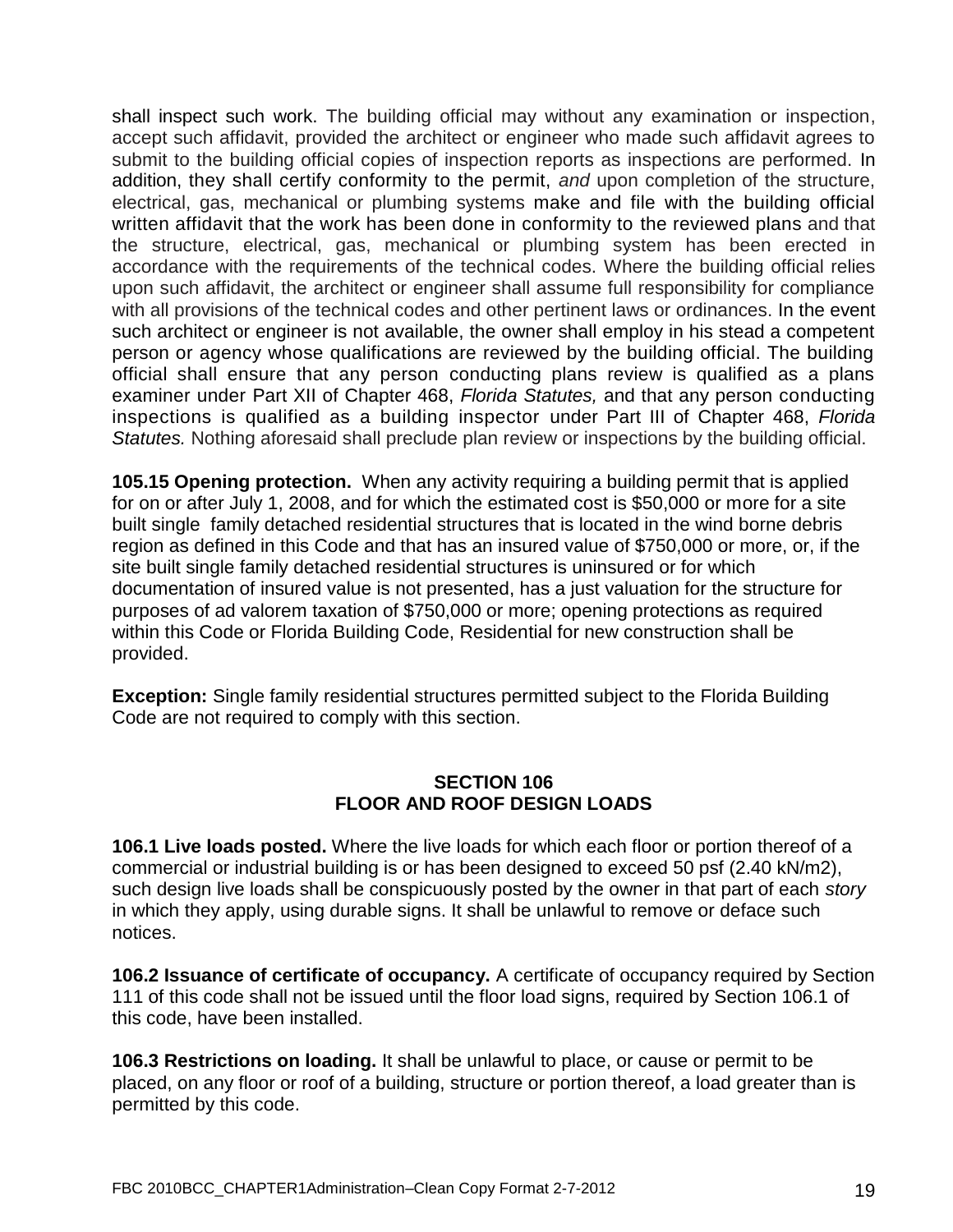shall inspect such work. The building official may without any examination or inspection, accept such affidavit, provided the architect or engineer who made such affidavit agrees to submit to the building official copies of inspection reports as inspections are performed. In addition, they shall certify conformity to the permit, *and* upon completion of the structure, electrical, gas, mechanical or plumbing systems make and file with the building official written affidavit that the work has been done in conformity to the reviewed plans and that the structure, electrical, gas, mechanical or plumbing system has been erected in accordance with the requirements of the technical codes. Where the building official relies upon such affidavit, the architect or engineer shall assume full responsibility for compliance with all provisions of the technical codes and other pertinent laws or ordinances. In the event such architect or engineer is not available, the owner shall employ in his stead a competent person or agency whose qualifications are reviewed by the building official. The building official shall ensure that any person conducting plans review is qualified as a plans examiner under Part XII of Chapter 468, *Florida Statutes,* and that any person conducting inspections is qualified as a building inspector under Part III of Chapter 468, *Florida Statutes.* Nothing aforesaid shall preclude plan review or inspections by the building official.

**105.15 Opening protection.** When any activity requiring a building permit that is applied for on or after July 1, 2008, and for which the estimated cost is $50,000 or more for a site built single family detached residential structures that is located in the wind borne debris region as defined in this Code and that has an insured value of $750,000 or more, or, if the site built single family detached residential structures is uninsured or for which documentation of insured value is not presented, has a just valuation for the structure for purposes of ad valorem taxation of $750,000 or more; opening protections as required within this Code or Florida Building Code, Residential for new construction shall be provided.

**Exception:** Single family residential structures permitted subject to the Florida Building Code are not required to comply with this section.

## SECTION 106
## FLOOR AND ROOF DESIGN LOADS

**106.1 Live loads posted.** Where the live loads for which each floor or portion thereof of a commercial or industrial building is or has been designed to exceed 50 psf (2.40 kN/m2), such design live loads shall be conspicuously posted by the owner in that part of each *story* in which they apply, using durable signs. It shall be unlawful to remove or deface such notices.

**106.2 Issuance of certificate of occupancy.** A certificate of occupancy required by Section 111 of this code shall not be issued until the floor load signs, required by Section 106.1 of this code, have been installed.

**106.3 Restrictions on loading.** It shall be unlawful to place, or cause or permit to be placed, on any floor or roof of a building, structure or portion thereof, a load greater than is permitted by this code.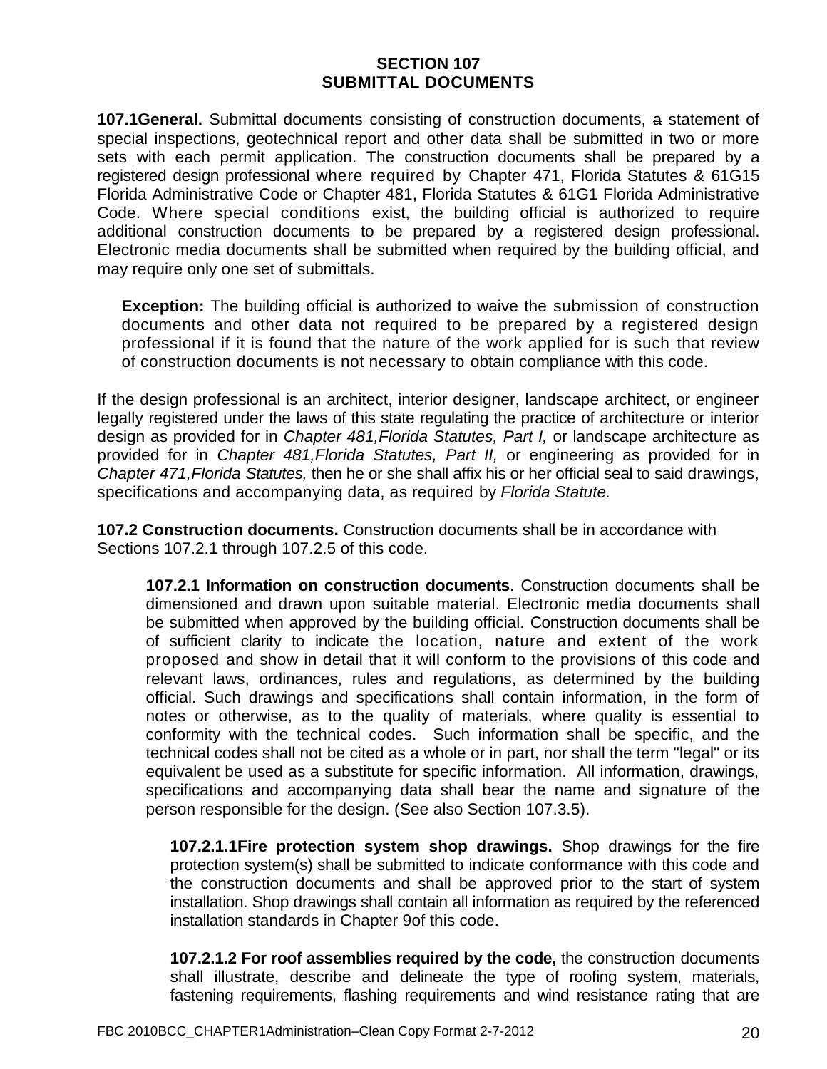**SECTION 107**
**SUBMITTAL DOCUMENTS**

**107.1General.** Submittal documents consisting of construction documents, a statement of special inspections, geotechnical report and other data shall be submitted in two or more sets with each permit application. The construction documents shall be prepared by a registered design professional where required by Chapter 471, Florida Statutes & 61G15 Florida Administrative Code or Chapter 481, Florida Statutes & 61G1 Florida Administrative Code. Where special conditions exist, the building official is authorized to require additional construction documents to be prepared by a registered design professional. Electronic media documents shall be submitted when required by the building official, and may require only one set of submittals.

> **Exception:** The building official is authorized to waive the submission of construction documents and other data not required to be prepared by a registered design professional if it is found that the nature of the work applied for is such that review of construction documents is not necessary to obtain compliance with this code.

If the design professional is an architect, interior designer, landscape architect, or engineer legally registered under the laws of this state regulating the practice of architecture or interior design as provided for in *Chapter 481,Florida Statutes, Part I,* or landscape architecture as provided for in *Chapter 481,Florida Statutes, Part II,* or engineering as provided for in *Chapter 471,Florida Statutes,* then he or she shall affix his or her official seal to said drawings, specifications and accompanying data, as required by *Florida Statute.*

**107.2 Construction documents.** Construction documents shall be in accordance with Sections 107.2.1 through 107.2.5 of this code.

**107.2.1 Information on construction documents**. Construction documents shall be dimensioned and drawn upon suitable material. Electronic media documents shall be submitted when approved by the building official. Construction documents shall be of sufficient clarity to indicate the location, nature and extent of the work proposed and show in detail that it will conform to the provisions of this code and relevant laws, ordinances, rules and regulations, as determined by the building official. Such drawings and specifications shall contain information, in the form of notes or otherwise, as to the quality of materials, where quality is essential to conformity with the technical codes. Such information shall be specific, and the technical codes shall not be cited as a whole or in part, nor shall the term "legal" or its equivalent be used as a substitute for specific information. All information, drawings, specifications and accompanying data shall bear the name and signature of the person responsible for the design. (See also Section 107.3.5).

**107.2.1.1Fire protection system shop drawings.** Shop drawings for the fire protection system(s) shall be submitted to indicate conformance with this code and the construction documents and shall be approved prior to the start of system installation. Shop drawings shall contain all information as required by the referenced installation standards in Chapter 9of this code.

**107.2.1.2 For roof assemblies required by the code,** the construction documents shall illustrate, describe and delineate the type of roofing system, materials, fastening requirements, flashing requirements and wind resistance rating that are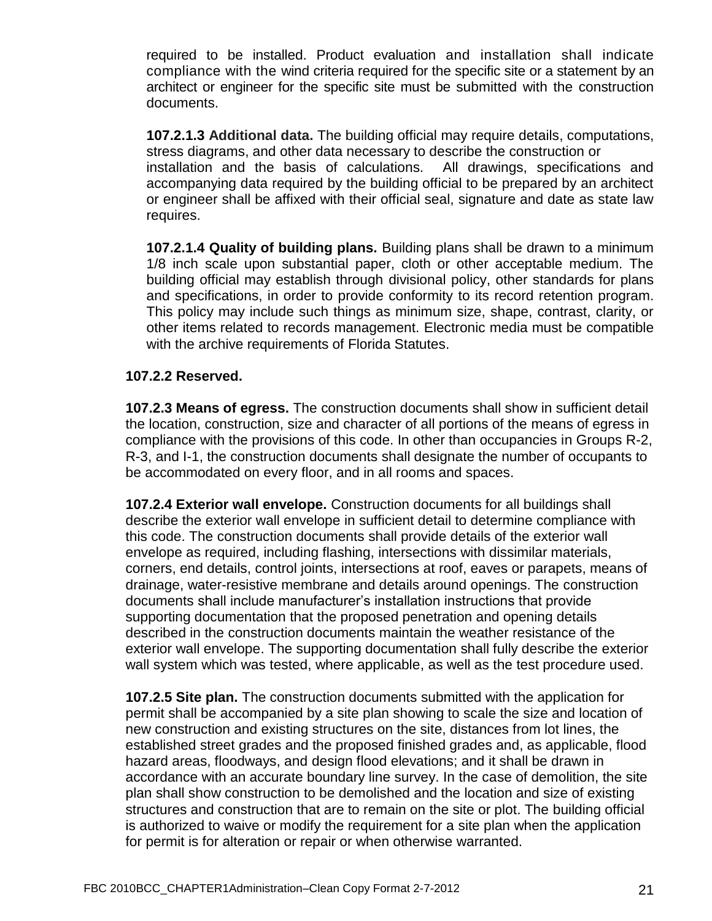required to be installed. Product evaluation and installation shall indicate compliance with the wind criteria required for the specific site or a statement by an architect or engineer for the specific site must be submitted with the construction documents.

**107.2.1.3 Additional data.** The building official may require details, computations, stress diagrams, and other data necessary to describe the construction or installation and the basis of calculations. All drawings, specifications and accompanying data required by the building official to be prepared by an architect or engineer shall be affixed with their official seal, signature and date as state law requires.

**107.2.1.4 Quality of building plans.** Building plans shall be drawn to a minimum 1/8 inch scale upon substantial paper, cloth or other acceptable medium. The building official may establish through divisional policy, other standards for plans and specifications, in order to provide conformity to its record retention program. This policy may include such things as minimum size, shape, contrast, clarity, or other items related to records management. Electronic media must be compatible with the archive requirements of Florida Statutes.

**107.2.2 Reserved.**

**107.2.3 Means of egress.** The construction documents shall show in sufficient detail the location, construction, size and character of all portions of the means of egress in compliance with the provisions of this code. In other than occupancies in Groups R-2, R-3, and I-1, the construction documents shall designate the number of occupants to be accommodated on every floor, and in all rooms and spaces.

**107.2.4 Exterior wall envelope.** Construction documents for all buildings shall describe the exterior wall envelope in sufficient detail to determine compliance with this code. The construction documents shall provide details of the exterior wall envelope as required, including flashing, intersections with dissimilar materials, corners, end details, control joints, intersections at roof, eaves or parapets, means of drainage, water-resistive membrane and details around openings. The construction documents shall include manufacturer's installation instructions that provide supporting documentation that the proposed penetration and opening details described in the construction documents maintain the weather resistance of the exterior wall envelope. The supporting documentation shall fully describe the exterior wall system which was tested, where applicable, as well as the test procedure used.

**107.2.5 Site plan.** The construction documents submitted with the application for permit shall be accompanied by a site plan showing to scale the size and location of new construction and existing structures on the site, distances from lot lines, the established street grades and the proposed finished grades and, as applicable, flood hazard areas, floodways, and design flood elevations; and it shall be drawn in accordance with an accurate boundary line survey. In the case of demolition, the site plan shall show construction to be demolished and the location and size of existing structures and construction that are to remain on the site or plot. The building official is authorized to waive or modify the requirement for a site plan when the application for permit is for alteration or repair or when otherwise warranted.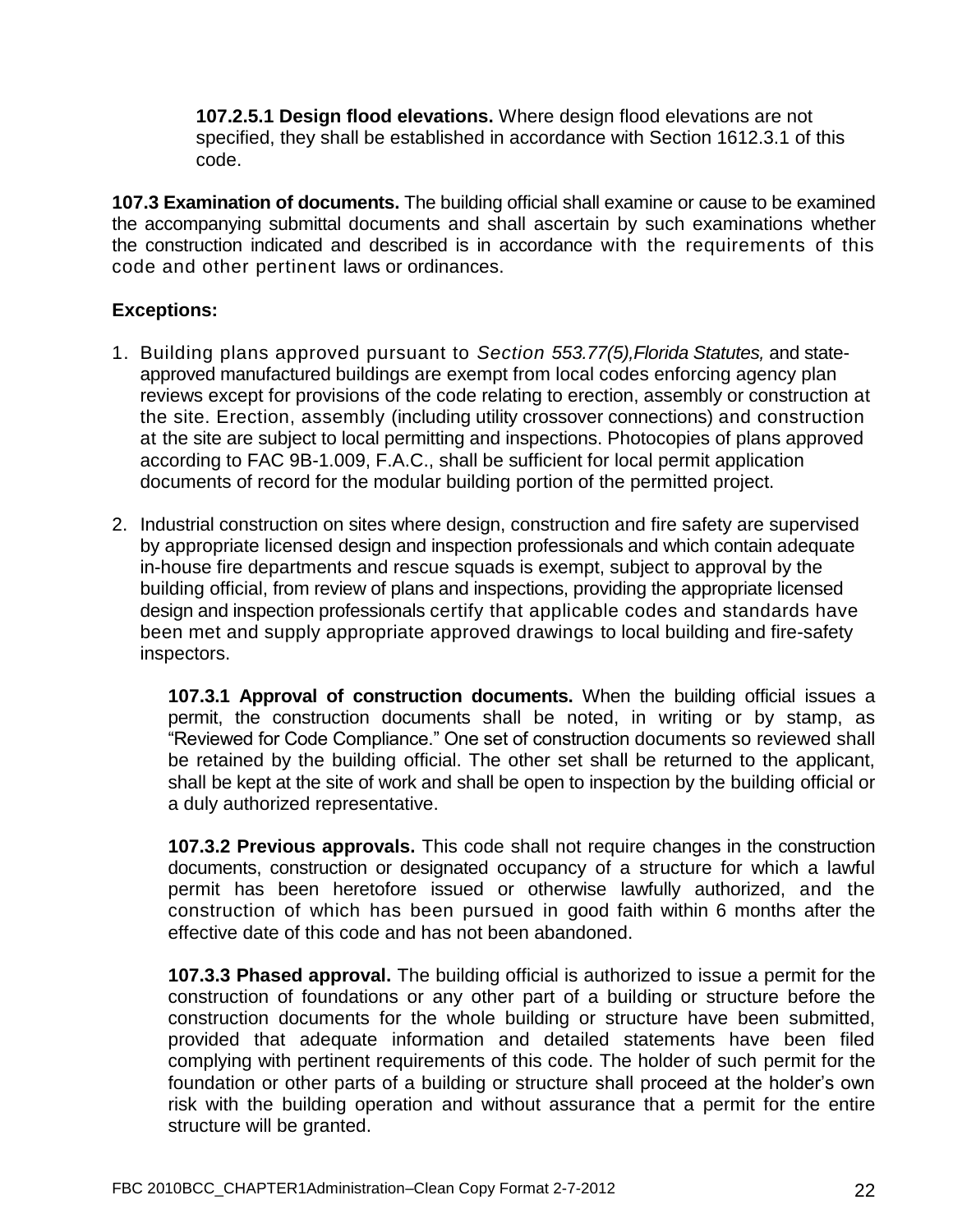**107.2.5.1 Design flood elevations.** Where design flood elevations are not specified, they shall be established in accordance with Section 1612.3.1 of this code.

**107.3 Examination of documents.** The building official shall examine or cause to be examined the accompanying submittal documents and shall ascertain by such examinations whether the construction indicated and described is in accordance with the requirements of this code and other pertinent laws or ordinances.

**Exceptions:**

1. Building plans approved pursuant to *Section 553.77(5),Florida Statutes,* and state-approved manufactured buildings are exempt from local codes enforcing agency plan reviews except for provisions of the code relating to erection, assembly or construction at the site. Erection, assembly (including utility crossover connections) and construction at the site are subject to local permitting and inspections. Photocopies of plans approved according to FAC 9B-1.009, F.A.C., shall be sufficient for local permit application documents of record for the modular building portion of the permitted project.

2. Industrial construction on sites where design, construction and fire safety are supervised by appropriate licensed design and inspection professionals and which contain adequate in-house fire departments and rescue squads is exempt, subject to approval by the building official, from review of plans and inspections, providing the appropriate licensed design and inspection professionals certify that applicable codes and standards have been met and supply appropriate approved drawings to local building and fire-safety inspectors.

**107.3.1 Approval of construction documents.** When the building official issues a permit, the construction documents shall be noted, in writing or by stamp, as "Reviewed for Code Compliance." One set of construction documents so reviewed shall be retained by the building official. The other set shall be returned to the applicant, shall be kept at the site of work and shall be open to inspection by the building official or a duly authorized representative.

**107.3.2 Previous approvals.** This code shall not require changes in the construction documents, construction or designated occupancy of a structure for which a lawful permit has been heretofore issued or otherwise lawfully authorized, and the construction of which has been pursued in good faith within 6 months after the effective date of this code and has not been abandoned.

**107.3.3 Phased approval.** The building official is authorized to issue a permit for the construction of foundations or any other part of a building or structure before the construction documents for the whole building or structure have been submitted, provided that adequate information and detailed statements have been filed complying with pertinent requirements of this code. The holder of such permit for the foundation or other parts of a building or structure shall proceed at the holder's own risk with the building operation and without assurance that a permit for the entire structure will be granted.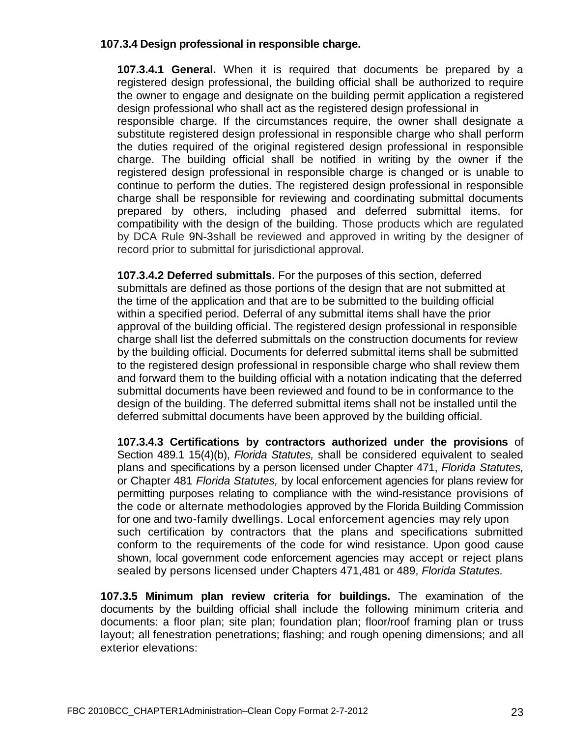**107.3.4 Design professional in responsible charge.**

**107.3.4.1 General.** When it is required that documents be prepared by a registered design professional, the building official shall be authorized to require the owner to engage and designate on the building permit application a registered design professional who shall act as the registered design professional in responsible charge. If the circumstances require, the owner shall designate a substitute registered design professional in responsible charge who shall perform the duties required of the original registered design professional in responsible charge. The building official shall be notified in writing by the owner if the registered design professional in responsible charge is changed or is unable to continue to perform the duties. The registered design professional in responsible charge shall be responsible for reviewing and coordinating submittal documents prepared by others, including phased and deferred submittal items, for compatibility with the design of the building. Those products which are regulated by DCA Rule 9N-3shall be reviewed and approved in writing by the designer of record prior to submittal for jurisdictional approval.

**107.3.4.2 Deferred submittals.** For the purposes of this section, deferred submittals are defined as those portions of the design that are not submitted at the time of the application and that are to be submitted to the building official within a specified period. Deferral of any submittal items shall have the prior approval of the building official. The registered design professional in responsible charge shall list the deferred submittals on the construction documents for review by the building official. Documents for deferred submittal items shall be submitted to the registered design professional in responsible charge who shall review them and forward them to the building official with a notation indicating that the deferred submittal documents have been reviewed and found to be in conformance to the design of the building. The deferred submittal items shall not be installed until the deferred submittal documents have been approved by the building official.

**107.3.4.3 Certifications by contractors authorized under the provisions** of Section 489.1 15(4)(b), *Florida Statutes,* shall be considered equivalent to sealed plans and specifications by a person licensed under Chapter 471, *Florida Statutes,* or Chapter 481 *Florida Statutes,* by local enforcement agencies for plans review for permitting purposes relating to compliance with the wind-resistance provisions of the code or alternate methodologies approved by the Florida Building Commission for one and two-family dwellings. Local enforcement agencies may rely upon such certification by contractors that the plans and specifications submitted conform to the requirements of the code for wind resistance. Upon good cause shown, local government code enforcement agencies may accept or reject plans sealed by persons licensed under Chapters 471,481 or 489, *Florida Statutes.*

**107.3.5 Minimum plan review criteria for buildings.** The examination of the documents by the building official shall include the following minimum criteria and documents: a floor plan; site plan; foundation plan; floor/roof framing plan or truss layout; all fenestration penetrations; flashing; and rough opening dimensions; and all exterior elevations: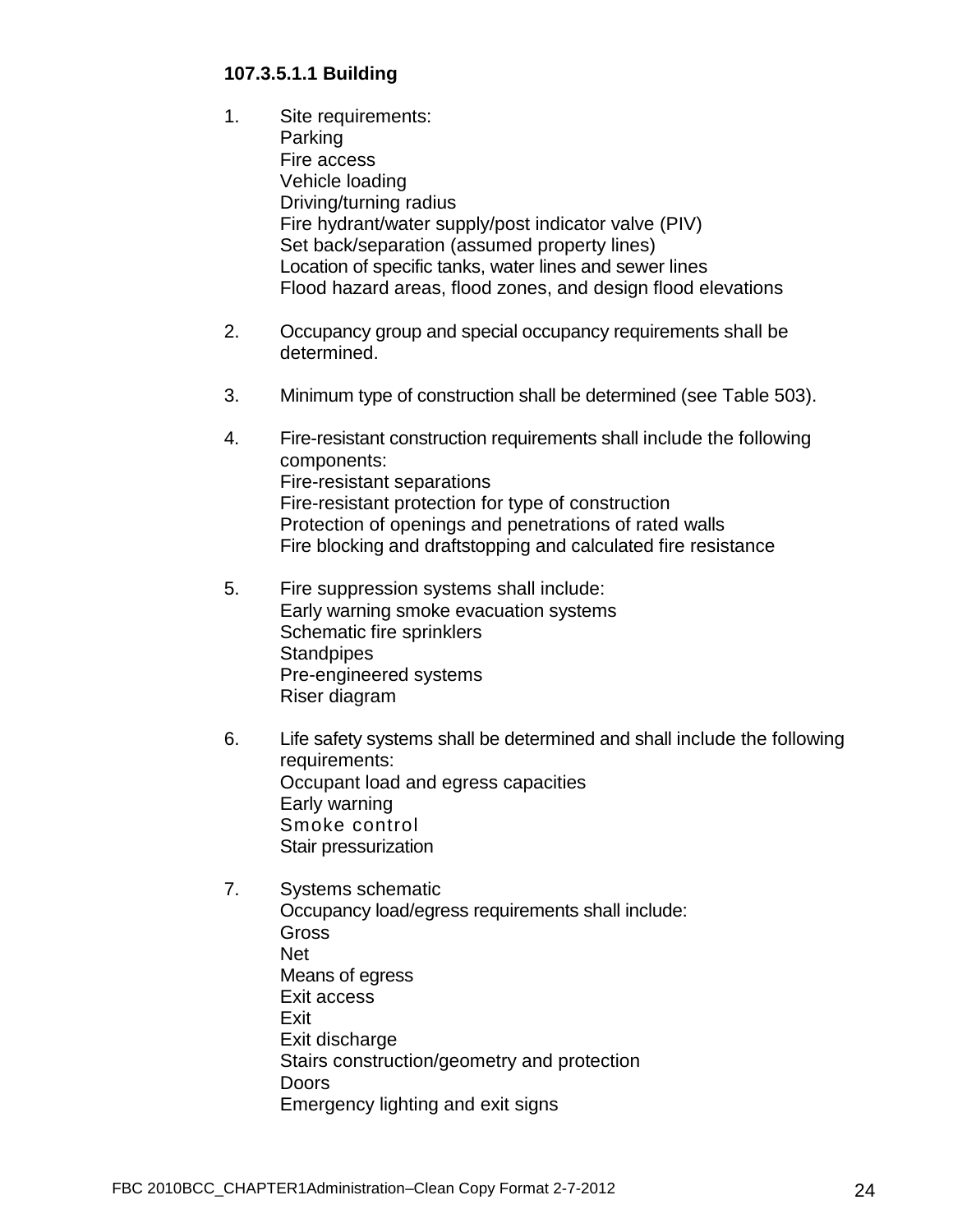**107.3.5.1.1 Building**

1. Site requirements:
   Parking
   Fire access
   Vehicle loading
   Driving/turning radius
   Fire hydrant/water supply/post indicator valve (PIV)
   Set back/separation (assumed property lines)
   Location of specific tanks, water lines and sewer lines
   Flood hazard areas, flood zones, and design flood elevations

2. Occupancy group and special occupancy requirements shall be determined.

3. Minimum type of construction shall be determined (see Table 503).

4. Fire-resistant construction requirements shall include the following components:
   Fire-resistant separations
   Fire-resistant protection for type of construction
   Protection of openings and penetrations of rated walls
   Fire blocking and draftstopping and calculated fire resistance

5. Fire suppression systems shall include:
   Early warning smoke evacuation systems
   Schematic fire sprinklers
   Standpipes
   Pre-engineered systems
   Riser diagram

6. Life safety systems shall be determined and shall include the following requirements:
   Occupant load and egress capacities
   Early warning
   Smoke control
   Stair pressurization

7. Systems schematic
   Occupancy load/egress requirements shall include:
   Gross
   Net
   Means of egress
   Exit access
   Exit
   Exit discharge
   Stairs construction/geometry and protection
   Doors
   Emergency lighting and exit signs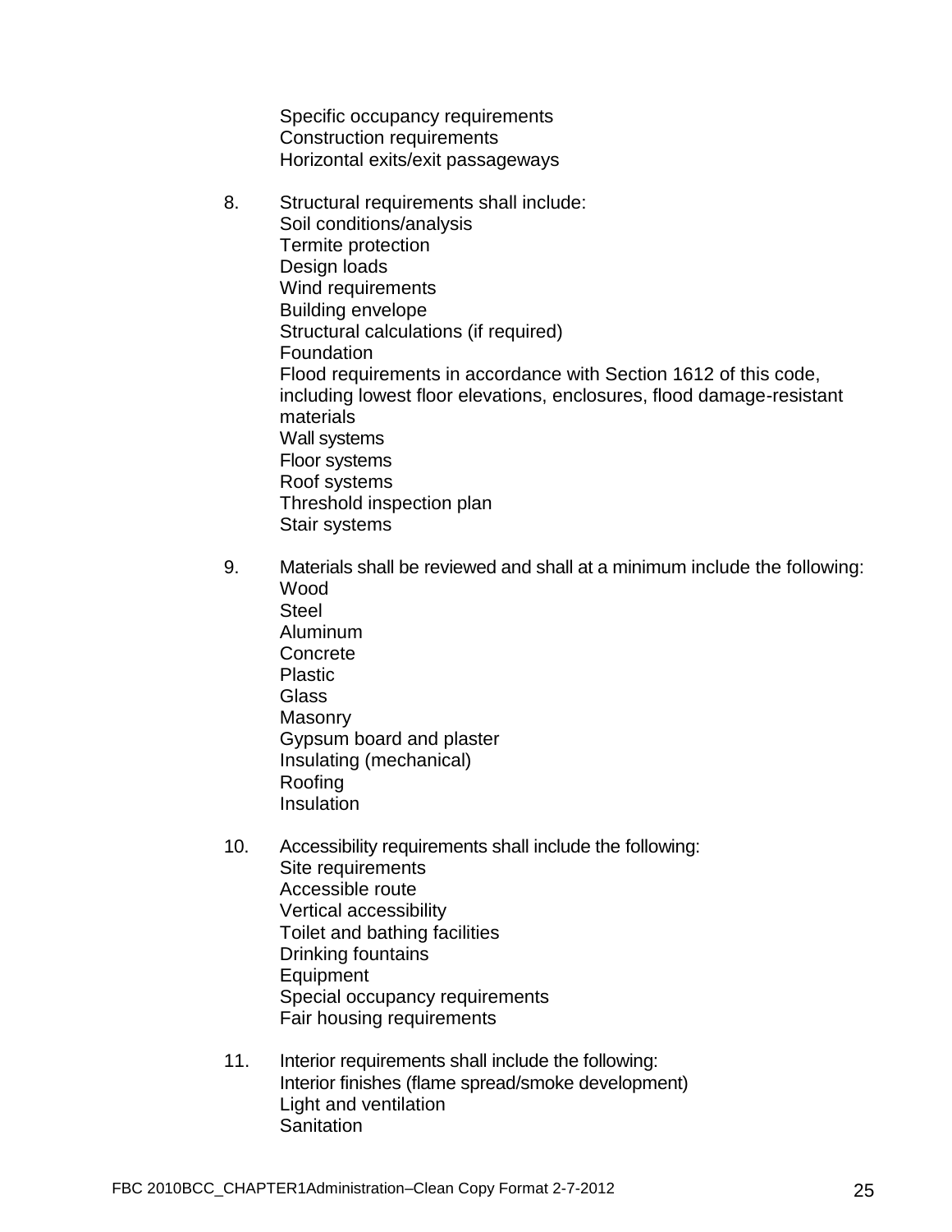Specific occupancy requirements
Construction requirements
Horizontal exits/exit passageways

8. Structural requirements shall include:
Soil conditions/analysis
Termite protection
Design loads
Wind requirements
Building envelope
Structural calculations (if required)
Foundation
Flood requirements in accordance with Section 1612 of this code, including lowest floor elevations, enclosures, flood damage-resistant materials
Wall systems
Floor systems
Roof systems
Threshold inspection plan
Stair systems

9. Materials shall be reviewed and shall at a minimum include the following:
Wood
Steel
Aluminum
Concrete
Plastic
Glass
Masonry
Gypsum board and plaster
Insulating (mechanical)
Roofing
Insulation

10. Accessibility requirements shall include the following:
Site requirements
Accessible route
Vertical accessibility
Toilet and bathing facilities
Drinking fountains
Equipment
Special occupancy requirements
Fair housing requirements

11. Interior requirements shall include the following:
Interior finishes (flame spread/smoke development)
Light and ventilation
Sanitation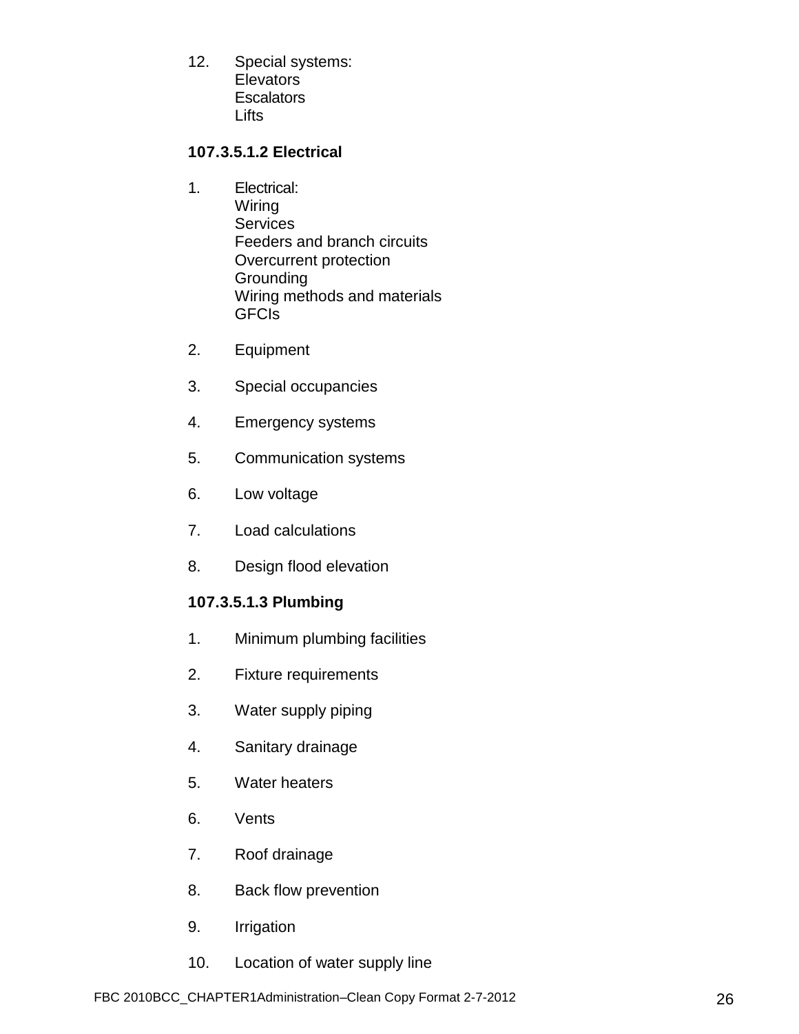12. Special systems:
    Elevators
    Escalators
    Lifts

**107.3.5.1.2 Electrical**

1. Electrical:
   Wiring
   Services
   Feeders and branch circuits
   Overcurrent protection
   Grounding
   Wiring methods and materials
   GFCIs

2. Equipment

3. Special occupancies

4. Emergency systems

5. Communication systems

6. Low voltage

7. Load calculations

8. Design flood elevation

**107.3.5.1.3 Plumbing**

1. Minimum plumbing facilities

2. Fixture requirements

3. Water supply piping

4. Sanitary drainage

5. Water heaters

6. Vents

7. Roof drainage

8. Back flow prevention

9. Irrigation

10. Location of water supply line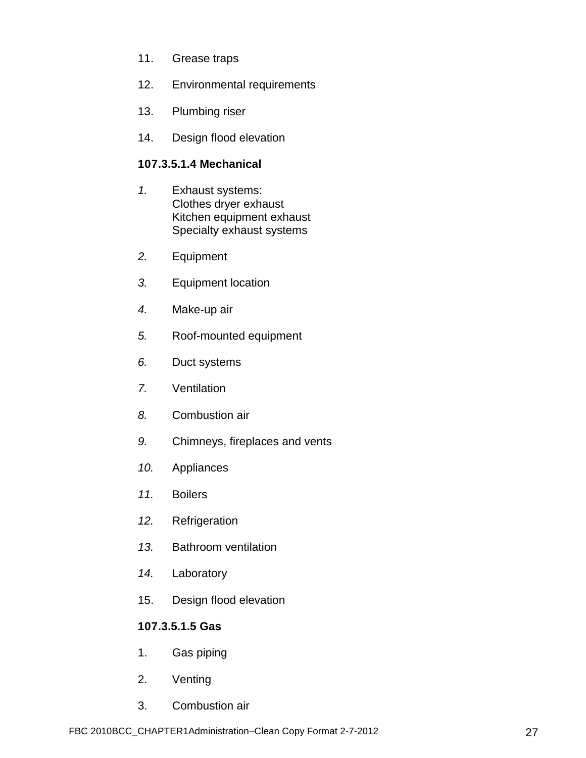11. Grease traps

12. Environmental requirements

13. Plumbing riser

14. Design flood elevation

**107.3.5.1.4 Mechanical**

*1.* Exhaust systems:
Clothes dryer exhaust
Kitchen equipment exhaust
Specialty exhaust systems

*2.* Equipment

*3.* Equipment location

*4.* Make-up air

*5.* Roof-mounted equipment

*6.* Duct systems

*7.* Ventilation

*8.* Combustion air

*9.* Chimneys, fireplaces and vents

*10.* Appliances

*11.* Boilers

*12.* Refrigeration

*13.* Bathroom ventilation

*14.* Laboratory

15. Design flood elevation

**107.3.5.1.5 Gas**

1. Gas piping

2. Venting

3. Combustion air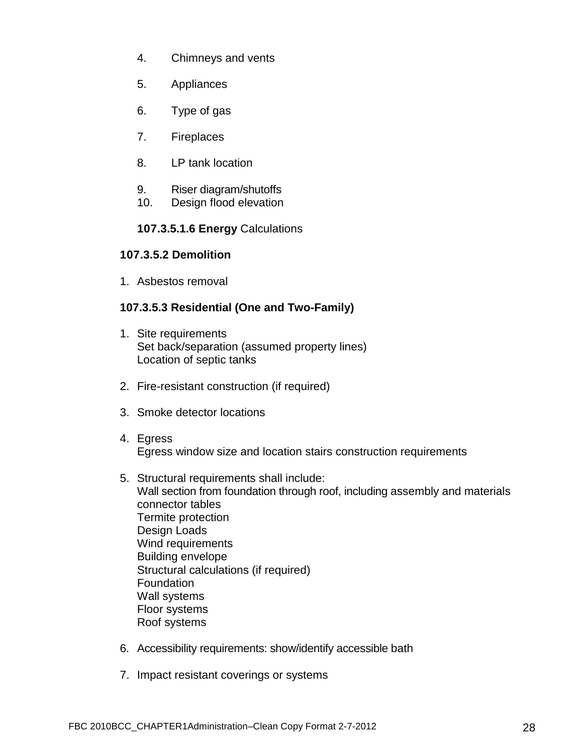4. Chimneys and vents

5. Appliances

6. Type of gas

7. Fireplaces

8. LP tank location

9. Riser diagram/shutoffs
10. Design flood elevation

**107.3.5.1.6 Energy** Calculations

**107.3.5.2 Demolition**

1. Asbestos removal

**107.3.5.3 Residential (One and Two-Family)**

1. Site requirements
   Set back/separation (assumed property lines)
   Location of septic tanks

2. Fire-resistant construction (if required)

3. Smoke detector locations

4. Egress
   Egress window size and location stairs construction requirements

5. Structural requirements shall include:
   Wall section from foundation through roof, including assembly and materials connector tables
   Termite protection
   Design Loads
   Wind requirements
   Building envelope
   Structural calculations (if required)
   Foundation
   Wall systems
   Floor systems
   Roof systems

6. Accessibility requirements: show/identify accessible bath

7. Impact resistant coverings or systems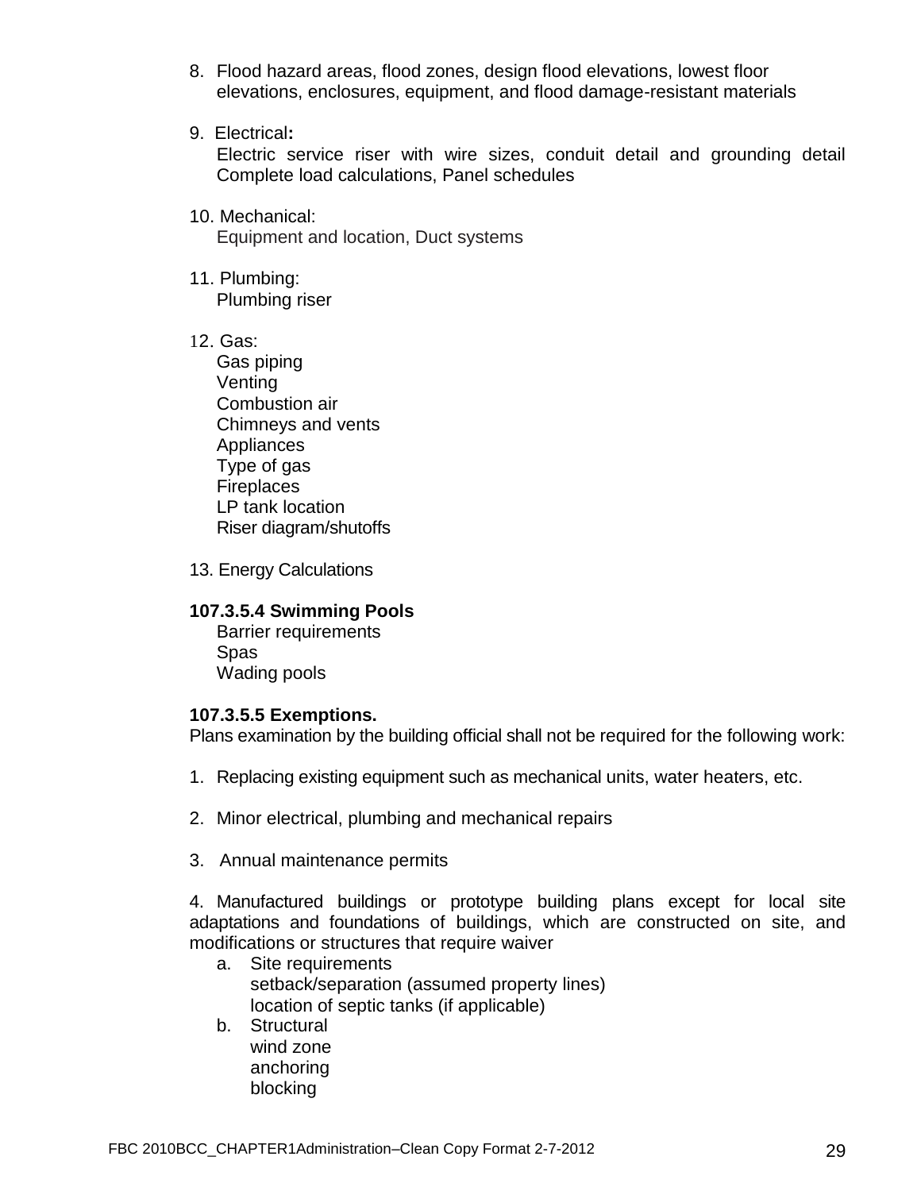8. Flood hazard areas, flood zones, design flood elevations, lowest floor elevations, enclosures, equipment, and flood damage-resistant materials

9. Electrical**:**
   Electric service riser with wire sizes, conduit detail and grounding detail Complete load calculations, Panel schedules

10. Mechanical:
    Equipment and location, Duct systems

11. Plumbing:
    Plumbing riser

12. Gas:
    Gas piping
    Venting
    Combustion air
    Chimneys and vents
    Appliances
    Type of gas
    Fireplaces
    LP tank location
    Riser diagram/shutoffs

13. Energy Calculations

**107.3.5.4 Swimming Pools**
   Barrier requirements
   Spas
   Wading pools

**107.3.5.5 Exemptions.**
Plans examination by the building official shall not be required for the following work:

1. Replacing existing equipment such as mechanical units, water heaters, etc.

2. Minor electrical, plumbing and mechanical repairs

3. Annual maintenance permits

4. Manufactured buildings or prototype building plans except for local site adaptations and foundations of buildings, which are constructed on site, and modifications or structures that require waiver
   a. Site requirements
      setback/separation (assumed property lines)
      location of septic tanks (if applicable)
   b. Structural
      wind zone
      anchoring
      blocking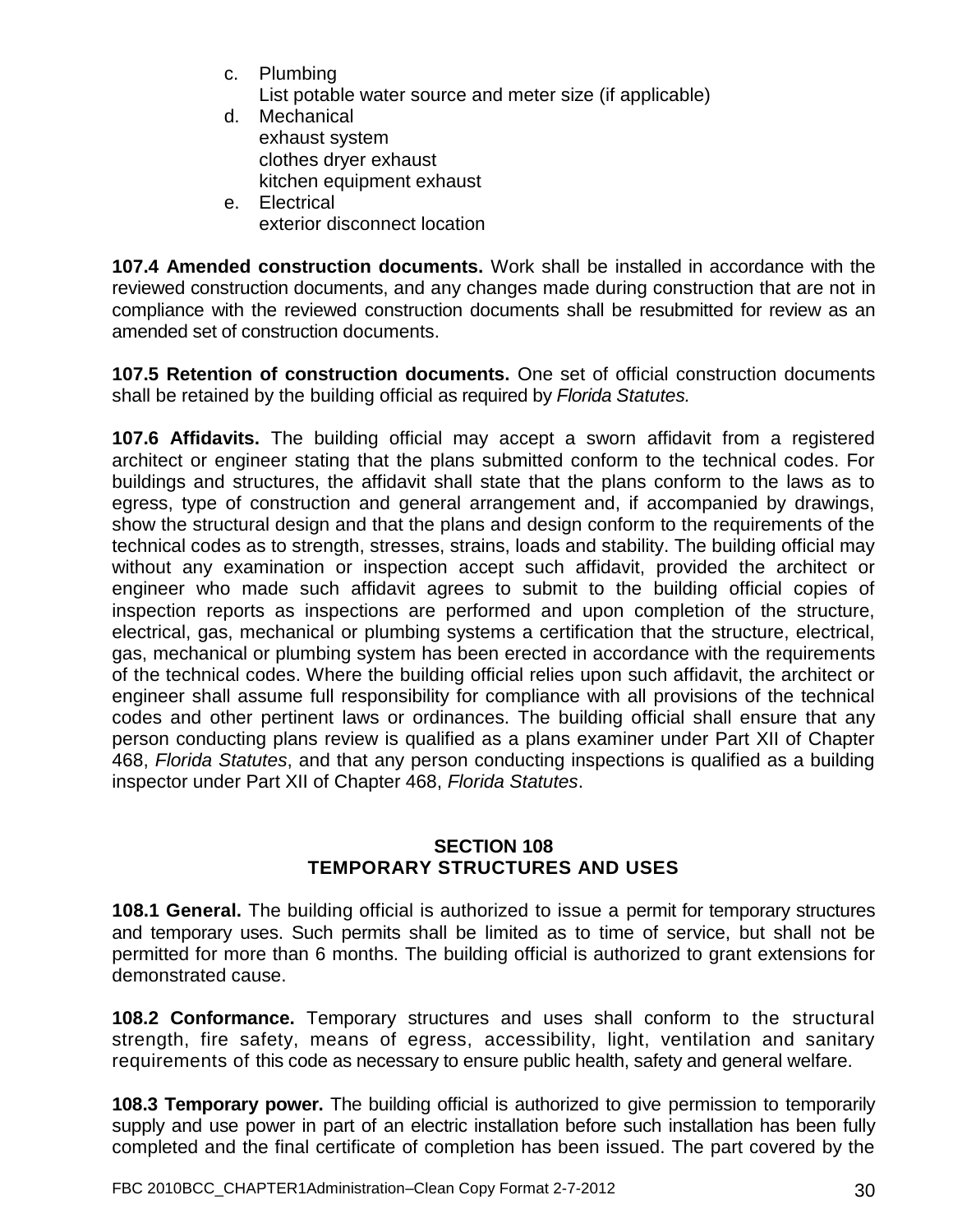c. Plumbing
   List potable water source and meter size (if applicable)
d. Mechanical
   exhaust system
   clothes dryer exhaust
   kitchen equipment exhaust
e. Electrical
   exterior disconnect location

**107.4 Amended construction documents.** Work shall be installed in accordance with the reviewed construction documents, and any changes made during construction that are not in compliance with the reviewed construction documents shall be resubmitted for review as an amended set of construction documents.

**107.5 Retention of construction documents.** One set of official construction documents shall be retained by the building official as required by *Florida Statutes.*

**107.6 Affidavits.** The building official may accept a sworn affidavit from a registered architect or engineer stating that the plans submitted conform to the technical codes. For buildings and structures, the affidavit shall state that the plans conform to the laws as to egress, type of construction and general arrangement and, if accompanied by drawings, show the structural design and that the plans and design conform to the requirements of the technical codes as to strength, stresses, strains, loads and stability. The building official may without any examination or inspection accept such affidavit, provided the architect or engineer who made such affidavit agrees to submit to the building official copies of inspection reports as inspections are performed and upon completion of the structure, electrical, gas, mechanical or plumbing systems a certification that the structure, electrical, gas, mechanical or plumbing system has been erected in accordance with the requirements of the technical codes. Where the building official relies upon such affidavit, the architect or engineer shall assume full responsibility for compliance with all provisions of the technical codes and other pertinent laws or ordinances. The building official shall ensure that any person conducting plans review is qualified as a plans examiner under Part XII of Chapter 468, *Florida Statutes*, and that any person conducting inspections is qualified as a building inspector under Part XII of Chapter 468, *Florida Statutes*.

## SECTION 108
## TEMPORARY STRUCTURES AND USES

**108.1 General.** The building official is authorized to issue a permit for temporary structures and temporary uses. Such permits shall be limited as to time of service, but shall not be permitted for more than 6 months. The building official is authorized to grant extensions for demonstrated cause.

**108.2 Conformance.** Temporary structures and uses shall conform to the structural strength, fire safety, means of egress, accessibility, light, ventilation and sanitary requirements of this code as necessary to ensure public health, safety and general welfare.

**108.3 Temporary power.** The building official is authorized to give permission to temporarily supply and use power in part of an electric installation before such installation has been fully completed and the final certificate of completion has been issued. The part covered by the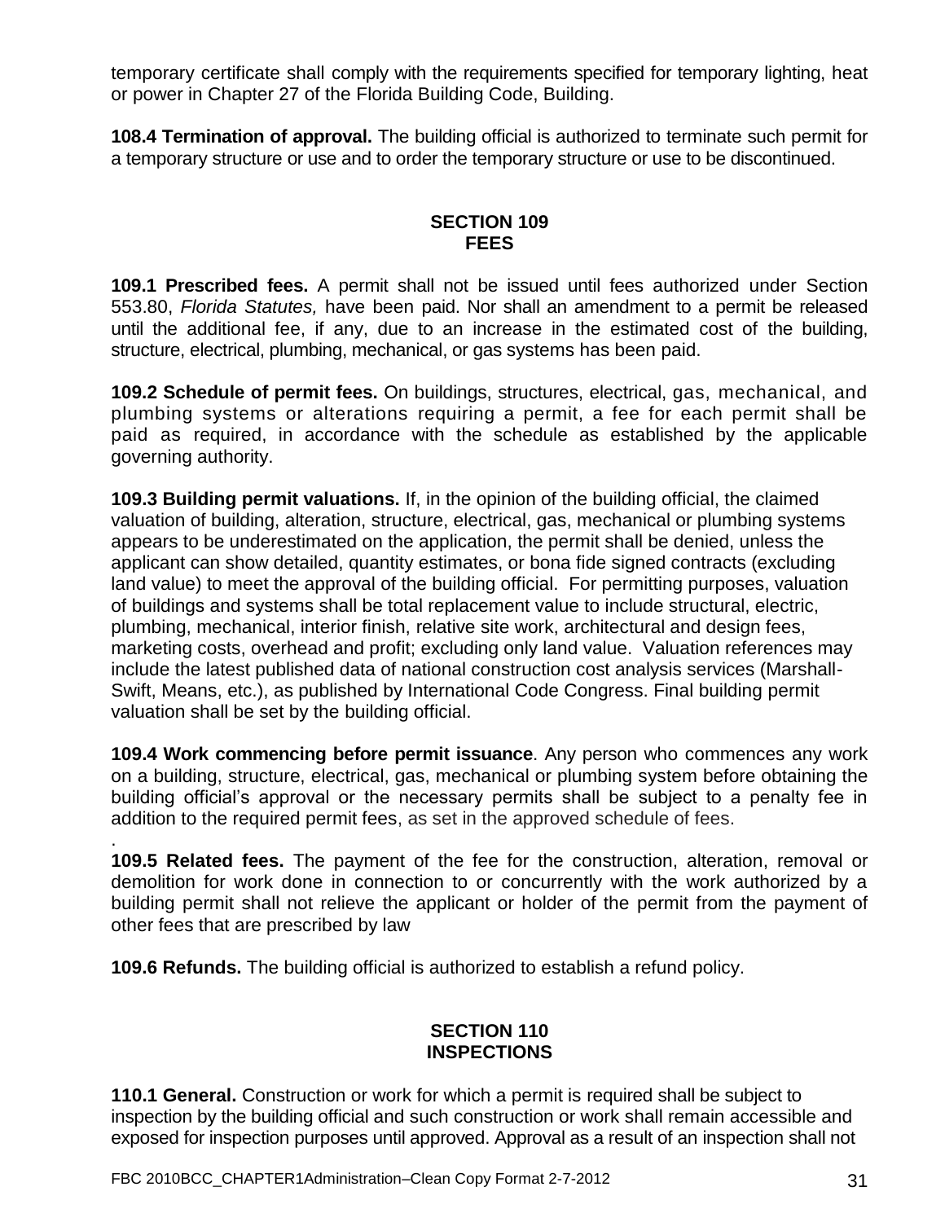temporary certificate shall comply with the requirements specified for temporary lighting, heat or power in Chapter 27 of the Florida Building Code, Building.

**108.4 Termination of approval.** The building official is authorized to terminate such permit for a temporary structure or use and to order the temporary structure or use to be discontinued.

## SECTION 109
## FEES

**109.1 Prescribed fees.** A permit shall not be issued until fees authorized under Section 553.80, *Florida Statutes,* have been paid. Nor shall an amendment to a permit be released until the additional fee, if any, due to an increase in the estimated cost of the building, structure, electrical, plumbing, mechanical, or gas systems has been paid.

**109.2 Schedule of permit fees.** On buildings, structures, electrical, gas, mechanical, and plumbing systems or alterations requiring a permit, a fee for each permit shall be paid as required, in accordance with the schedule as established by the applicable governing authority.

**109.3 Building permit valuations.** If, in the opinion of the building official, the claimed valuation of building, alteration, structure, electrical, gas, mechanical or plumbing systems appears to be underestimated on the application, the permit shall be denied, unless the applicant can show detailed, quantity estimates, or bona fide signed contracts (excluding land value) to meet the approval of the building official. For permitting purposes, valuation of buildings and systems shall be total replacement value to include structural, electric, plumbing, mechanical, interior finish, relative site work, architectural and design fees, marketing costs, overhead and profit; excluding only land value. Valuation references may include the latest published data of national construction cost analysis services (Marshall-Swift, Means, etc.), as published by International Code Congress. Final building permit valuation shall be set by the building official.

**109.4 Work commencing before permit issuance**. Any person who commences any work on a building, structure, electrical, gas, mechanical or plumbing system before obtaining the building official's approval or the necessary permits shall be subject to a penalty fee in addition to the required permit fees, as set in the approved schedule of fees.

.

**109.5 Related fees.** The payment of the fee for the construction, alteration, removal or demolition for work done in connection to or concurrently with the work authorized by a building permit shall not relieve the applicant or holder of the permit from the payment of other fees that are prescribed by law

**109.6 Refunds.** The building official is authorized to establish a refund policy.

## SECTION 110
## INSPECTIONS

**110.1 General.** Construction or work for which a permit is required shall be subject to inspection by the building official and such construction or work shall remain accessible and exposed for inspection purposes until approved. Approval as a result of an inspection shall not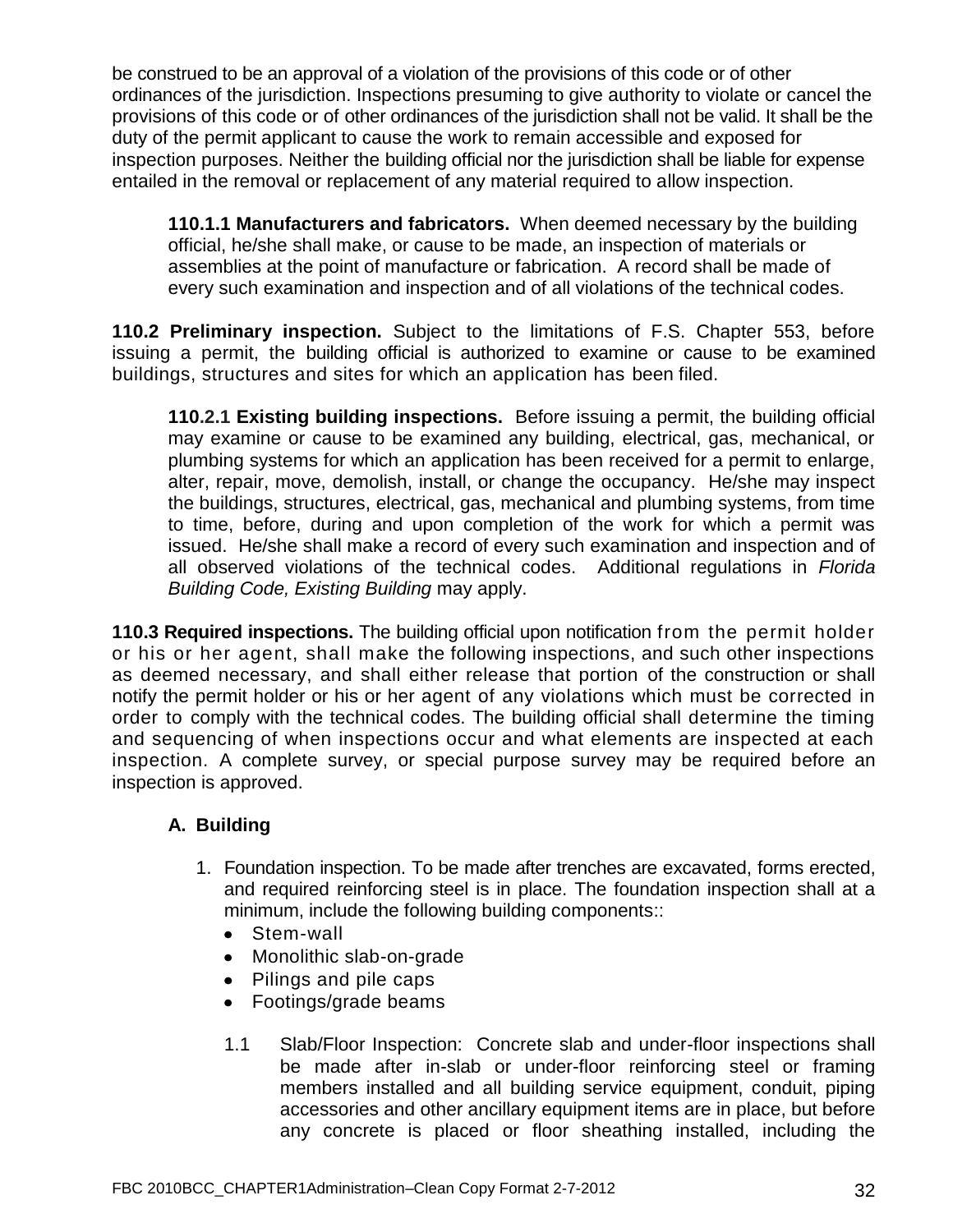be construed to be an approval of a violation of the provisions of this code or of other ordinances of the jurisdiction. Inspections presuming to give authority to violate or cancel the provisions of this code or of other ordinances of the jurisdiction shall not be valid. It shall be the duty of the permit applicant to cause the work to remain accessible and exposed for inspection purposes. Neither the building official nor the jurisdiction shall be liable for expense entailed in the removal or replacement of any material required to allow inspection.

**110.1.1 Manufacturers and fabricators.** When deemed necessary by the building official, he/she shall make, or cause to be made, an inspection of materials or assemblies at the point of manufacture or fabrication. A record shall be made of every such examination and inspection and of all violations of the technical codes.

**110.2 Preliminary inspection.** Subject to the limitations of F.S. Chapter 553, before issuing a permit, the building official is authorized to examine or cause to be examined buildings, structures and sites for which an application has been filed.

**110.2.1 Existing building inspections.** Before issuing a permit, the building official may examine or cause to be examined any building, electrical, gas, mechanical, or plumbing systems for which an application has been received for a permit to enlarge, alter, repair, move, demolish, install, or change the occupancy. He/she may inspect the buildings, structures, electrical, gas, mechanical and plumbing systems, from time to time, before, during and upon completion of the work for which a permit was issued. He/she shall make a record of every such examination and inspection and of all observed violations of the technical codes. Additional regulations in *Florida Building Code, Existing Building* may apply.

**110.3 Required inspections.** The building official upon notification from the permit holder or his or her agent, shall make the following inspections, and such other inspections as deemed necessary, and shall either release that portion of the construction or shall notify the permit holder or his or her agent of any violations which must be corrected in order to comply with the technical codes. The building official shall determine the timing and sequencing of when inspections occur and what elements are inspected at each inspection. A complete survey, or special purpose survey may be required before an inspection is approved.

**A. Building**

1. Foundation inspection. To be made after trenches are excavated, forms erected, and required reinforcing steel is in place. The foundation inspection shall at a minimum, include the following building components::
   - Stem-wall
   - Monolithic slab-on-grade
   - Pilings and pile caps
   - Footings/grade beams

   1.1 Slab/Floor Inspection: Concrete slab and under-floor inspections shall be made after in-slab or under-floor reinforcing steel or framing members installed and all building service equipment, conduit, piping accessories and other ancillary equipment items are in place, but before any concrete is placed or floor sheathing installed, including the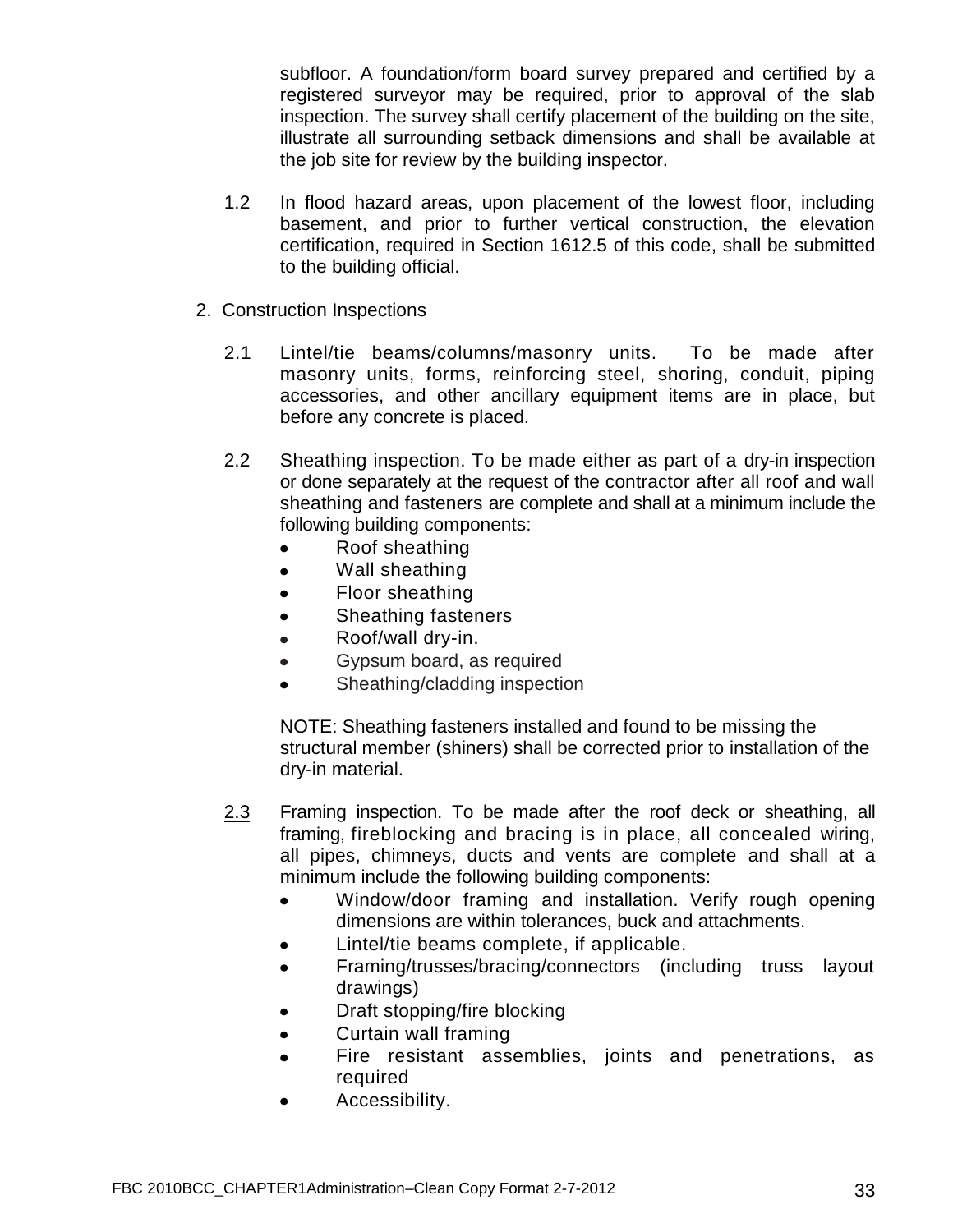subfloor. A foundation/form board survey prepared and certified by a registered surveyor may be required, prior to approval of the slab inspection. The survey shall certify placement of the building on the site, illustrate all surrounding setback dimensions and shall be available at the job site for review by the building inspector.

1.2 In flood hazard areas, upon placement of the lowest floor, including basement, and prior to further vertical construction, the elevation certification, required in Section 1612.5 of this code, shall be submitted to the building official.

2. Construction Inspections

2.1 Lintel/tie beams/columns/masonry units. To be made after masonry units, forms, reinforcing steel, shoring, conduit, piping accessories, and other ancillary equipment items are in place, but before any concrete is placed.

2.2 Sheathing inspection. To be made either as part of a dry-in inspection or done separately at the request of the contractor after all roof and wall sheathing and fasteners are complete and shall at a minimum include the following building components:

- Roof sheathing
- Wall sheathing
- Floor sheathing
- Sheathing fasteners
- Roof/wall dry-in.
- Gypsum board, as required
- Sheathing/cladding inspection

NOTE: Sheathing fasteners installed and found to be missing the structural member (shiners) shall be corrected prior to installation of the dry-in material.

<u>2.3</u> Framing inspection. To be made after the roof deck or sheathing, all framing, fireblocking and bracing is in place, all concealed wiring, all pipes, chimneys, ducts and vents are complete and shall at a minimum include the following building components:

- Window/door framing and installation. Verify rough opening dimensions are within tolerances, buck and attachments.
- Lintel/tie beams complete, if applicable.
- Framing/trusses/bracing/connectors (including truss layout drawings)
- Draft stopping/fire blocking
- Curtain wall framing
- Fire resistant assemblies, joints and penetrations, as required
- Accessibility.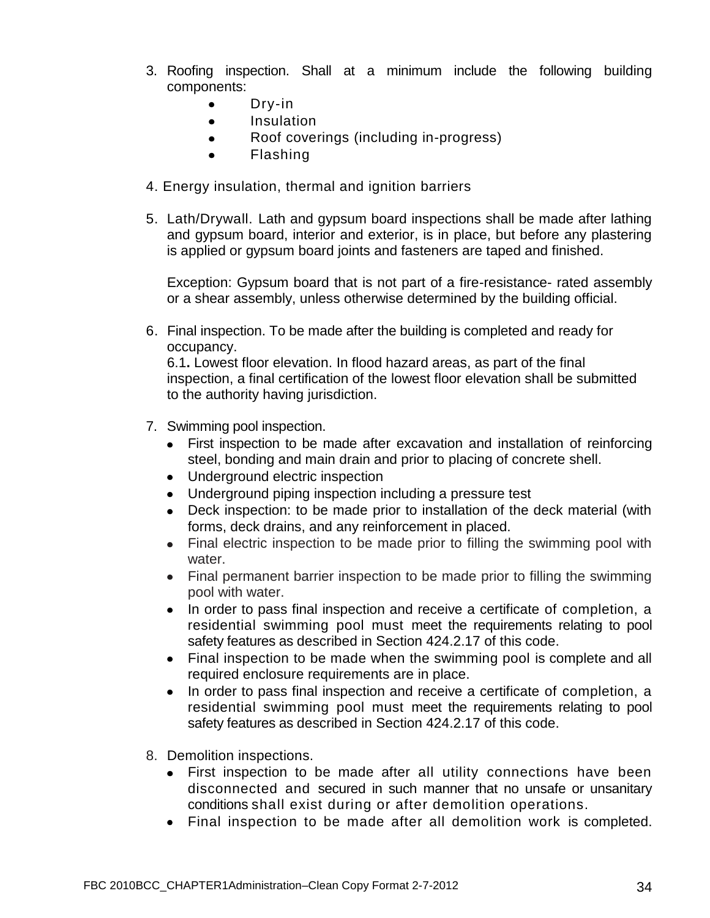3. Roofing inspection. Shall at a minimum include the following building components:
    - Dry-in
    - Insulation
    - Roof coverings (including in-progress)
    - Flashing

4. Energy insulation, thermal and ignition barriers

5. Lath/Drywall. Lath and gypsum board inspections shall be made after lathing and gypsum board, interior and exterior, is in place, but before any plastering is applied or gypsum board joints and fasteners are taped and finished.

   Exception: Gypsum board that is not part of a fire-resistance- rated assembly or a shear assembly, unless otherwise determined by the building official.

6. Final inspection. To be made after the building is completed and ready for occupancy.
   6.1**.** Lowest floor elevation. In flood hazard areas, as part of the final inspection, a final certification of the lowest floor elevation shall be submitted to the authority having jurisdiction.

7. Swimming pool inspection.
    - First inspection to be made after excavation and installation of reinforcing steel, bonding and main drain and prior to placing of concrete shell.
    - Underground electric inspection
    - Underground piping inspection including a pressure test
    - Deck inspection: to be made prior to installation of the deck material (with forms, deck drains, and any reinforcement in placed.
    - Final electric inspection to be made prior to filling the swimming pool with water.
    - Final permanent barrier inspection to be made prior to filling the swimming pool with water.
    - In order to pass final inspection and receive a certificate of completion, a residential swimming pool must meet the requirements relating to pool safety features as described in Section 424.2.17 of this code.
    - Final inspection to be made when the swimming pool is complete and all required enclosure requirements are in place.
    - In order to pass final inspection and receive a certificate of completion, a residential swimming pool must meet the requirements relating to pool safety features as described in Section 424.2.17 of this code.

8. Demolition inspections.
    - First inspection to be made after all utility connections have been disconnected and secured in such manner that no unsafe or unsanitary conditions shall exist during or after demolition operations.
    - Final inspection to be made after all demolition work is completed.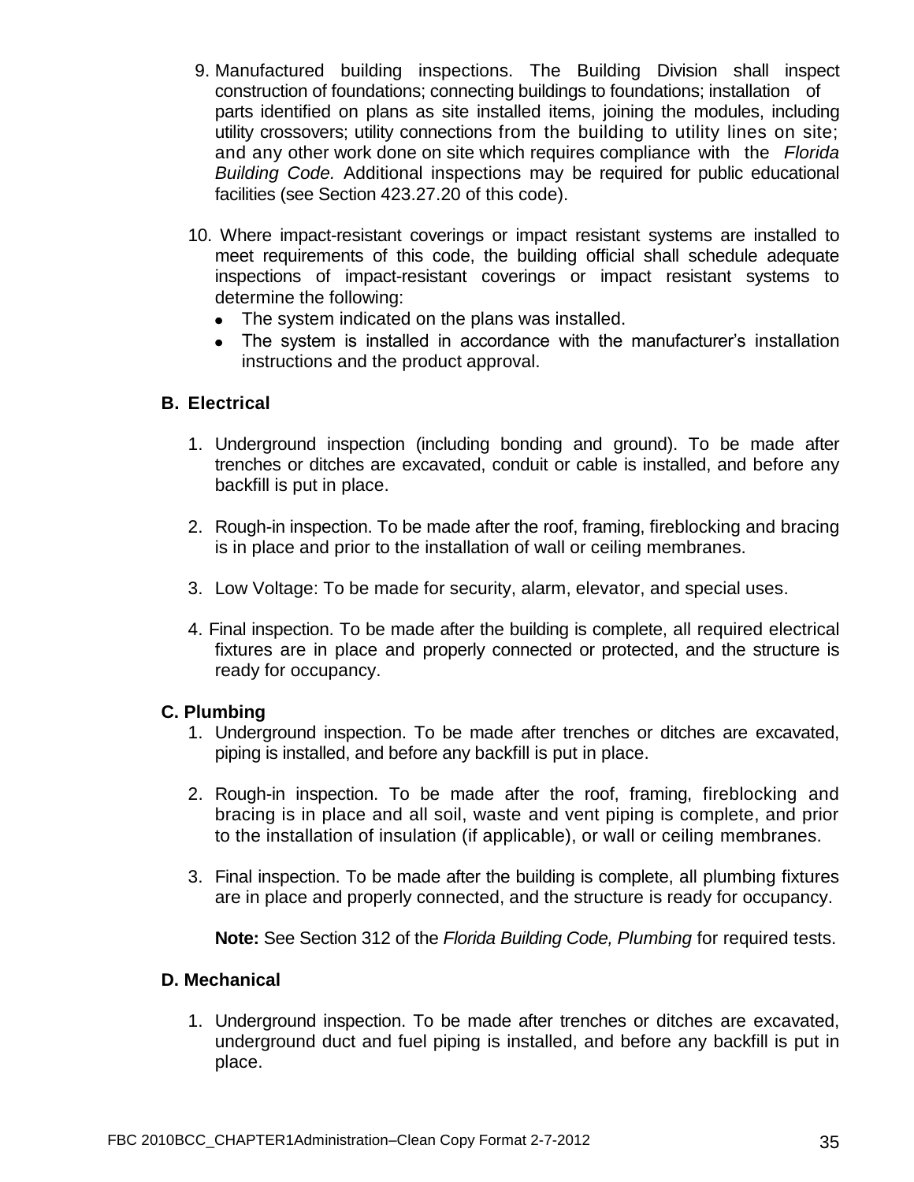9. Manufactured building inspections. The Building Division shall inspect construction of foundations; connecting buildings to foundations; installation of parts identified on plans as site installed items, joining the modules, including utility crossovers; utility connections from the building to utility lines on site; and any other work done on site which requires compliance with the *Florida Building Code.* Additional inspections may be required for public educational facilities (see Section 423.27.20 of this code).

10. Where impact-resistant coverings or impact resistant systems are installed to meet requirements of this code, the building official shall schedule adequate inspections of impact-resistant coverings or impact resistant systems to determine the following:
    - The system indicated on the plans was installed.
    - The system is installed in accordance with the manufacturer's installation instructions and the product approval.

### B. Electrical

1. Underground inspection (including bonding and ground). To be made after trenches or ditches are excavated, conduit or cable is installed, and before any backfill is put in place.

2. Rough-in inspection. To be made after the roof, framing, fireblocking and bracing is in place and prior to the installation of wall or ceiling membranes.

3. Low Voltage: To be made for security, alarm, elevator, and special uses.

4. Final inspection. To be made after the building is complete, all required electrical fixtures are in place and properly connected or protected, and the structure is ready for occupancy.

### C. Plumbing

1. Underground inspection. To be made after trenches or ditches are excavated, piping is installed, and before any backfill is put in place.

2. Rough-in inspection. To be made after the roof, framing, fireblocking and bracing is in place and all soil, waste and vent piping is complete, and prior to the installation of insulation (if applicable), or wall or ceiling membranes.

3. Final inspection. To be made after the building is complete, all plumbing fixtures are in place and properly connected, and the structure is ready for occupancy.

   **Note:** See Section 312 of the *Florida Building Code, Plumbing* for required tests.

### D. Mechanical

1. Underground inspection. To be made after trenches or ditches are excavated, underground duct and fuel piping is installed, and before any backfill is put in place.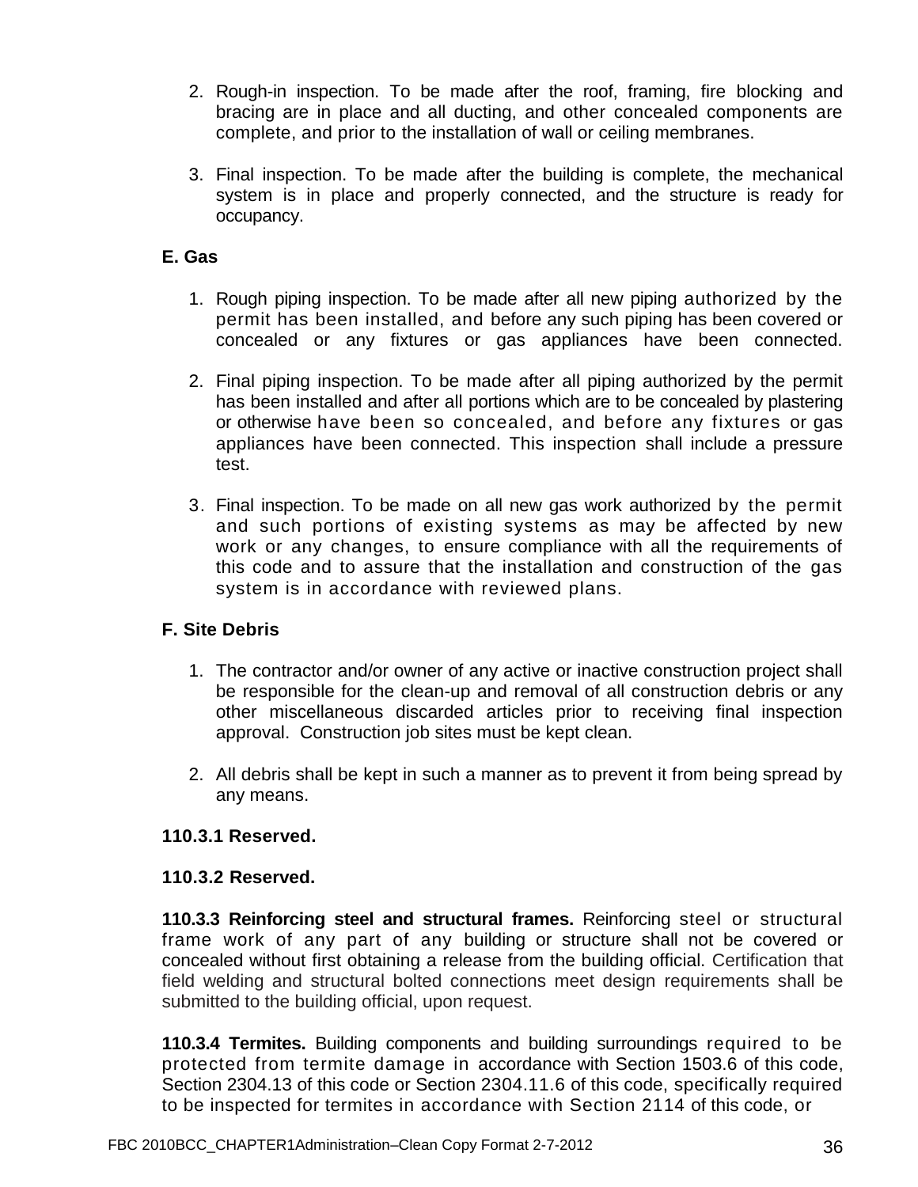2. Rough-in inspection. To be made after the roof, framing, fire blocking and bracing are in place and all ducting, and other concealed components are complete, and prior to the installation of wall or ceiling membranes.

3. Final inspection. To be made after the building is complete, the mechanical system is in place and properly connected, and the structure is ready for occupancy.

**E. Gas**

1. Rough piping inspection. To be made after all new piping authorized by the permit has been installed, and before any such piping has been covered or concealed or any fixtures or gas appliances have been connected.

2. Final piping inspection. To be made after all piping authorized by the permit has been installed and after all portions which are to be concealed by plastering or otherwise have been so concealed, and before any fixtures or gas appliances have been connected. This inspection shall include a pressure test.

3. Final inspection. To be made on all new gas work authorized by the permit and such portions of existing systems as may be affected by new work or any changes, to ensure compliance with all the requirements of this code and to assure that the installation and construction of the gas system is in accordance with reviewed plans.

**F. Site Debris**

1. The contractor and/or owner of any active or inactive construction project shall be responsible for the clean-up and removal of all construction debris or any other miscellaneous discarded articles prior to receiving final inspection approval. Construction job sites must be kept clean.

2. All debris shall be kept in such a manner as to prevent it from being spread by any means.

**110.3.1 Reserved.**

**110.3.2 Reserved.**

**110.3.3 Reinforcing steel and structural frames.** Reinforcing steel or structural frame work of any part of any building or structure shall not be covered or concealed without first obtaining a release from the building official. Certification that field welding and structural bolted connections meet design requirements shall be submitted to the building official, upon request.

**110.3.4 Termites.** Building components and building surroundings required to be protected from termite damage in accordance with Section 1503.6 of this code, Section 2304.13 of this code or Section 2304.11.6 of this code, specifically required to be inspected for termites in accordance with Section 2114 of this code, or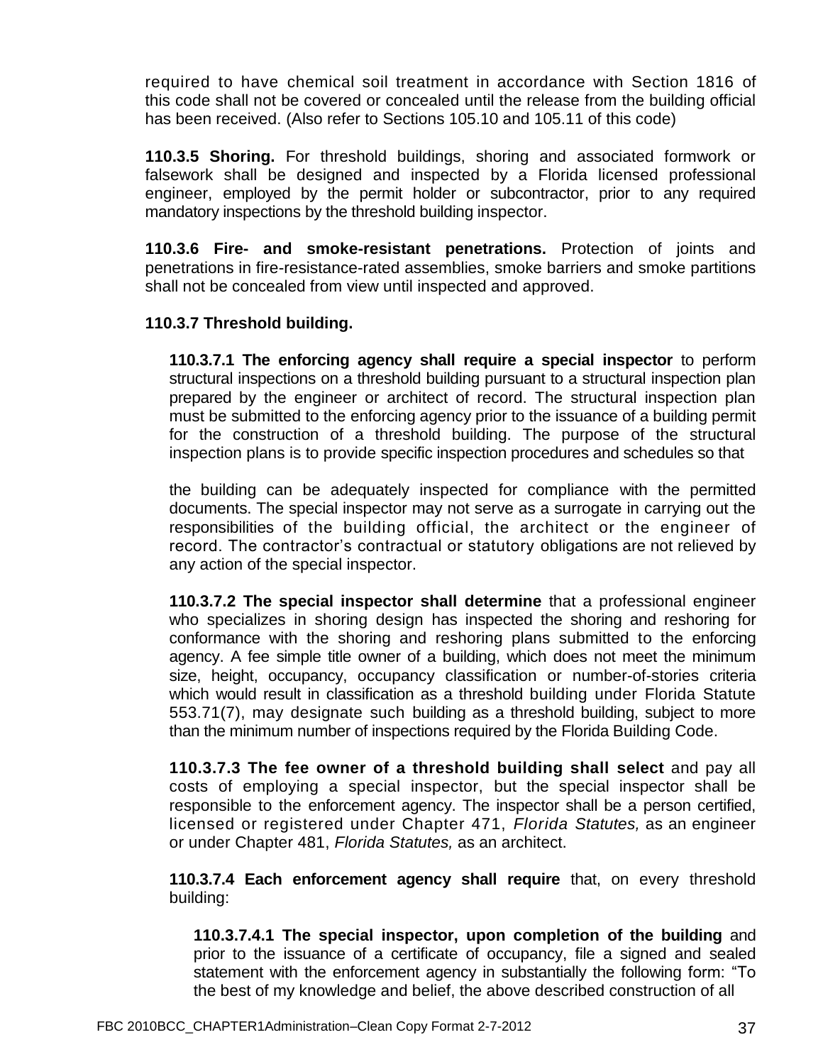required to have chemical soil treatment in accordance with Section 1816 of this code shall not be covered or concealed until the release from the building official has been received. (Also refer to Sections 105.10 and 105.11 of this code)

**110.3.5 Shoring.** For threshold buildings, shoring and associated formwork or falsework shall be designed and inspected by a Florida licensed professional engineer, employed by the permit holder or subcontractor, prior to any required mandatory inspections by the threshold building inspector.

**110.3.6 Fire- and smoke-resistant penetrations.** Protection of joints and penetrations in fire-resistance-rated assemblies, smoke barriers and smoke partitions shall not be concealed from view until inspected and approved.

**110.3.7 Threshold building.**

**110.3.7.1 The enforcing agency shall require a special inspector** to perform structural inspections on a threshold building pursuant to a structural inspection plan prepared by the engineer or architect of record. The structural inspection plan must be submitted to the enforcing agency prior to the issuance of a building permit for the construction of a threshold building. The purpose of the structural inspection plans is to provide specific inspection procedures and schedules so that the building can be adequately inspected for compliance with the permitted documents. The special inspector may not serve as a surrogate in carrying out the responsibilities of the building official, the architect or the engineer of record. The contractor's contractual or statutory obligations are not relieved by any action of the special inspector.

**110.3.7.2 The special inspector shall determine** that a professional engineer who specializes in shoring design has inspected the shoring and reshoring for conformance with the shoring and reshoring plans submitted to the enforcing agency. A fee simple title owner of a building, which does not meet the minimum size, height, occupancy, occupancy classification or number-of-stories criteria which would result in classification as a threshold building under Florida Statute 553.71(7), may designate such building as a threshold building, subject to more than the minimum number of inspections required by the Florida Building Code.

**110.3.7.3 The fee owner of a threshold building shall select** and pay all costs of employing a special inspector, but the special inspector shall be responsible to the enforcement agency. The inspector shall be a person certified, licensed or registered under Chapter 471, *Florida Statutes,* as an engineer or under Chapter 481, *Florida Statutes,* as an architect.

**110.3.7.4 Each enforcement agency shall require** that, on every threshold building:

**110.3.7.4.1 The special inspector, upon completion of the building** and prior to the issuance of a certificate of occupancy, file a signed and sealed statement with the enforcement agency in substantially the following form: "To the best of my knowledge and belief, the above described construction of all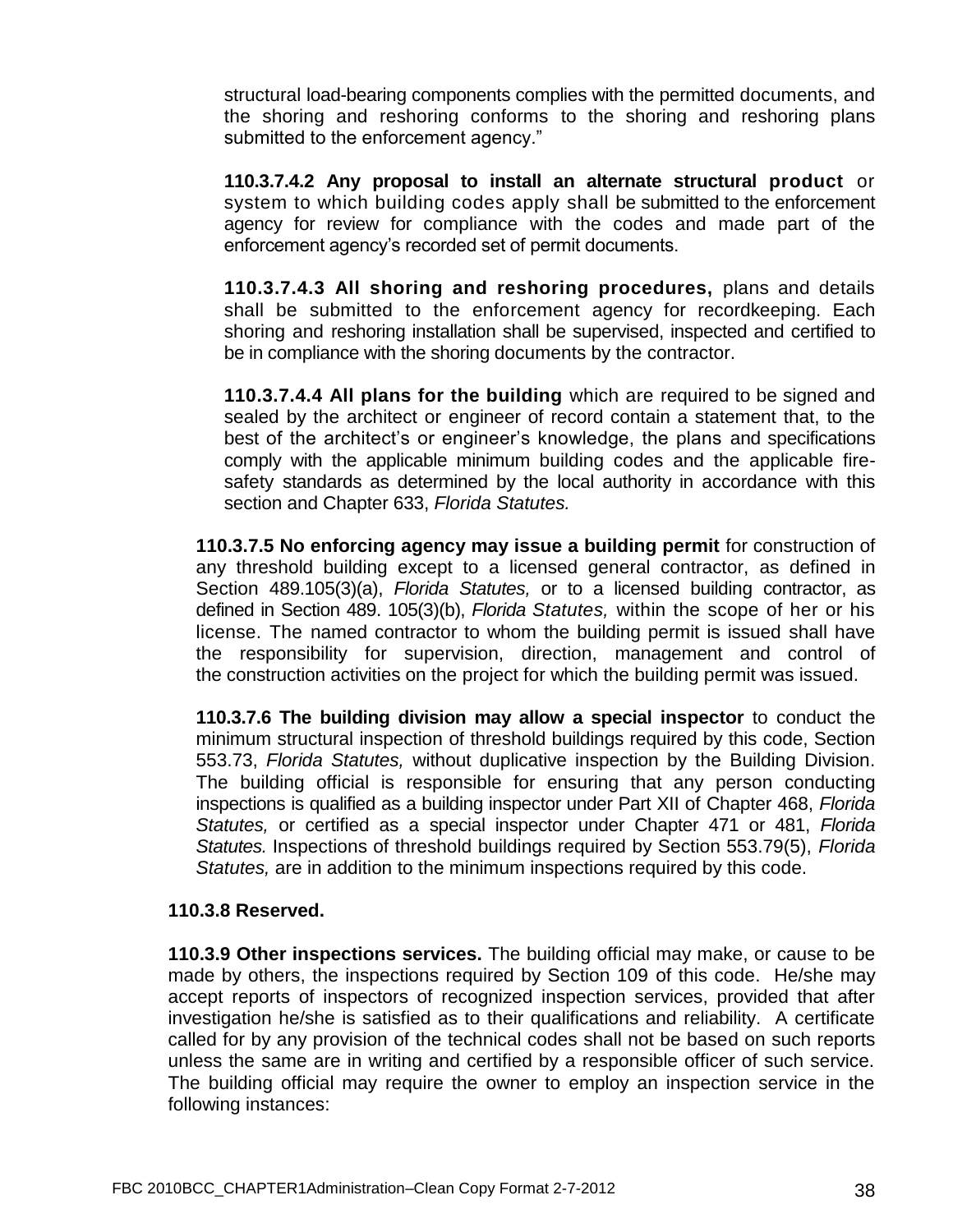structural load-bearing components complies with the permitted documents, and the shoring and reshoring conforms to the shoring and reshoring plans submitted to the enforcement agency."

**110.3.7.4.2 Any proposal to install an alternate structural product** or system to which building codes apply shall be submitted to the enforcement agency for review for compliance with the codes and made part of the enforcement agency's recorded set of permit documents.

**110.3.7.4.3 All shoring and reshoring procedures,** plans and details shall be submitted to the enforcement agency for recordkeeping. Each shoring and reshoring installation shall be supervised, inspected and certified to be in compliance with the shoring documents by the contractor.

**110.3.7.4.4 All plans for the building** which are required to be signed and sealed by the architect or engineer of record contain a statement that, to the best of the architect's or engineer's knowledge, the plans and specifications comply with the applicable minimum building codes and the applicable fire-safety standards as determined by the local authority in accordance with this section and Chapter 633, *Florida Statutes.*

**110.3.7.5 No enforcing agency may issue a building permit** for construction of any threshold building except to a licensed general contractor, as defined in Section 489.105(3)(a), *Florida Statutes,* or to a licensed building contractor, as defined in Section 489. 105(3)(b), *Florida Statutes,* within the scope of her or his license. The named contractor to whom the building permit is issued shall have the responsibility for supervision, direction, management and control of the construction activities on the project for which the building permit was issued.

**110.3.7.6 The building division may allow a special inspector** to conduct the minimum structural inspection of threshold buildings required by this code, Section 553.73, *Florida Statutes,* without duplicative inspection by the Building Division. The building official is responsible for ensuring that any person conducting inspections is qualified as a building inspector under Part XII of Chapter 468, *Florida Statutes,* or certified as a special inspector under Chapter 471 or 481, *Florida Statutes.* Inspections of threshold buildings required by Section 553.79(5), *Florida Statutes,* are in addition to the minimum inspections required by this code.

**110.3.8 Reserved.**

**110.3.9 Other inspections services.** The building official may make, or cause to be made by others, the inspections required by Section 109 of this code. He/she may accept reports of inspectors of recognized inspection services, provided that after investigation he/she is satisfied as to their qualifications and reliability. A certificate called for by any provision of the technical codes shall not be based on such reports unless the same are in writing and certified by a responsible officer of such service. The building official may require the owner to employ an inspection service in the following instances: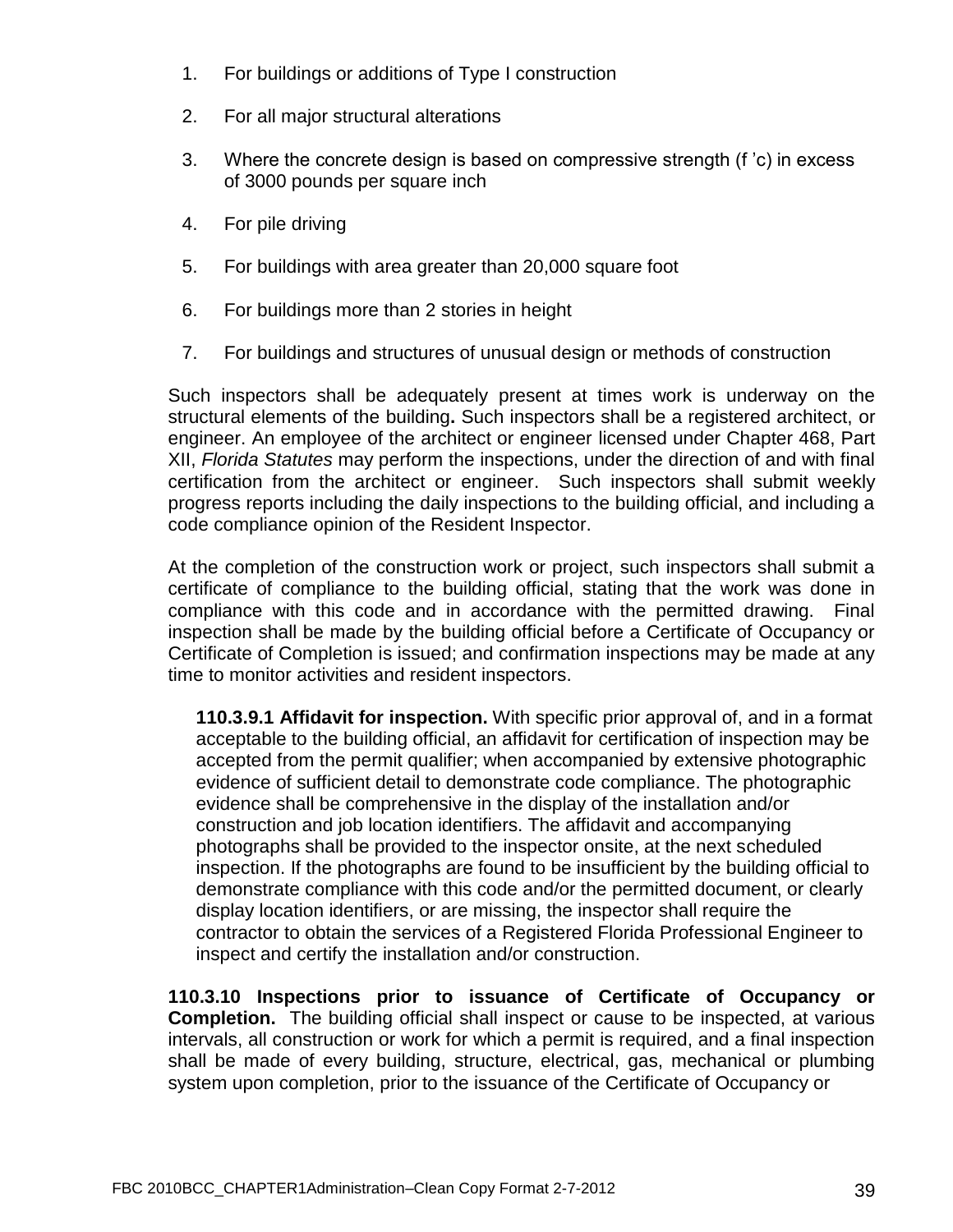1. For buildings or additions of Type I construction
2. For all major structural alterations
3. Where the concrete design is based on compressive strength (f 'c) in excess of 3000 pounds per square inch
4. For pile driving
5. For buildings with area greater than 20,000 square foot
6. For buildings more than 2 stories in height
7. For buildings and structures of unusual design or methods of construction

Such inspectors shall be adequately present at times work is underway on the structural elements of the building**.** Such inspectors shall be a registered architect, or engineer. An employee of the architect or engineer licensed under Chapter 468, Part XII, *Florida Statutes* may perform the inspections, under the direction of and with final certification from the architect or engineer. Such inspectors shall submit weekly progress reports including the daily inspections to the building official, and including a code compliance opinion of the Resident Inspector.

At the completion of the construction work or project, such inspectors shall submit a certificate of compliance to the building official, stating that the work was done in compliance with this code and in accordance with the permitted drawing. Final inspection shall be made by the building official before a Certificate of Occupancy or Certificate of Completion is issued; and confirmation inspections may be made at any time to monitor activities and resident inspectors.

**110.3.9.1 Affidavit for inspection.** With specific prior approval of, and in a format acceptable to the building official, an affidavit for certification of inspection may be accepted from the permit qualifier; when accompanied by extensive photographic evidence of sufficient detail to demonstrate code compliance. The photographic evidence shall be comprehensive in the display of the installation and/or construction and job location identifiers. The affidavit and accompanying photographs shall be provided to the inspector onsite, at the next scheduled inspection. If the photographs are found to be insufficient by the building official to demonstrate compliance with this code and/or the permitted document, or clearly display location identifiers, or are missing, the inspector shall require the contractor to obtain the services of a Registered Florida Professional Engineer to inspect and certify the installation and/or construction.

**110.3.10 Inspections prior to issuance of Certificate of Occupancy or Completion.** The building official shall inspect or cause to be inspected, at various intervals, all construction or work for which a permit is required, and a final inspection shall be made of every building, structure, electrical, gas, mechanical or plumbing system upon completion, prior to the issuance of the Certificate of Occupancy or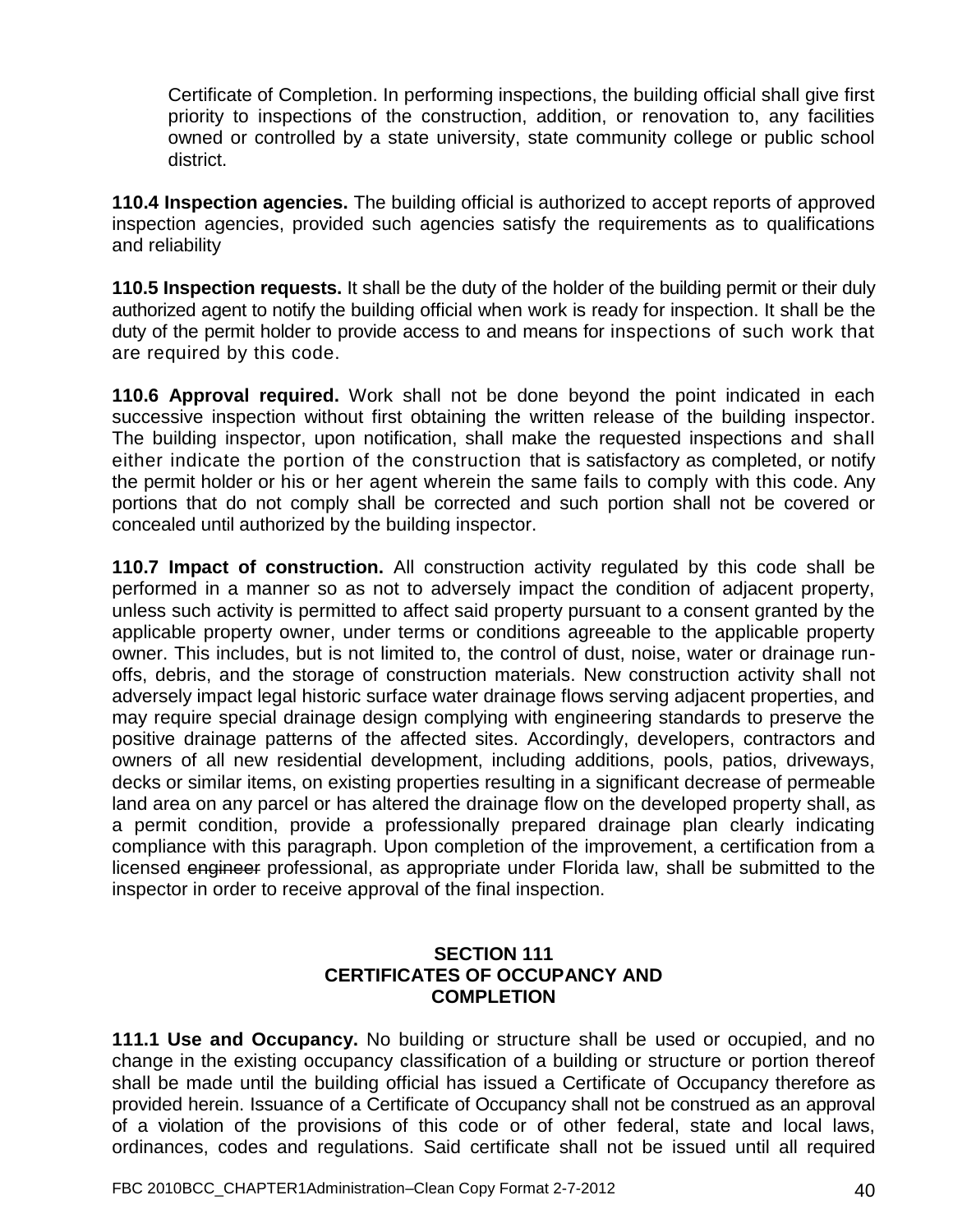Certificate of Completion. In performing inspections, the building official shall give first priority to inspections of the construction, addition, or renovation to, any facilities owned or controlled by a state university, state community college or public school district.

**110.4 Inspection agencies.** The building official is authorized to accept reports of approved inspection agencies, provided such agencies satisfy the requirements as to qualifications and reliability

**110.5 Inspection requests.** It shall be the duty of the holder of the building permit or their duly authorized agent to notify the building official when work is ready for inspection. It shall be the duty of the permit holder to provide access to and means for inspections of such work that are required by this code.

**110.6 Approval required.** Work shall not be done beyond the point indicated in each successive inspection without first obtaining the written release of the building inspector. The building inspector, upon notification, shall make the requested inspections and shall either indicate the portion of the construction that is satisfactory as completed, or notify the permit holder or his or her agent wherein the same fails to comply with this code. Any portions that do not comply shall be corrected and such portion shall not be covered or concealed until authorized by the building inspector.

**110.7 Impact of construction.** All construction activity regulated by this code shall be performed in a manner so as not to adversely impact the condition of adjacent property, unless such activity is permitted to affect said property pursuant to a consent granted by the applicable property owner, under terms or conditions agreeable to the applicable property owner. This includes, but is not limited to, the control of dust, noise, water or drainage run-offs, debris, and the storage of construction materials. New construction activity shall not adversely impact legal historic surface water drainage flows serving adjacent properties, and may require special drainage design complying with engineering standards to preserve the positive drainage patterns of the affected sites. Accordingly, developers, contractors and owners of all new residential development, including additions, pools, patios, driveways, decks or similar items, on existing properties resulting in a significant decrease of permeable land area on any parcel or has altered the drainage flow on the developed property shall, as a permit condition, provide a professionally prepared drainage plan clearly indicating compliance with this paragraph. Upon completion of the improvement, a certification from a licensed ~~engineer~~ professional, as appropriate under Florida law, shall be submitted to the inspector in order to receive approval of the final inspection.

## SECTION 111
## CERTIFICATES OF OCCUPANCY AND COMPLETION

**111.1 Use and Occupancy.** No building or structure shall be used or occupied, and no change in the existing occupancy classification of a building or structure or portion thereof shall be made until the building official has issued a Certificate of Occupancy therefore as provided herein. Issuance of a Certificate of Occupancy shall not be construed as an approval of a violation of the provisions of this code or of other federal, state and local laws, ordinances, codes and regulations. Said certificate shall not be issued until all required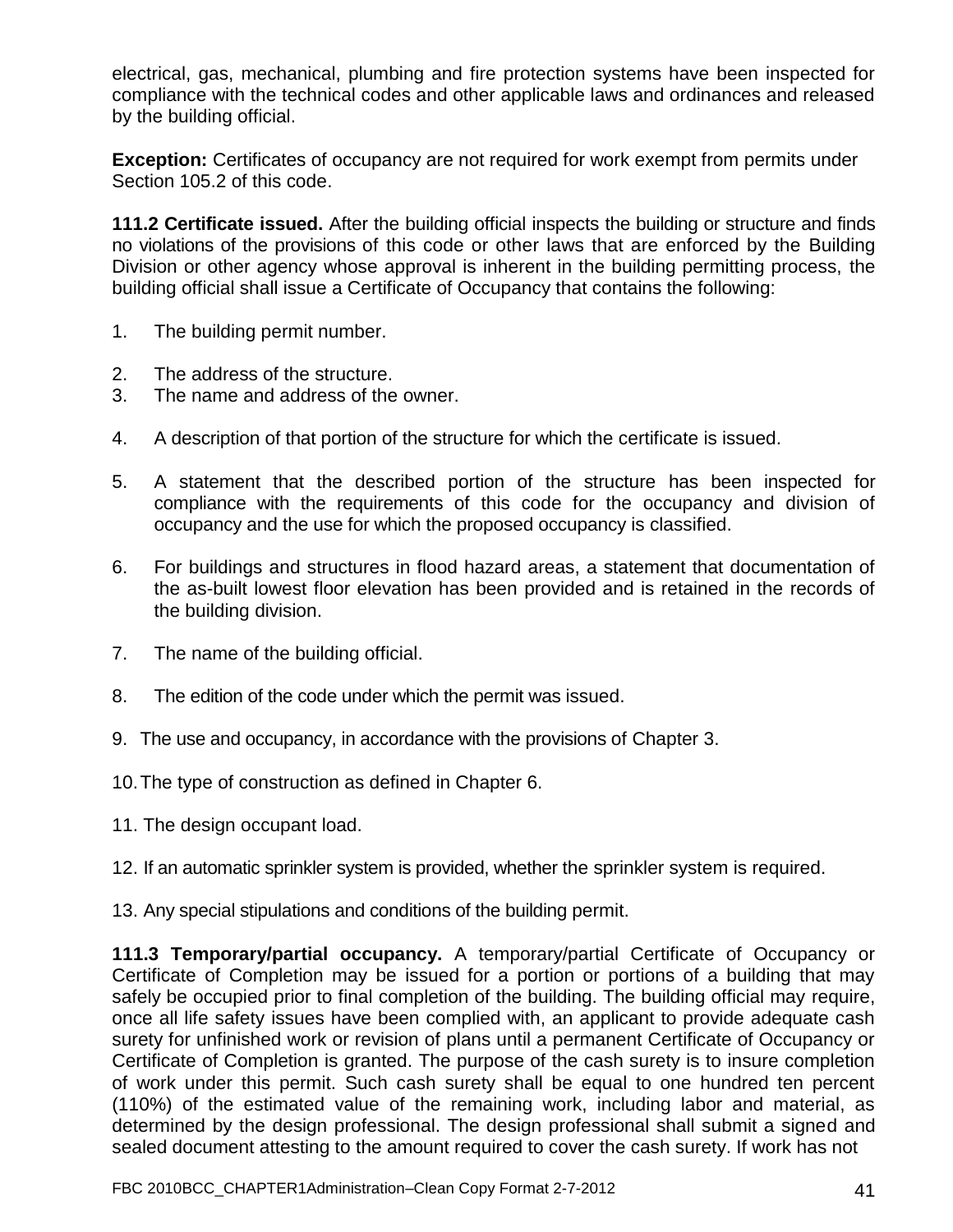electrical, gas, mechanical, plumbing and fire protection systems have been inspected for compliance with the technical codes and other applicable laws and ordinances and released by the building official.

**Exception:** Certificates of occupancy are not required for work exempt from permits under Section 105.2 of this code.

**111.2 Certificate issued.** After the building official inspects the building or structure and finds no violations of the provisions of this code or other laws that are enforced by the Building Division or other agency whose approval is inherent in the building permitting process, the building official shall issue a Certificate of Occupancy that contains the following:

1. The building permit number.
2. The address of the structure.
3. The name and address of the owner.
4. A description of that portion of the structure for which the certificate is issued.
5. A statement that the described portion of the structure has been inspected for compliance with the requirements of this code for the occupancy and division of occupancy and the use for which the proposed occupancy is classified.
6. For buildings and structures in flood hazard areas, a statement that documentation of the as-built lowest floor elevation has been provided and is retained in the records of the building division.
7. The name of the building official.
8. The edition of the code under which the permit was issued.
9. The use and occupancy, in accordance with the provisions of Chapter 3.
10. The type of construction as defined in Chapter 6.
11. The design occupant load.
12. If an automatic sprinkler system is provided, whether the sprinkler system is required.
13. Any special stipulations and conditions of the building permit.

**111.3 Temporary/partial occupancy.** A temporary/partial Certificate of Occupancy or Certificate of Completion may be issued for a portion or portions of a building that may safely be occupied prior to final completion of the building. The building official may require, once all life safety issues have been complied with, an applicant to provide adequate cash surety for unfinished work or revision of plans until a permanent Certificate of Occupancy or Certificate of Completion is granted. The purpose of the cash surety is to insure completion of work under this permit. Such cash surety shall be equal to one hundred ten percent (110%) of the estimated value of the remaining work, including labor and material, as determined by the design professional. The design professional shall submit a signed and sealed document attesting to the amount required to cover the cash surety. If work has not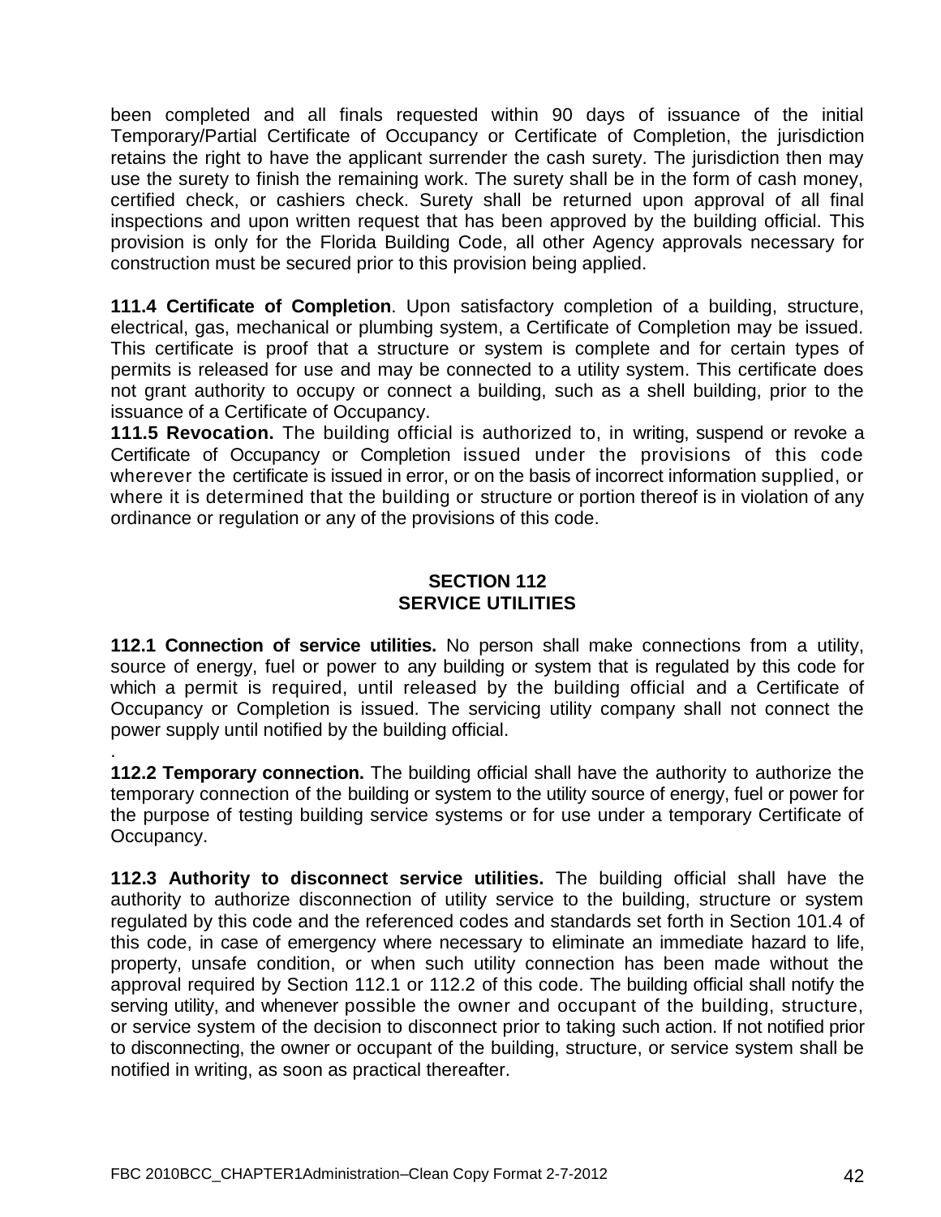been completed and all finals requested within 90 days of issuance of the initial Temporary/Partial Certificate of Occupancy or Certificate of Completion, the jurisdiction retains the right to have the applicant surrender the cash surety. The jurisdiction then may use the surety to finish the remaining work. The surety shall be in the form of cash money, certified check, or cashiers check. Surety shall be returned upon approval of all final inspections and upon written request that has been approved by the building official. This provision is only for the Florida Building Code, all other Agency approvals necessary for construction must be secured prior to this provision being applied.

**111.4 Certificate of Completion**. Upon satisfactory completion of a building, structure, electrical, gas, mechanical or plumbing system, a Certificate of Completion may be issued. This certificate is proof that a structure or system is complete and for certain types of permits is released for use and may be connected to a utility system. This certificate does not grant authority to occupy or connect a building, such as a shell building, prior to the issuance of a Certificate of Occupancy.

**111.5 Revocation.** The building official is authorized to, in writing, suspend or revoke a Certificate of Occupancy or Completion issued under the provisions of this code wherever the certificate is issued in error, or on the basis of incorrect information supplied, or where it is determined that the building or structure or portion thereof is in violation of any ordinance or regulation or any of the provisions of this code.

## SECTION 112
## SERVICE UTILITIES

**112.1 Connection of service utilities.** No person shall make connections from a utility, source of energy, fuel or power to any building or system that is regulated by this code for which a permit is required, until released by the building official and a Certificate of Occupancy or Completion is issued. The servicing utility company shall not connect the power supply until notified by the building official.

.

**112.2 Temporary connection.** The building official shall have the authority to authorize the temporary connection of the building or system to the utility source of energy, fuel or power for the purpose of testing building service systems or for use under a temporary Certificate of Occupancy.

**112.3 Authority to disconnect service utilities.** The building official shall have the authority to authorize disconnection of utility service to the building, structure or system regulated by this code and the referenced codes and standards set forth in Section 101.4 of this code, in case of emergency where necessary to eliminate an immediate hazard to life, property, unsafe condition, or when such utility connection has been made without the approval required by Section 112.1 or 112.2 of this code. The building official shall notify the serving utility, and whenever possible the owner and occupant of the building, structure, or service system of the decision to disconnect prior to taking such action. If not notified prior to disconnecting, the owner or occupant of the building, structure, or service system shall be notified in writing, as soon as practical thereafter.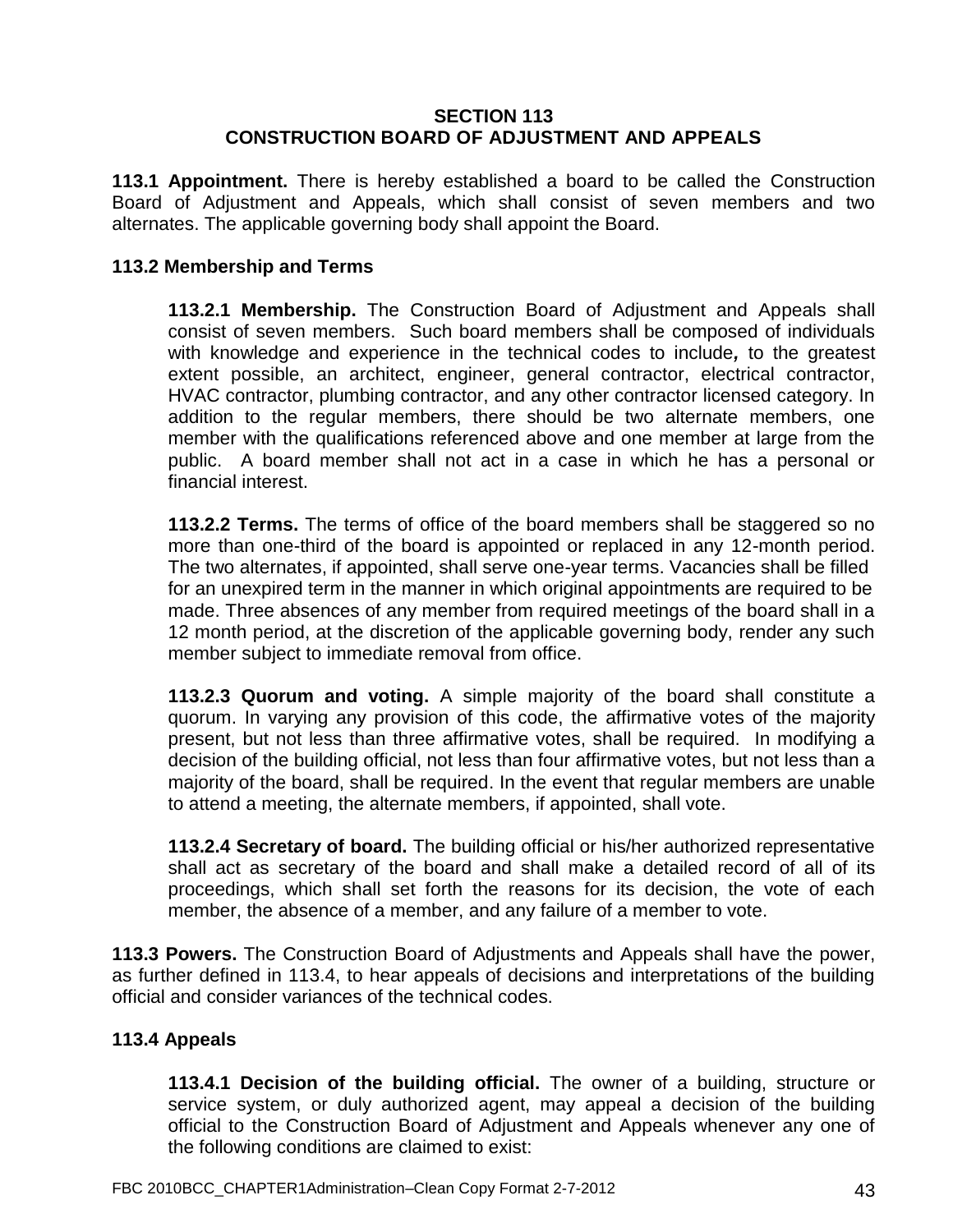## SECTION 113
## CONSTRUCTION BOARD OF ADJUSTMENT AND APPEALS

**113.1 Appointment.** There is hereby established a board to be called the Construction Board of Adjustment and Appeals, which shall consist of seven members and two alternates. The applicable governing body shall appoint the Board.

**113.2 Membership and Terms**

**113.2.1 Membership.** The Construction Board of Adjustment and Appeals shall consist of seven members. Such board members shall be composed of individuals with knowledge and experience in the technical codes to include***,*** to the greatest extent possible, an architect, engineer, general contractor, electrical contractor, HVAC contractor, plumbing contractor, and any other contractor licensed category. In addition to the regular members, there should be two alternate members, one member with the qualifications referenced above and one member at large from the public. A board member shall not act in a case in which he has a personal or financial interest.

**113.2.2 Terms.** The terms of office of the board members shall be staggered so no more than one-third of the board is appointed or replaced in any 12-month period. The two alternates, if appointed, shall serve one-year terms. Vacancies shall be filled for an unexpired term in the manner in which original appointments are required to be made. Three absences of any member from required meetings of the board shall in a 12 month period, at the discretion of the applicable governing body, render any such member subject to immediate removal from office.

**113.2.3 Quorum and voting.** A simple majority of the board shall constitute a quorum. In varying any provision of this code, the affirmative votes of the majority present, but not less than three affirmative votes, shall be required. In modifying a decision of the building official, not less than four affirmative votes, but not less than a majority of the board, shall be required. In the event that regular members are unable to attend a meeting, the alternate members, if appointed, shall vote.

**113.2.4 Secretary of board.** The building official or his/her authorized representative shall act as secretary of the board and shall make a detailed record of all of its proceedings, which shall set forth the reasons for its decision, the vote of each member, the absence of a member, and any failure of a member to vote.

**113.3 Powers.** The Construction Board of Adjustments and Appeals shall have the power, as further defined in 113.4, to hear appeals of decisions and interpretations of the building official and consider variances of the technical codes.

**113.4 Appeals**

**113.4.1 Decision of the building official.** The owner of a building, structure or service system, or duly authorized agent, may appeal a decision of the building official to the Construction Board of Adjustment and Appeals whenever any one of the following conditions are claimed to exist: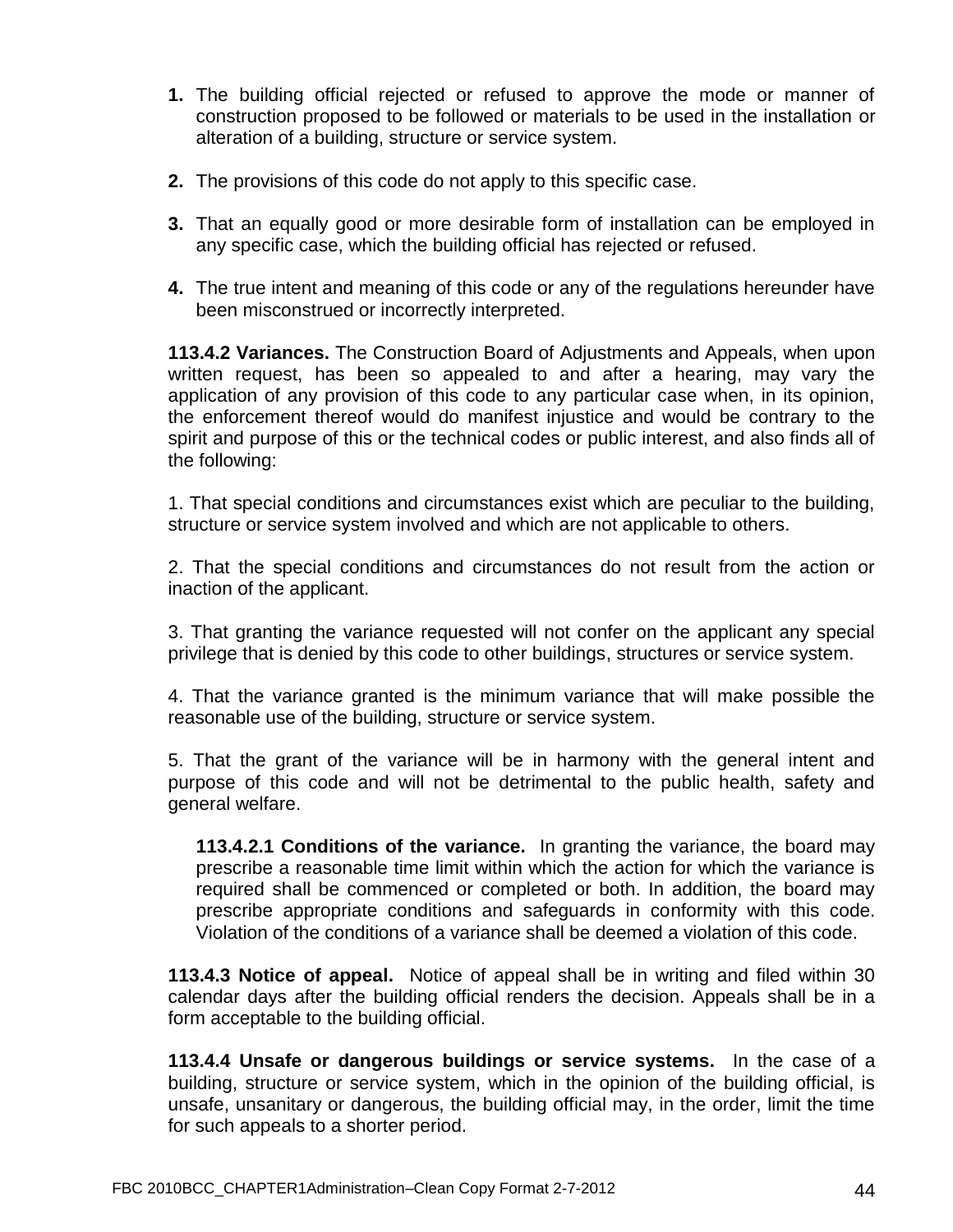1. The building official rejected or refused to approve the mode or manner of construction proposed to be followed or materials to be used in the installation or alteration of a building, structure or service system.

2. The provisions of this code do not apply to this specific case.

3. That an equally good or more desirable form of installation can be employed in any specific case, which the building official has rejected or refused.

4. The true intent and meaning of this code or any of the regulations hereunder have been misconstrued or incorrectly interpreted.

**113.4.2 Variances.** The Construction Board of Adjustments and Appeals, when upon written request, has been so appealed to and after a hearing, may vary the application of any provision of this code to any particular case when, in its opinion, the enforcement thereof would do manifest injustice and would be contrary to the spirit and purpose of this or the technical codes or public interest, and also finds all of the following:

1. That special conditions and circumstances exist which are peculiar to the building, structure or service system involved and which are not applicable to others.

2. That the special conditions and circumstances do not result from the action or inaction of the applicant.

3. That granting the variance requested will not confer on the applicant any special privilege that is denied by this code to other buildings, structures or service system.

4. That the variance granted is the minimum variance that will make possible the reasonable use of the building, structure or service system.

5. That the grant of the variance will be in harmony with the general intent and purpose of this code and will not be detrimental to the public health, safety and general welfare.

**113.4.2.1 Conditions of the variance.** In granting the variance, the board may prescribe a reasonable time limit within which the action for which the variance is required shall be commenced or completed or both. In addition, the board may prescribe appropriate conditions and safeguards in conformity with this code. Violation of the conditions of a variance shall be deemed a violation of this code.

**113.4.3 Notice of appeal.** Notice of appeal shall be in writing and filed within 30 calendar days after the building official renders the decision. Appeals shall be in a form acceptable to the building official.

**113.4.4 Unsafe or dangerous buildings or service systems.** In the case of a building, structure or service system, which in the opinion of the building official, is unsafe, unsanitary or dangerous, the building official may, in the order, limit the time for such appeals to a shorter period.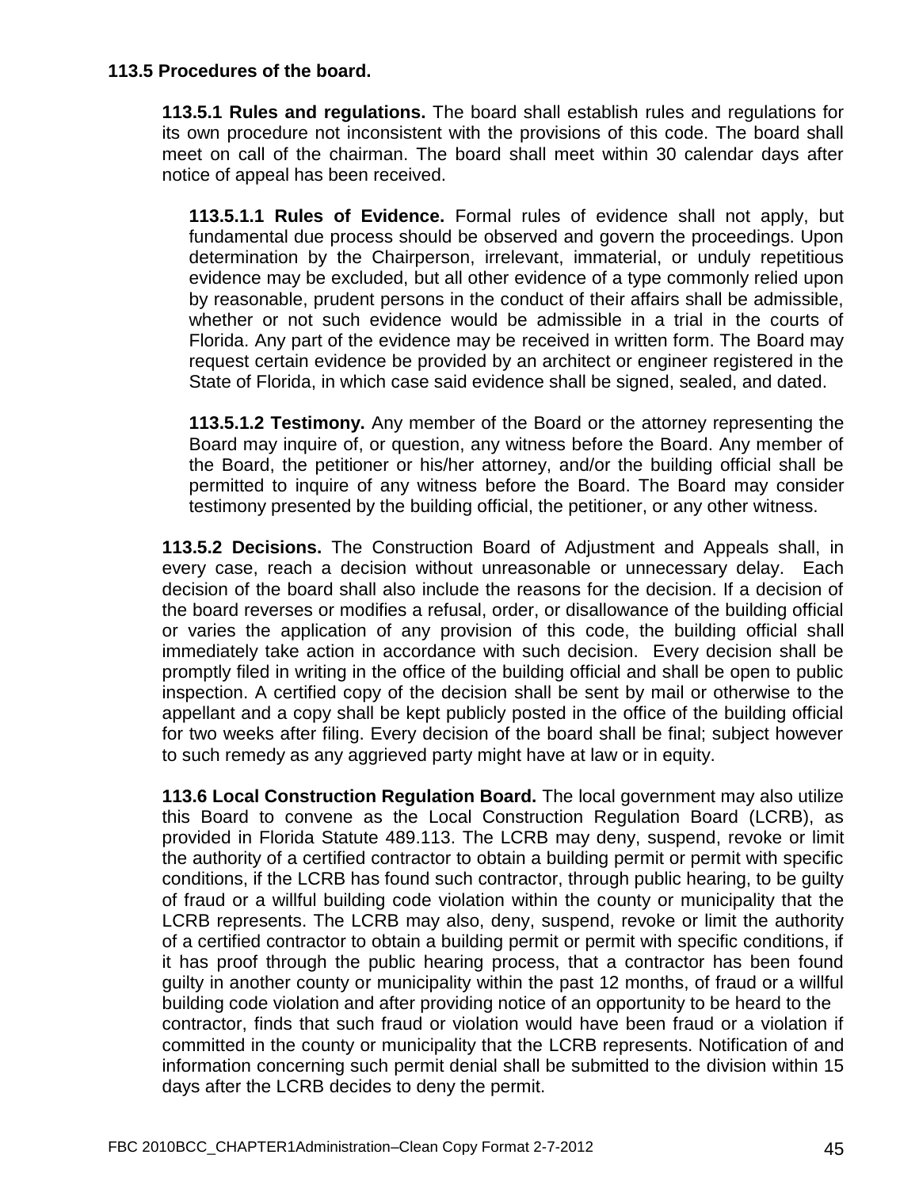**113.5 Procedures of the board.**

**113.5.1 Rules and regulations.** The board shall establish rules and regulations for its own procedure not inconsistent with the provisions of this code. The board shall meet on call of the chairman. The board shall meet within 30 calendar days after notice of appeal has been received.

**113.5.1.1 Rules of Evidence.** Formal rules of evidence shall not apply, but fundamental due process should be observed and govern the proceedings. Upon determination by the Chairperson, irrelevant, immaterial, or unduly repetitious evidence may be excluded, but all other evidence of a type commonly relied upon by reasonable, prudent persons in the conduct of their affairs shall be admissible, whether or not such evidence would be admissible in a trial in the courts of Florida. Any part of the evidence may be received in written form. The Board may request certain evidence be provided by an architect or engineer registered in the State of Florida, in which case said evidence shall be signed, sealed, and dated.

**113.5.1.2 Testimony.** Any member of the Board or the attorney representing the Board may inquire of, or question, any witness before the Board. Any member of the Board, the petitioner or his/her attorney, and/or the building official shall be permitted to inquire of any witness before the Board. The Board may consider testimony presented by the building official, the petitioner, or any other witness.

**113.5.2 Decisions.** The Construction Board of Adjustment and Appeals shall, in every case, reach a decision without unreasonable or unnecessary delay. Each decision of the board shall also include the reasons for the decision. If a decision of the board reverses or modifies a refusal, order, or disallowance of the building official or varies the application of any provision of this code, the building official shall immediately take action in accordance with such decision. Every decision shall be promptly filed in writing in the office of the building official and shall be open to public inspection. A certified copy of the decision shall be sent by mail or otherwise to the appellant and a copy shall be kept publicly posted in the office of the building official for two weeks after filing. Every decision of the board shall be final; subject however to such remedy as any aggrieved party might have at law or in equity.

**113.6 Local Construction Regulation Board.** The local government may also utilize this Board to convene as the Local Construction Regulation Board (LCRB), as provided in Florida Statute 489.113. The LCRB may deny, suspend, revoke or limit the authority of a certified contractor to obtain a building permit or permit with specific conditions, if the LCRB has found such contractor, through public hearing, to be guilty of fraud or a willful building code violation within the county or municipality that the LCRB represents. The LCRB may also, deny, suspend, revoke or limit the authority of a certified contractor to obtain a building permit or permit with specific conditions, if it has proof through the public hearing process, that a contractor has been found guilty in another county or municipality within the past 12 months, of fraud or a willful building code violation and after providing notice of an opportunity to be heard to the contractor, finds that such fraud or violation would have been fraud or a violation if committed in the county or municipality that the LCRB represents. Notification of and information concerning such permit denial shall be submitted to the division within 15 days after the LCRB decides to deny the permit.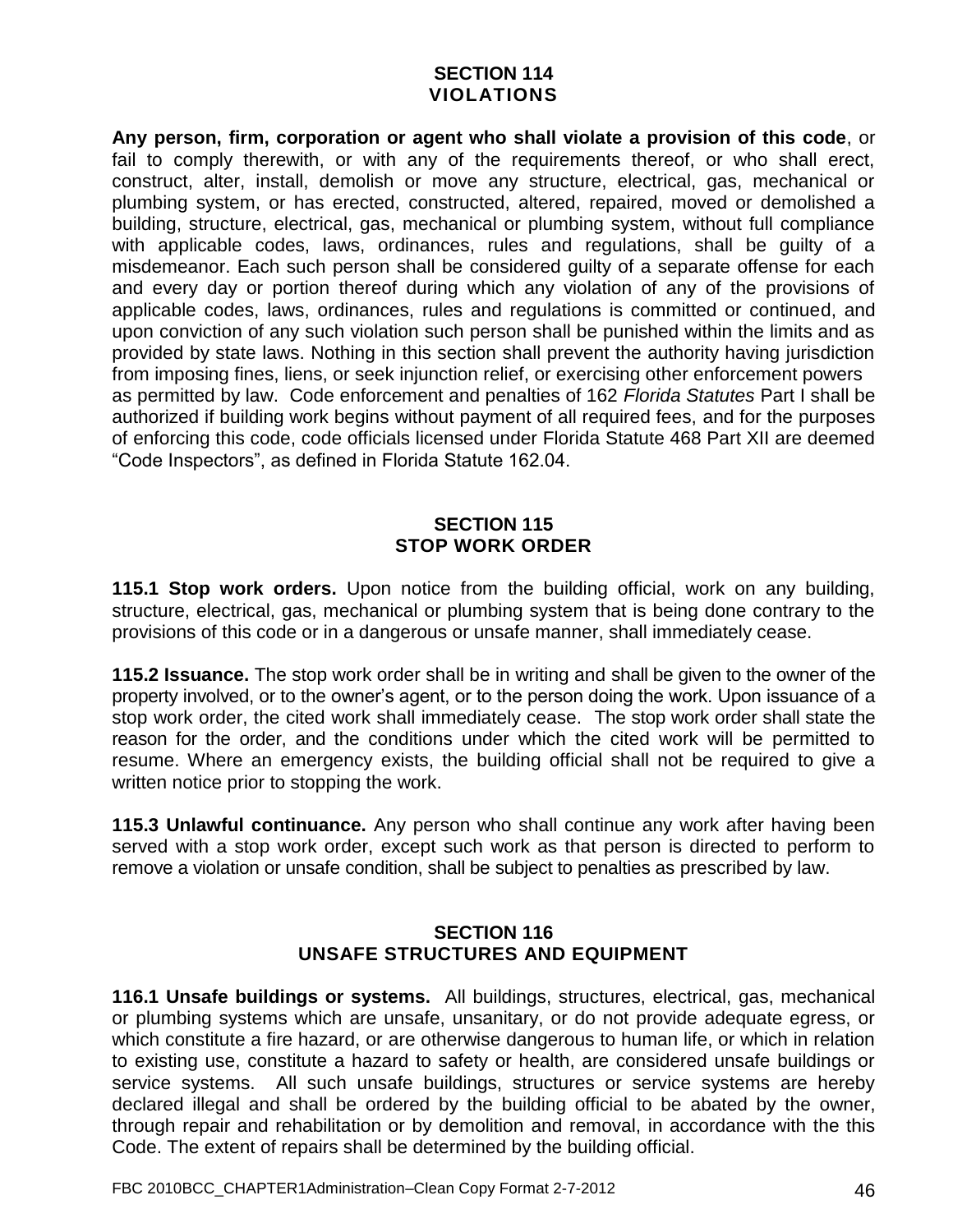## SECTION 114
## VIOLATIONS

**Any person, firm, corporation or agent who shall violate a provision of this code**, or fail to comply therewith, or with any of the requirements thereof, or who shall erect, construct, alter, install, demolish or move any structure, electrical, gas, mechanical or plumbing system, or has erected, constructed, altered, repaired, moved or demolished a building, structure, electrical, gas, mechanical or plumbing system, without full compliance with applicable codes, laws, ordinances, rules and regulations, shall be guilty of a misdemeanor. Each such person shall be considered guilty of a separate offense for each and every day or portion thereof during which any violation of any of the provisions of applicable codes, laws, ordinances, rules and regulations is committed or continued, and upon conviction of any such violation such person shall be punished within the limits and as provided by state laws. Nothing in this section shall prevent the authority having jurisdiction from imposing fines, liens, or seek injunction relief, or exercising other enforcement powers as permitted by law. Code enforcement and penalties of 162 *Florida Statutes* Part I shall be authorized if building work begins without payment of all required fees, and for the purposes of enforcing this code, code officials licensed under Florida Statute 468 Part XII are deemed "Code Inspectors", as defined in Florida Statute 162.04.

## SECTION 115
## STOP WORK ORDER

**115.1 Stop work orders.** Upon notice from the building official, work on any building, structure, electrical, gas, mechanical or plumbing system that is being done contrary to the provisions of this code or in a dangerous or unsafe manner, shall immediately cease.

**115.2 Issuance.** The stop work order shall be in writing and shall be given to the owner of the property involved, or to the owner's agent, or to the person doing the work. Upon issuance of a stop work order, the cited work shall immediately cease. The stop work order shall state the reason for the order, and the conditions under which the cited work will be permitted to resume. Where an emergency exists, the building official shall not be required to give a written notice prior to stopping the work.

**115.3 Unlawful continuance.** Any person who shall continue any work after having been served with a stop work order, except such work as that person is directed to perform to remove a violation or unsafe condition, shall be subject to penalties as prescribed by law.

## SECTION 116
## UNSAFE STRUCTURES AND EQUIPMENT

**116.1 Unsafe buildings or systems.** All buildings, structures, electrical, gas, mechanical or plumbing systems which are unsafe, unsanitary, or do not provide adequate egress, or which constitute a fire hazard, or are otherwise dangerous to human life, or which in relation to existing use, constitute a hazard to safety or health, are considered unsafe buildings or service systems. All such unsafe buildings, structures or service systems are hereby declared illegal and shall be ordered by the building official to be abated by the owner, through repair and rehabilitation or by demolition and removal, in accordance with the this Code. The extent of repairs shall be determined by the building official.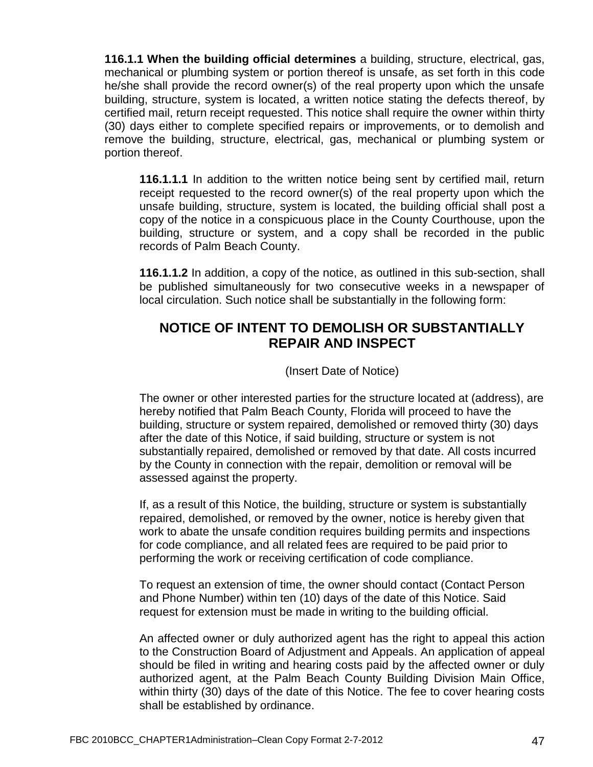**116.1.1 When the building official determines** a building, structure, electrical, gas, mechanical or plumbing system or portion thereof is unsafe, as set forth in this code he/she shall provide the record owner(s) of the real property upon which the unsafe building, structure, system is located, a written notice stating the defects thereof, by certified mail, return receipt requested. This notice shall require the owner within thirty (30) days either to complete specified repairs or improvements, or to demolish and remove the building, structure, electrical, gas, mechanical or plumbing system or portion thereof.

**116.1.1.1** In addition to the written notice being sent by certified mail, return receipt requested to the record owner(s) of the real property upon which the unsafe building, structure, system is located, the building official shall post a copy of the notice in a conspicuous place in the County Courthouse, upon the building, structure or system, and a copy shall be recorded in the public records of Palm Beach County.

**116.1.1.2** In addition, a copy of the notice, as outlined in this sub-section, shall be published simultaneously for two consecutive weeks in a newspaper of local circulation. Such notice shall be substantially in the following form:

## NOTICE OF INTENT TO DEMOLISH OR SUBSTANTIALLY REPAIR AND INSPECT

(Insert Date of Notice)

The owner or other interested parties for the structure located at (address), are hereby notified that Palm Beach County, Florida will proceed to have the building, structure or system repaired, demolished or removed thirty (30) days after the date of this Notice, if said building, structure or system is not substantially repaired, demolished or removed by that date. All costs incurred by the County in connection with the repair, demolition or removal will be assessed against the property.

If, as a result of this Notice, the building, structure or system is substantially repaired, demolished, or removed by the owner, notice is hereby given that work to abate the unsafe condition requires building permits and inspections for code compliance, and all related fees are required to be paid prior to performing the work or receiving certification of code compliance.

To request an extension of time, the owner should contact (Contact Person and Phone Number) within ten (10) days of the date of this Notice. Said request for extension must be made in writing to the building official.

An affected owner or duly authorized agent has the right to appeal this action to the Construction Board of Adjustment and Appeals. An application of appeal should be filed in writing and hearing costs paid by the affected owner or duly authorized agent, at the Palm Beach County Building Division Main Office, within thirty (30) days of the date of this Notice. The fee to cover hearing costs shall be established by ordinance.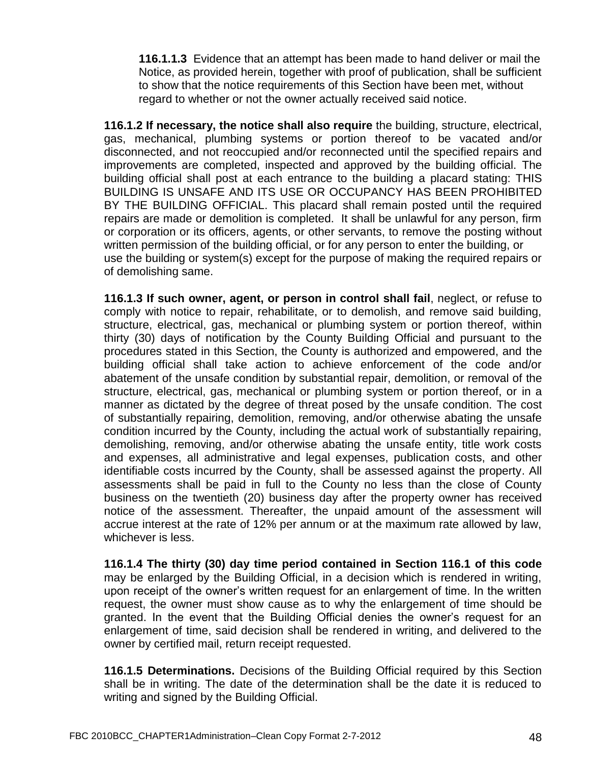**116.1.1.3** Evidence that an attempt has been made to hand deliver or mail the Notice, as provided herein, together with proof of publication, shall be sufficient to show that the notice requirements of this Section have been met, without regard to whether or not the owner actually received said notice.

**116.1.2 If necessary, the notice shall also require** the building, structure, electrical, gas, mechanical, plumbing systems or portion thereof to be vacated and/or disconnected, and not reoccupied and/or reconnected until the specified repairs and improvements are completed, inspected and approved by the building official. The building official shall post at each entrance to the building a placard stating: THIS BUILDING IS UNSAFE AND ITS USE OR OCCUPANCY HAS BEEN PROHIBITED BY THE BUILDING OFFICIAL. This placard shall remain posted until the required repairs are made or demolition is completed. It shall be unlawful for any person, firm or corporation or its officers, agents, or other servants, to remove the posting without written permission of the building official, or for any person to enter the building, or use the building or system(s) except for the purpose of making the required repairs or of demolishing same.

**116.1.3 If such owner, agent, or person in control shall fail**, neglect, or refuse to comply with notice to repair, rehabilitate, or to demolish, and remove said building, structure, electrical, gas, mechanical or plumbing system or portion thereof, within thirty (30) days of notification by the County Building Official and pursuant to the procedures stated in this Section, the County is authorized and empowered, and the building official shall take action to achieve enforcement of the code and/or abatement of the unsafe condition by substantial repair, demolition, or removal of the structure, electrical, gas, mechanical or plumbing system or portion thereof, or in a manner as dictated by the degree of threat posed by the unsafe condition. The cost of substantially repairing, demolition, removing, and/or otherwise abating the unsafe condition incurred by the County, including the actual work of substantially repairing, demolishing, removing, and/or otherwise abating the unsafe entity, title work costs and expenses, all administrative and legal expenses, publication costs, and other identifiable costs incurred by the County, shall be assessed against the property. All assessments shall be paid in full to the County no less than the close of County business on the twentieth (20) business day after the property owner has received notice of the assessment. Thereafter, the unpaid amount of the assessment will accrue interest at the rate of 12% per annum or at the maximum rate allowed by law, whichever is less.

**116.1.4 The thirty (30) day time period contained in Section 116.1 of this code** may be enlarged by the Building Official, in a decision which is rendered in writing, upon receipt of the owner's written request for an enlargement of time. In the written request, the owner must show cause as to why the enlargement of time should be granted. In the event that the Building Official denies the owner's request for an enlargement of time, said decision shall be rendered in writing, and delivered to the owner by certified mail, return receipt requested.

**116.1.5 Determinations.** Decisions of the Building Official required by this Section shall be in writing. The date of the determination shall be the date it is reduced to writing and signed by the Building Official.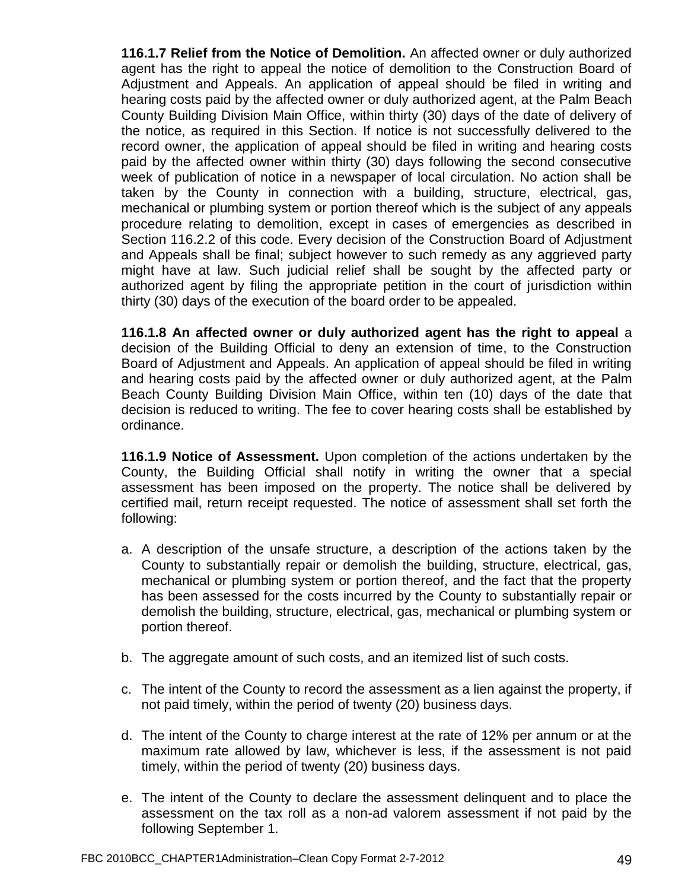**116.1.7 Relief from the Notice of Demolition.** An affected owner or duly authorized agent has the right to appeal the notice of demolition to the Construction Board of Adjustment and Appeals. An application of appeal should be filed in writing and hearing costs paid by the affected owner or duly authorized agent, at the Palm Beach County Building Division Main Office, within thirty (30) days of the date of delivery of the notice, as required in this Section. If notice is not successfully delivered to the record owner, the application of appeal should be filed in writing and hearing costs paid by the affected owner within thirty (30) days following the second consecutive week of publication of notice in a newspaper of local circulation. No action shall be taken by the County in connection with a building, structure, electrical, gas, mechanical or plumbing system or portion thereof which is the subject of any appeals procedure relating to demolition, except in cases of emergencies as described in Section 116.2.2 of this code. Every decision of the Construction Board of Adjustment and Appeals shall be final; subject however to such remedy as any aggrieved party might have at law. Such judicial relief shall be sought by the affected party or authorized agent by filing the appropriate petition in the court of jurisdiction within thirty (30) days of the execution of the board order to be appealed.

**116.1.8 An affected owner or duly authorized agent has the right to appeal** a decision of the Building Official to deny an extension of time, to the Construction Board of Adjustment and Appeals. An application of appeal should be filed in writing and hearing costs paid by the affected owner or duly authorized agent, at the Palm Beach County Building Division Main Office, within ten (10) days of the date that decision is reduced to writing. The fee to cover hearing costs shall be established by ordinance.

**116.1.9 Notice of Assessment.** Upon completion of the actions undertaken by the County, the Building Official shall notify in writing the owner that a special assessment has been imposed on the property. The notice shall be delivered by certified mail, return receipt requested. The notice of assessment shall set forth the following:

a. A description of the unsafe structure, a description of the actions taken by the County to substantially repair or demolish the building, structure, electrical, gas, mechanical or plumbing system or portion thereof, and the fact that the property has been assessed for the costs incurred by the County to substantially repair or demolish the building, structure, electrical, gas, mechanical or plumbing system or portion thereof.

b. The aggregate amount of such costs, and an itemized list of such costs.

c. The intent of the County to record the assessment as a lien against the property, if not paid timely, within the period of twenty (20) business days.

d. The intent of the County to charge interest at the rate of 12% per annum or at the maximum rate allowed by law, whichever is less, if the assessment is not paid timely, within the period of twenty (20) business days.

e. The intent of the County to declare the assessment delinquent and to place the assessment on the tax roll as a non-ad valorem assessment if not paid by the following September 1.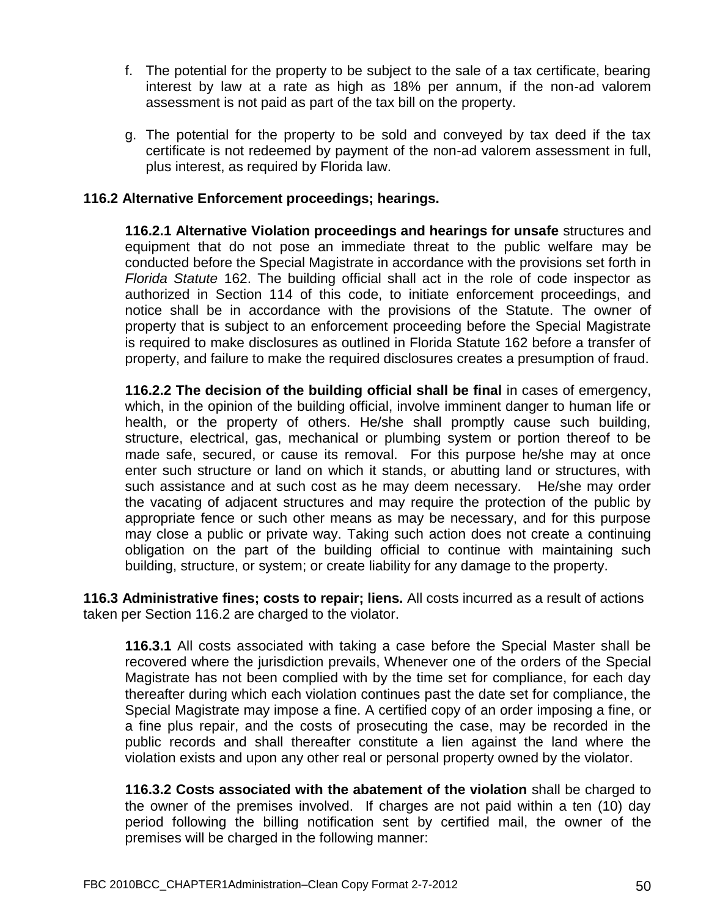f. The potential for the property to be subject to the sale of a tax certificate, bearing interest by law at a rate as high as 18% per annum, if the non-ad valorem assessment is not paid as part of the tax bill on the property.

g. The potential for the property to be sold and conveyed by tax deed if the tax certificate is not redeemed by payment of the non-ad valorem assessment in full, plus interest, as required by Florida law.

**116.2 Alternative Enforcement proceedings; hearings.**

**116.2.1 Alternative Violation proceedings and hearings for unsafe** structures and equipment that do not pose an immediate threat to the public welfare may be conducted before the Special Magistrate in accordance with the provisions set forth in *Florida Statute* 162. The building official shall act in the role of code inspector as authorized in Section 114 of this code, to initiate enforcement proceedings, and notice shall be in accordance with the provisions of the Statute. The owner of property that is subject to an enforcement proceeding before the Special Magistrate is required to make disclosures as outlined in Florida Statute 162 before a transfer of property, and failure to make the required disclosures creates a presumption of fraud.

**116.2.2 The decision of the building official shall be final** in cases of emergency, which, in the opinion of the building official, involve imminent danger to human life or health, or the property of others. He/she shall promptly cause such building, structure, electrical, gas, mechanical or plumbing system or portion thereof to be made safe, secured, or cause its removal. For this purpose he/she may at once enter such structure or land on which it stands, or abutting land or structures, with such assistance and at such cost as he may deem necessary. He/she may order the vacating of adjacent structures and may require the protection of the public by appropriate fence or such other means as may be necessary, and for this purpose may close a public or private way. Taking such action does not create a continuing obligation on the part of the building official to continue with maintaining such building, structure, or system; or create liability for any damage to the property.

**116.3 Administrative fines; costs to repair; liens.** All costs incurred as a result of actions taken per Section 116.2 are charged to the violator.

**116.3.1** All costs associated with taking a case before the Special Master shall be recovered where the jurisdiction prevails, Whenever one of the orders of the Special Magistrate has not been complied with by the time set for compliance, for each day thereafter during which each violation continues past the date set for compliance, the Special Magistrate may impose a fine. A certified copy of an order imposing a fine, or a fine plus repair, and the costs of prosecuting the case, may be recorded in the public records and shall thereafter constitute a lien against the land where the violation exists and upon any other real or personal property owned by the violator.

**116.3.2 Costs associated with the abatement of the violation** shall be charged to the owner of the premises involved. If charges are not paid within a ten (10) day period following the billing notification sent by certified mail, the owner of the premises will be charged in the following manner: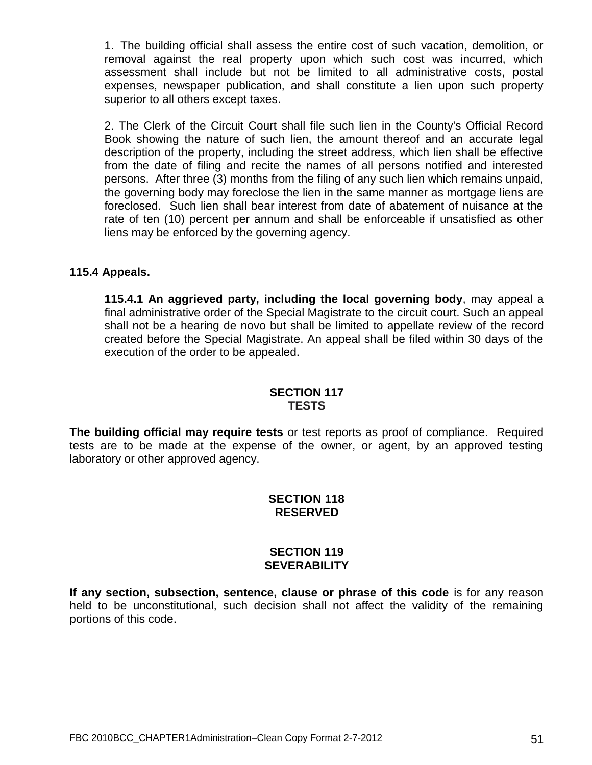1. The building official shall assess the entire cost of such vacation, demolition, or removal against the real property upon which such cost was incurred, which assessment shall include but not be limited to all administrative costs, postal expenses, newspaper publication, and shall constitute a lien upon such property superior to all others except taxes.

2. The Clerk of the Circuit Court shall file such lien in the County's Official Record Book showing the nature of such lien, the amount thereof and an accurate legal description of the property, including the street address, which lien shall be effective from the date of filing and recite the names of all persons notified and interested persons. After three (3) months from the filing of any such lien which remains unpaid, the governing body may foreclose the lien in the same manner as mortgage liens are foreclosed. Such lien shall bear interest from date of abatement of nuisance at the rate of ten (10) percent per annum and shall be enforceable if unsatisfied as other liens may be enforced by the governing agency.

**115.4 Appeals.**

**115.4.1 An aggrieved party, including the local governing body**, may appeal a final administrative order of the Special Magistrate to the circuit court. Such an appeal shall not be a hearing de novo but shall be limited to appellate review of the record created before the Special Magistrate. An appeal shall be filed within 30 days of the execution of the order to be appealed.

## SECTION 117
## TESTS

**The building official may require tests** or test reports as proof of compliance. Required tests are to be made at the expense of the owner, or agent, by an approved testing laboratory or other approved agency.

## SECTION 118
## RESERVED

## SECTION 119
## SEVERABILITY

**If any section, subsection, sentence, clause or phrase of this code** is for any reason held to be unconstitutional, such decision shall not affect the validity of the remaining portions of this code.